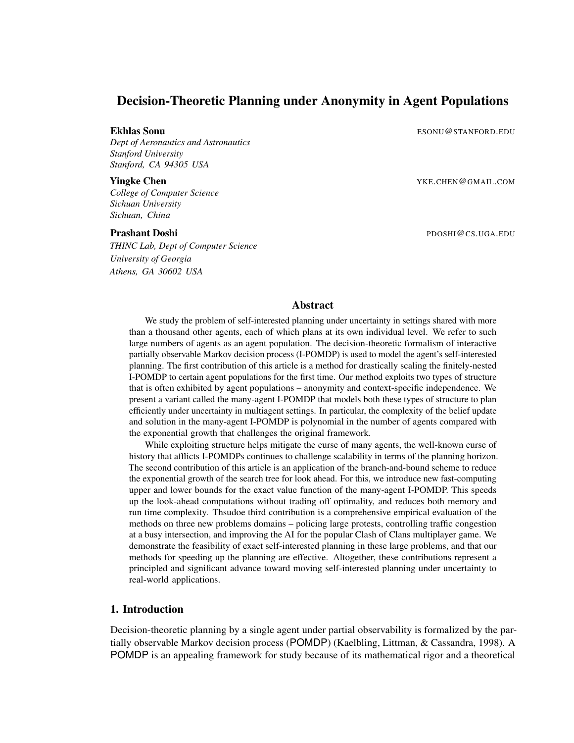# Decision-Theoretic Planning under Anonymity in Agent Populations

**Ekhlas Sonu** ESONU@STANFORD.EDU
*Dept of Aeronautics and Astronautics*
*Stanford University*
*Stanford, CA 94305 USA*

**Yingke Chen** YKE.CHEN@GMAIL.COM
*College of Computer Science*
*Sichuan University*
*Sichuan, China*

**Prashant Doshi** PDOSHI@CS.UGA.EDU
*THINC Lab, Dept of Computer Science*
*University of Georgia*
*Athens, GA 30602 USA*

## Abstract

We study the problem of self-interested planning under uncertainty in settings shared with more than a thousand other agents, each of which plans at its own individual level. We refer to such large numbers of agents as an agent population. The decision-theoretic formalism of interactive partially observable Markov decision process (I-POMDP) is used to model the agent's self-interested planning. The first contribution of this article is a method for drastically scaling the finitely-nested I-POMDP to certain agent populations for the first time. Our method exploits two types of structure that is often exhibited by agent populations – anonymity and context-specific independence. We present a variant called the many-agent I-POMDP that models both these types of structure to plan efficiently under uncertainty in multiagent settings. In particular, the complexity of the belief update and solution in the many-agent I-POMDP is polynomial in the number of agents compared with the exponential growth that challenges the original framework.

While exploiting structure helps mitigate the curse of many agents, the well-known curse of history that afflicts I-POMDPs continues to challenge scalability in terms of the planning horizon. The second contribution of this article is an application of the branch-and-bound scheme to reduce the exponential growth of the search tree for look ahead. For this, we introduce new fast-computing upper and lower bounds for the exact value function of the many-agent I-POMDP. This speeds up the look-ahead computations without trading off optimality, and reduces both memory and run time complexity. Thsudoe third contribution is a comprehensive empirical evaluation of the methods on three new problems domains – policing large protests, controlling traffic congestion at a busy intersection, and improving the AI for the popular Clash of Clans multiplayer game. We demonstrate the feasibility of exact self-interested planning in these large problems, and that our methods for speeding up the planning are effective. Altogether, these contributions represent a principled and significant advance toward moving self-interested planning under uncertainty to real-world applications.

## 1. Introduction

Decision-theoretic planning by a single agent under partial observability is formalized by the partially observable Markov decision process (POMDP) (Kaelbling, Littman, & Cassandra, 1998). A POMDP is an appealing framework for study because of its mathematical rigor and a theoretical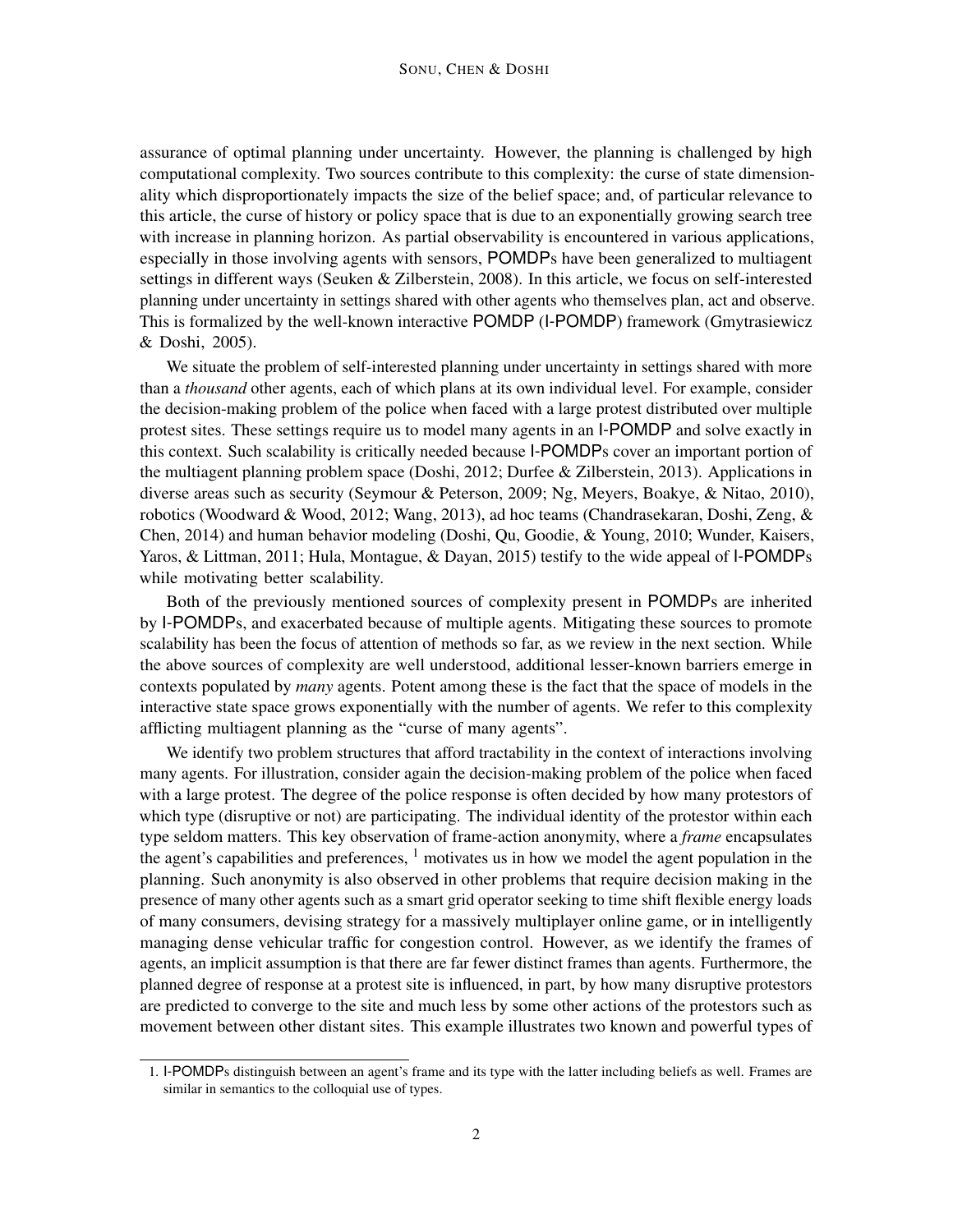assurance of optimal planning under uncertainty. However, the planning is challenged by high computational complexity. Two sources contribute to this complexity: the curse of state dimensionality which disproportionately impacts the size of the belief space; and, of particular relevance to this article, the curse of history or policy space that is due to an exponentially growing search tree with increase in planning horizon. As partial observability is encountered in various applications, especially in those involving agents with sensors, POMDPs have been generalized to multiagent settings in different ways (Seuken & Zilberstein, 2008). In this article, we focus on self-interested planning under uncertainty in settings shared with other agents who themselves plan, act and observe. This is formalized by the well-known interactive POMDP (I-POMDP) framework (Gmytrasiewicz & Doshi, 2005).

We situate the problem of self-interested planning under uncertainty in settings shared with more than a *thousand* other agents, each of which plans at its own individual level. For example, consider the decision-making problem of the police when faced with a large protest distributed over multiple protest sites. These settings require us to model many agents in an I-POMDP and solve exactly in this context. Such scalability is critically needed because I-POMDPs cover an important portion of the multiagent planning problem space (Doshi, 2012; Durfee & Zilberstein, 2013). Applications in diverse areas such as security (Seymour & Peterson, 2009; Ng, Meyers, Boakye, & Nitao, 2010), robotics (Woodward & Wood, 2012; Wang, 2013), ad hoc teams (Chandrasekaran, Doshi, Zeng, & Chen, 2014) and human behavior modeling (Doshi, Qu, Goodie, & Young, 2010; Wunder, Kaisers, Yaros, & Littman, 2011; Hula, Montague, & Dayan, 2015) testify to the wide appeal of I-POMDPs while motivating better scalability.

Both of the previously mentioned sources of complexity present in POMDPs are inherited by I-POMDPs, and exacerbated because of multiple agents. Mitigating these sources to promote scalability has been the focus of attention of methods so far, as we review in the next section. While the above sources of complexity are well understood, additional lesser-known barriers emerge in contexts populated by *many* agents. Potent among these is the fact that the space of models in the interactive state space grows exponentially with the number of agents. We refer to this complexity afflicting multiagent planning as the "curse of many agents".

We identify two problem structures that afford tractability in the context of interactions involving many agents. For illustration, consider again the decision-making problem of the police when faced with a large protest. The degree of the police response is often decided by how many protestors of which type (disruptive or not) are participating. The individual identity of the protestor within each type seldom matters. This key observation of frame-action anonymity, where a *frame* encapsulates the agent's capabilities and preferences, [1] motivates us in how we model the agent population in the planning. Such anonymity is also observed in other problems that require decision making in the presence of many other agents such as a smart grid operator seeking to time shift flexible energy loads of many consumers, devising strategy for a massively multiplayer online game, or in intelligently managing dense vehicular traffic for congestion control. However, as we identify the frames of agents, an implicit assumption is that there are far fewer distinct frames than agents. Furthermore, the planned degree of response at a protest site is influenced, in part, by how many disruptive protestors are predicted to converge to the site and much less by some other actions of the protestors such as movement between other distant sites. This example illustrates two known and powerful types of

1. I-POMDPs distinguish between an agent's frame and its type with the latter including beliefs as well. Frames are similar in semantics to the colloquial use of types.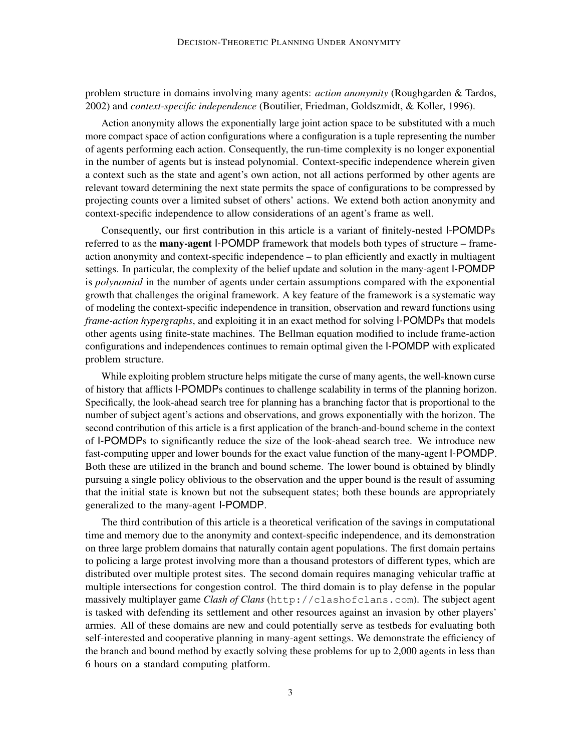problem structure in domains involving many agents: *action anonymity* (Roughgarden & Tardos, 2002) and *context-specific independence* (Boutilier, Friedman, Goldszmidt, & Koller, 1996).

Action anonymity allows the exponentially large joint action space to be substituted with a much more compact space of action configurations where a configuration is a tuple representing the number of agents performing each action. Consequently, the run-time complexity is no longer exponential in the number of agents but is instead polynomial. Context-specific independence wherein given a context such as the state and agent's own action, not all actions performed by other agents are relevant toward determining the next state permits the space of configurations to be compressed by projecting counts over a limited subset of others' actions. We extend both action anonymity and context-specific independence to allow considerations of an agent's frame as well.

Consequently, our first contribution in this article is a variant of finitely-nested I-POMDPs referred to as the **many-agent** I-POMDP framework that models both types of structure – frame-action anonymity and context-specific independence – to plan efficiently and exactly in multiagent settings. In particular, the complexity of the belief update and solution in the many-agent I-POMDP is *polynomial* in the number of agents under certain assumptions compared with the exponential growth that challenges the original framework. A key feature of the framework is a systematic way of modeling the context-specific independence in transition, observation and reward functions using *frame-action hypergraphs*, and exploiting it in an exact method for solving I-POMDPs that models other agents using finite-state machines. The Bellman equation modified to include frame-action configurations and independences continues to remain optimal given the I-POMDP with explicated problem structure.

While exploiting problem structure helps mitigate the curse of many agents, the well-known curse of history that afflicts I-POMDPs continues to challenge scalability in terms of the planning horizon. Specifically, the look-ahead search tree for planning has a branching factor that is proportional to the number of subject agent's actions and observations, and grows exponentially with the horizon. The second contribution of this article is a first application of the branch-and-bound scheme in the context of I-POMDPs to significantly reduce the size of the look-ahead search tree. We introduce new fast-computing upper and lower bounds for the exact value function of the many-agent I-POMDP. Both these are utilized in the branch and bound scheme. The lower bound is obtained by blindly pursuing a single policy oblivious to the observation and the upper bound is the result of assuming that the initial state is known but not the subsequent states; both these bounds are appropriately generalized to the many-agent I-POMDP.

The third contribution of this article is a theoretical verification of the savings in computational time and memory due to the anonymity and context-specific independence, and its demonstration on three large problem domains that naturally contain agent populations. The first domain pertains to policing a large protest involving more than a thousand protestors of different types, which are distributed over multiple protest sites. The second domain requires managing vehicular traffic at multiple intersections for congestion control. The third domain is to play defense in the popular massively multiplayer game *Clash of Clans* (`http://clashofclans.com`). The subject agent is tasked with defending its settlement and other resources against an invasion by other players' armies. All of these domains are new and could potentially serve as testbeds for evaluating both self-interested and cooperative planning in many-agent settings. We demonstrate the efficiency of the branch and bound method by exactly solving these problems for up to 2,000 agents in less than 6 hours on a standard computing platform.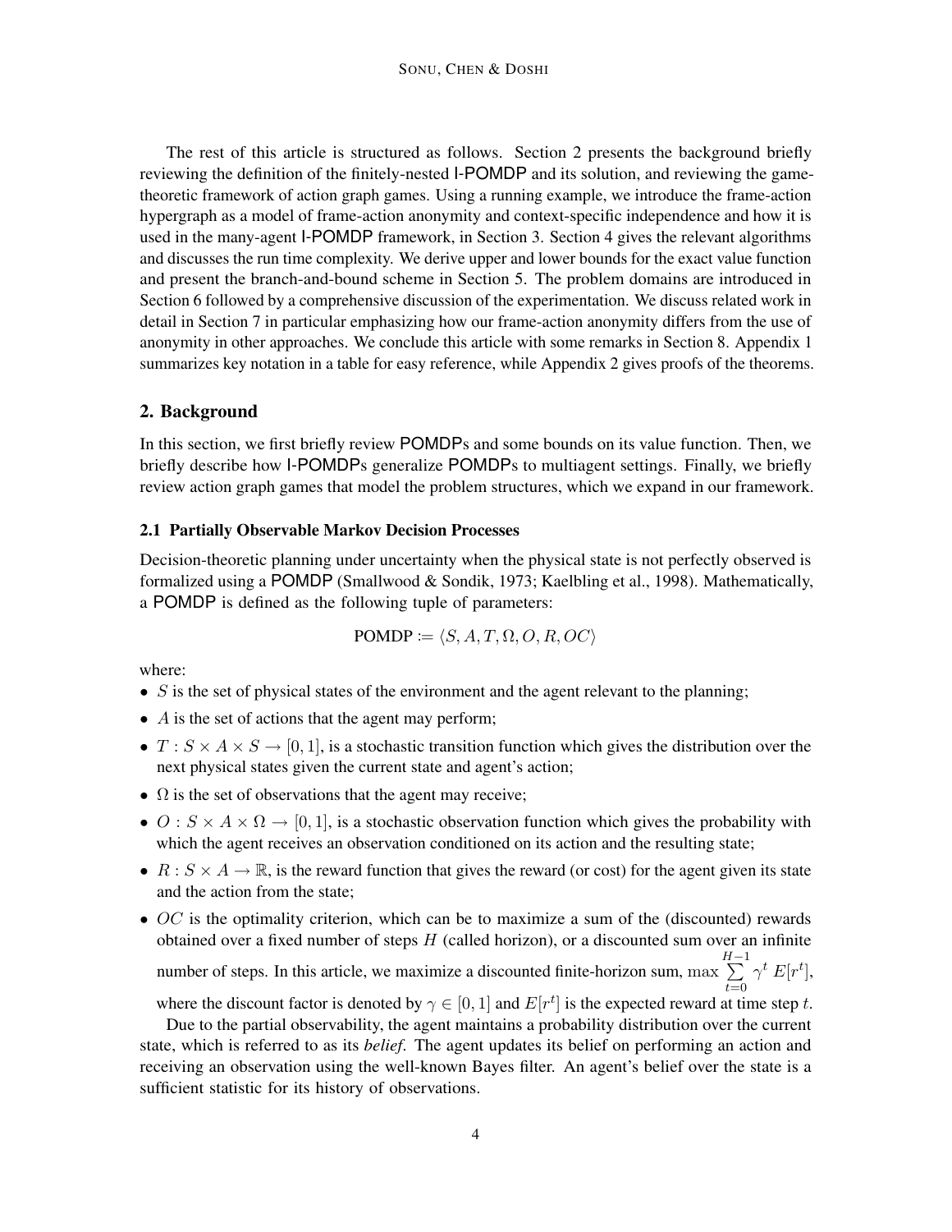The rest of this article is structured as follows. Section 2 presents the background briefly reviewing the definition of the finitely-nested I-POMDP and its solution, and reviewing the game-theoretic framework of action graph games. Using a running example, we introduce the frame-action hypergraph as a model of frame-action anonymity and context-specific independence and how it is used in the many-agent I-POMDP framework, in Section 3. Section 4 gives the relevant algorithms and discusses the run time complexity. We derive upper and lower bounds for the exact value function and present the branch-and-bound scheme in Section 5. The problem domains are introduced in Section 6 followed by a comprehensive discussion of the experimentation. We discuss related work in detail in Section 7 in particular emphasizing how our frame-action anonymity differs from the use of anonymity in other approaches. We conclude this article with some remarks in Section 8. Appendix 1 summarizes key notation in a table for easy reference, while Appendix 2 gives proofs of the theorems.

## 2. Background

In this section, we first briefly review POMDPs and some bounds on its value function. Then, we briefly describe how I-POMDPs generalize POMDPs to multiagent settings. Finally, we briefly review action graph games that model the problem structures, which we expand in our framework.

### 2.1 Partially Observable Markov Decision Processes

Decision-theoretic planning under uncertainty when the physical state is not perfectly observed is formalized using a POMDP (Smallwood & Sondik, 1973; Kaelbling et al., 1998). Mathematically, a POMDP is defined as the following tuple of parameters:

$$\text{POMDP} \coloneqq \langle S, A, T, \Omega, O, R, OC \rangle$$

where:

- $S$ is the set of physical states of the environment and the agent relevant to the planning;
- $A$ is the set of actions that the agent may perform;
- $T : S \times A \times S \to [0, 1]$, is a stochastic transition function which gives the distribution over the next physical states given the current state and agent's action;
- $\Omega$ is the set of observations that the agent may receive;
- $O : S \times A \times \Omega \to [0, 1]$, is a stochastic observation function which gives the probability with which the agent receives an observation conditioned on its action and the resulting state;
- $R : S \times A \to \mathbb{R}$, is the reward function that gives the reward (or cost) for the agent given its state and the action from the state;
- $OC$ is the optimality criterion, which can be to maximize a sum of the (discounted) rewards obtained over a fixed number of steps $H$ (called horizon), or a discounted sum over an infinite number of steps. In this article, we maximize a discounted finite-horizon sum, $\max \sum_{t=0}^{H-1} \gamma^t \, E[r^t]$, where the discount factor is denoted by $\gamma \in [0, 1]$ and $E[r^t]$ is the expected reward at time step $t$.

Due to the partial observability, the agent maintains a probability distribution over the current state, which is referred to as its *belief*. The agent updates its belief on performing an action and receiving an observation using the well-known Bayes filter. An agent's belief over the state is a sufficient statistic for its history of observations.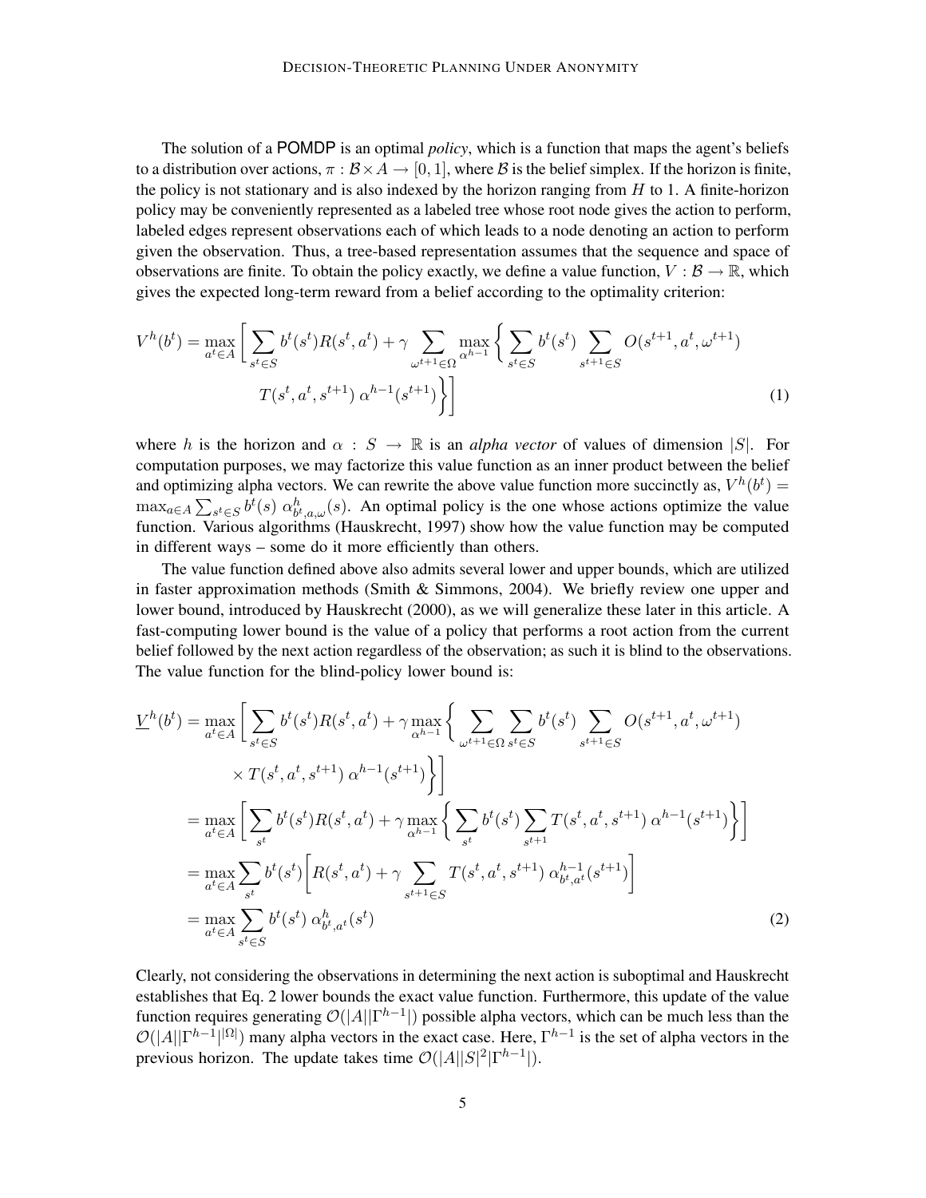The solution of a POMDP is an optimal *policy*, which is a function that maps the agent's beliefs to a distribution over actions, $\pi : \mathcal{B} \times A \rightarrow [0, 1]$, where $\mathcal{B}$ is the belief simplex. If the horizon is finite, the policy is not stationary and is also indexed by the horizon ranging from $H$ to 1. A finite-horizon policy may be conveniently represented as a labeled tree whose root node gives the action to perform, labeled edges represent observations each of which leads to a node denoting an action to perform given the observation. Thus, a tree-based representation assumes that the sequence and space of observations are finite. To obtain the policy exactly, we define a value function, $V : \mathcal{B} \rightarrow \mathbb{R}$, which gives the expected long-term reward from a belief according to the optimality criterion:

$$V^h(b^t) = \max_{a^t \in A} \Bigg[ \sum_{s^t \in S} b^t(s^t) R(s^t, a^t) + \gamma \sum_{\omega^{t+1} \in \Omega} \max_{\alpha^{h-1}} \Bigg\{ \sum_{s^t \in S} b^t(s^t) \sum_{s^{t+1} \in S} O(s^{t+1}, a^t, \omega^{t+1}) \; T(s^t, a^t, s^{t+1}) \, \alpha^{h-1}(s^{t+1}) \Bigg\} \Bigg] \tag{1}$$

where $h$ is the horizon and $\alpha : S \rightarrow \mathbb{R}$ is an *alpha vector* of values of dimension $|S|$. For computation purposes, we may factorize this value function as an inner product between the belief and optimizing alpha vectors. We can rewrite the above value function more succinctly as, $V^h(b^t) = \max_{a \in A} \sum_{s^t \in S} b^t(s) \; \alpha^h_{b^t,a,\omega}(s)$. An optimal policy is the one whose actions optimize the value function. Various algorithms (Hauskrecht, 1997) show how the value function may be computed in different ways – some do it more efficiently than others.

The value function defined above also admits several lower and upper bounds, which are utilized in faster approximation methods (Smith & Simmons, 2004). We briefly review one upper and lower bound, introduced by Hauskrecht (2000), as we will generalize these later in this article. A fast-computing lower bound is the value of a policy that performs a root action from the current belief followed by the next action regardless of the observation; as such it is blind to the observations. The value function for the blind-policy lower bound is:

$$\begin{aligned}
\underline{V}^h(b^t) &= \max_{a^t \in A} \Bigg[ \sum_{s^t \in S} b^t(s^t) R(s^t, a^t) + \gamma \max_{\alpha^{h-1}} \Bigg\{ \sum_{\omega^{t+1} \in \Omega} \sum_{s^t \in S} b^t(s^t) \sum_{s^{t+1} \in S} O(s^{t+1}, a^t, \omega^{t+1}) \\
&\qquad \times T(s^t, a^t, s^{t+1}) \, \alpha^{h-1}(s^{t+1}) \Bigg\} \Bigg] \\
&= \max_{a^t \in A} \Bigg[ \sum_{s^t} b^t(s^t) R(s^t, a^t) + \gamma \max_{\alpha^{h-1}} \Bigg\{ \sum_{s^t} b^t(s^t) \sum_{s^{t+1}} T(s^t, a^t, s^{t+1}) \, \alpha^{h-1}(s^{t+1}) \Bigg\} \Bigg] \\
&= \max_{a^t \in A} \sum_{s^t} b^t(s^t) \Bigg[ R(s^t, a^t) + \gamma \sum_{s^{t+1} \in S} T(s^t, a^t, s^{t+1}) \, \alpha^{h-1}_{b^t,a^t}(s^{t+1}) \Bigg] \\
&= \max_{a^t \in A} \sum_{s^t \in S} b^t(s^t) \; \alpha^h_{b^t,a^t}(s^t)
\end{aligned} \tag{2}$$

Clearly, not considering the observations in determining the next action is suboptimal and Hauskrecht establishes that Eq. 2 lower bounds the exact value function. Furthermore, this update of the value function requires generating $\mathcal{O}(|A||\Gamma^{h-1}|)$ possible alpha vectors, which can be much less than the $\mathcal{O}(|A||\Gamma^{h-1}|^{|\Omega|})$ many alpha vectors in the exact case. Here, $\Gamma^{h-1}$ is the set of alpha vectors in the previous horizon. The update takes time $\mathcal{O}(|A||S|^2|\Gamma^{h-1}|)$.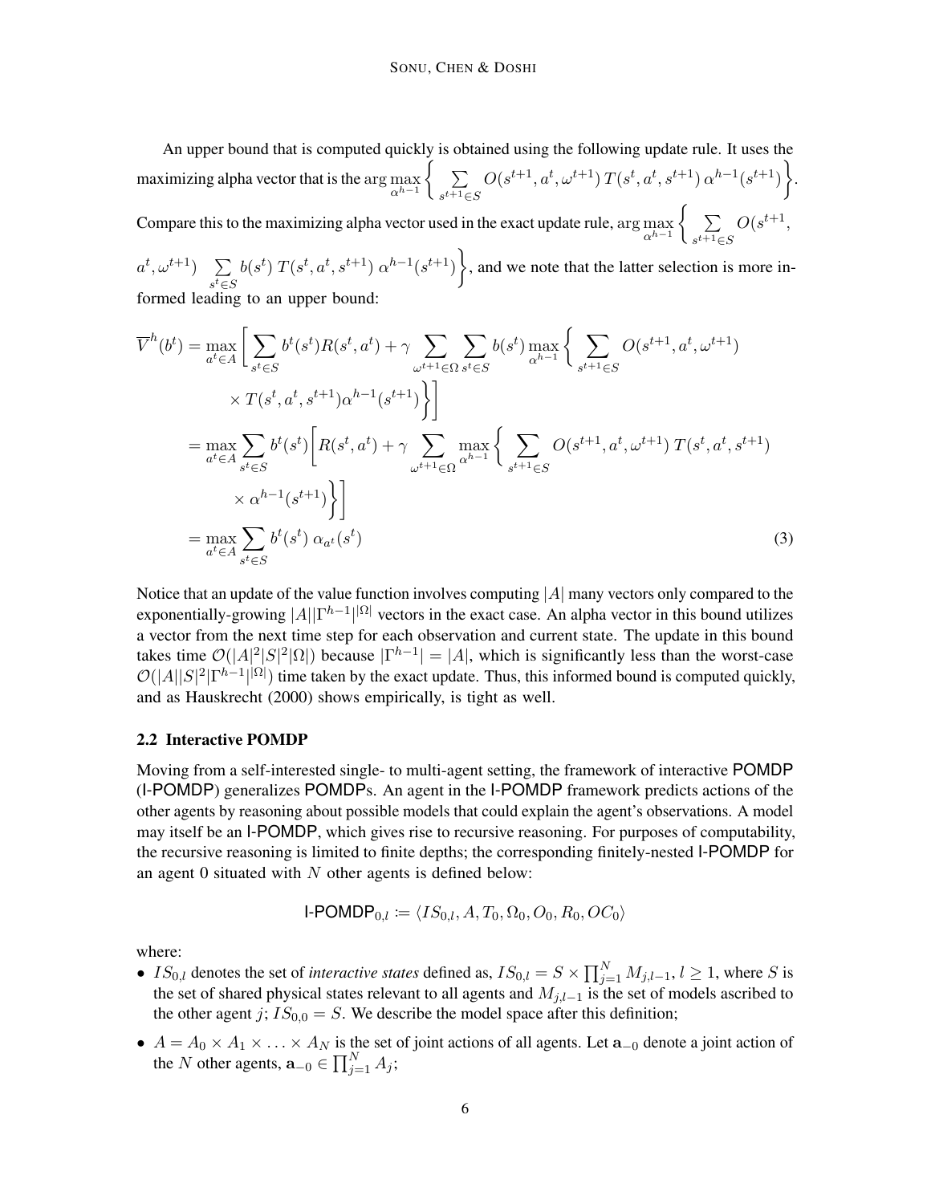An upper bound that is computed quickly is obtained using the following update rule. It uses the maximizing alpha vector that is the $\arg\max_{\alpha^{h-1}} \left\{ \sum_{s^{t+1} \in S} O(s^{t+1}, a^t, \omega^{t+1})\, T(s^t, a^t, s^{t+1})\, \alpha^{h-1}(s^{t+1}) \right\}$. Compare this to the maximizing alpha vector used in the exact update rule, $\arg\max_{\alpha^{h-1}} \left\{ \sum_{s^{t+1} \in S} O(s^{t+1}, a^t, \omega^{t+1}) \sum_{s^t \in S} b(s^t)\, T(s^t, a^t, s^{t+1})\, \alpha^{h-1}(s^{t+1}) \right\}$, and we note that the latter selection is more informed leading to an upper bound:

$$
\begin{aligned}
\overline{V}^h(b^t) &= \max_{a^t \in A} \Bigg[ \sum_{s^t \in S} b^t(s^t) R(s^t, a^t) + \gamma \sum_{\omega^{t+1} \in \Omega} \sum_{s^t \in S} b(s^t) \max_{\alpha^{h-1}} \Bigg\{ \sum_{s^{t+1} \in S} O(s^{t+1}, a^t, \omega^{t+1}) \\
&\qquad \times T(s^t, a^t, s^{t+1}) \alpha^{h-1}(s^{t+1}) \Bigg\} \Bigg] \\
&= \max_{a^t \in A} \sum_{s^t \in S} b^t(s^t) \Bigg[ R(s^t, a^t) + \gamma \sum_{\omega^{t+1} \in \Omega} \max_{\alpha^{h-1}} \Bigg\{ \sum_{s^{t+1} \in S} O(s^{t+1}, a^t, \omega^{t+1})\, T(s^t, a^t, s^{t+1}) \\
&\qquad \times \alpha^{h-1}(s^{t+1}) \Bigg\} \Bigg] \\
&= \max_{a^t \in A} \sum_{s^t \in S} b^t(s^t)\, \alpha_{a^t}(s^t)
\end{aligned} \tag{3}
$$

Notice that an update of the value function involves computing $|A|$ many vectors only compared to the exponentially-growing $|A||\Gamma^{h-1}|^{|\Omega|}$ vectors in the exact case. An alpha vector in this bound utilizes a vector from the next time step for each observation and current state. The update in this bound takes time $\mathcal{O}(|A|^2|S|^2|\Omega|)$ because $|\Gamma^{h-1}| = |A|$, which is significantly less than the worst-case $\mathcal{O}(|A||S|^2|\Gamma^{h-1}|^{|\Omega|})$ time taken by the exact update. Thus, this informed bound is computed quickly, and as Hauskrecht (2000) shows empirically, is tight as well.

### 2.2 Interactive POMDP

Moving from a self-interested single- to multi-agent setting, the framework of interactive POMDP (I-POMDP) generalizes POMDPs. An agent in the I-POMDP framework predicts actions of the other agents by reasoning about possible models that could explain the agent's observations. A model may itself be an I-POMDP, which gives rise to recursive reasoning. For purposes of computability, the recursive reasoning is limited to finite depths; the corresponding finitely-nested I-POMDP for an agent 0 situated with $N$ other agents is defined below:

$$
\text{I-POMDP}_{0,l} \coloneqq \langle IS_{0,l}, A, T_0, \Omega_0, O_0, R_0, OC_0 \rangle
$$

where:

- $IS_{0,l}$ denotes the set of *interactive states* defined as, $IS_{0,l} = S \times \prod_{j=1}^{N} M_{j,l-1}$, $l \geq 1$, where $S$ is the set of shared physical states relevant to all agents and $M_{j,l-1}$ is the set of models ascribed to the other agent $j$; $IS_{0,0} = S$. We describe the model space after this definition;
- $A = A_0 \times A_1 \times \ldots \times A_N$ is the set of joint actions of all agents. Let $\mathbf{a}_{-0}$ denote a joint action of the $N$ other agents, $\mathbf{a}_{-0} \in \prod_{j=1}^{N} A_j$;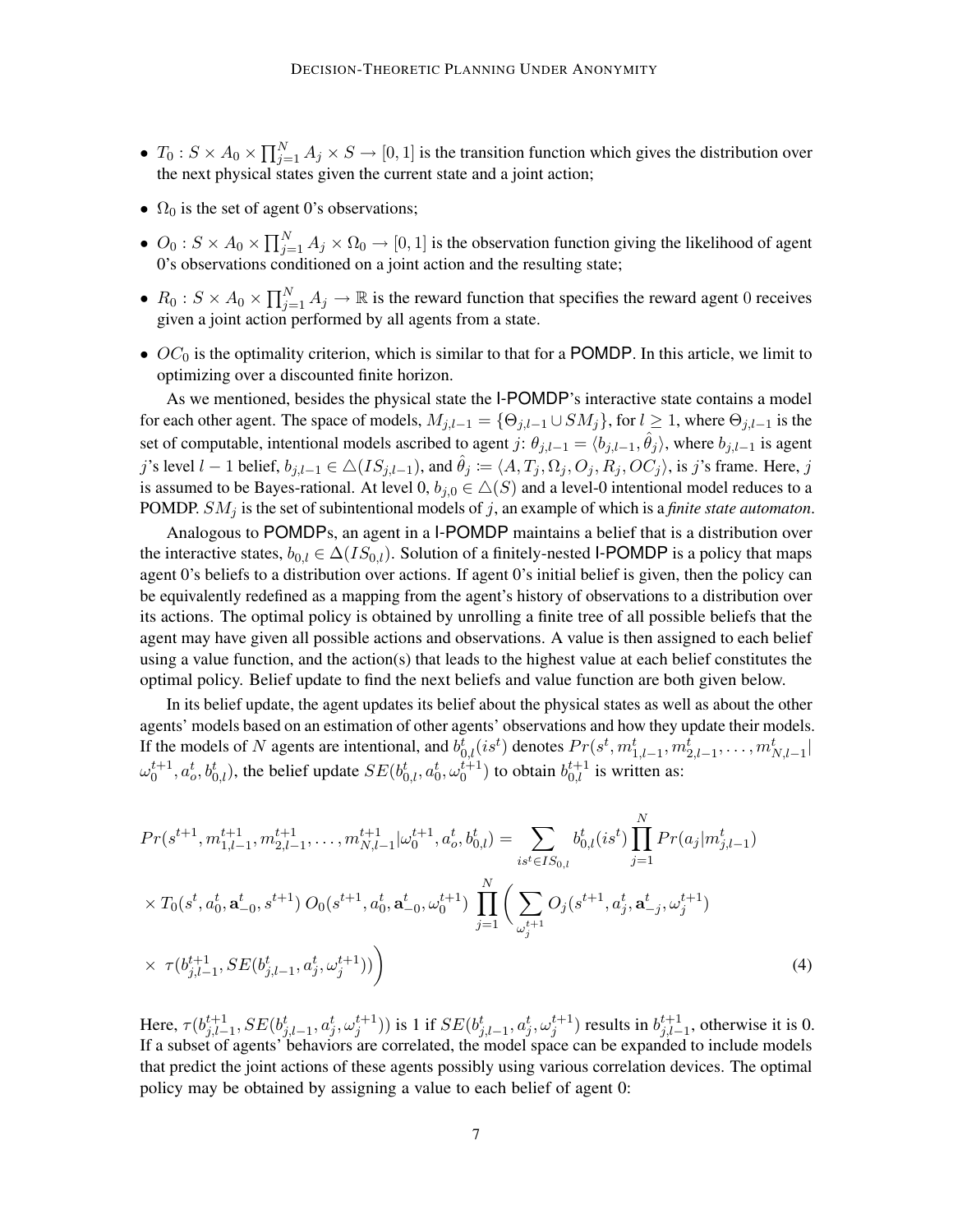- $T_0 : S \times A_0 \times \prod_{j=1}^{N} A_j \times S \rightarrow [0, 1]$ is the transition function which gives the distribution over the next physical states given the current state and a joint action;

- $\Omega_0$ is the set of agent 0's observations;

- $O_0 : S \times A_0 \times \prod_{j=1}^{N} A_j \times \Omega_0 \rightarrow [0, 1]$ is the observation function giving the likelihood of agent 0's observations conditioned on a joint action and the resulting state;

- $R_0 : S \times A_0 \times \prod_{j=1}^{N} A_j \rightarrow \mathbb{R}$ is the reward function that specifies the reward agent 0 receives given a joint action performed by all agents from a state.

- $OC_0$ is the optimality criterion, which is similar to that for a POMDP. In this article, we limit to optimizing over a discounted finite horizon.

As we mentioned, besides the physical state the I-POMDP's interactive state contains a model for each other agent. The space of models, $M_{j,l-1} = \{\Theta_{j,l-1} \cup SM_j\}$, for $l \geq 1$, where $\Theta_{j,l-1}$ is the set of computable, intentional models ascribed to agent $j$: $\theta_{j,l-1} = \langle b_{j,l-1}, \hat{\theta}_j \rangle$, where $b_{j,l-1}$ is agent $j$'s level $l-1$ belief, $b_{j,l-1} \in \triangle(IS_{j,l-1})$, and $\hat{\theta}_j \coloneqq \langle A, T_j, \Omega_j, O_j, R_j, OC_j \rangle$, is $j$'s frame. Here, $j$ is assumed to be Bayes-rational. At level 0, $b_{j,0} \in \triangle(S)$ and a level-0 intentional model reduces to a POMDP. $SM_j$ is the set of subintentional models of $j$, an example of which is a *finite state automaton*.

Analogous to POMDPs, an agent in a I-POMDP maintains a belief that is a distribution over the interactive states, $b_{0,l} \in \Delta(IS_{0,l})$. Solution of a finitely-nested I-POMDP is a policy that maps agent 0's beliefs to a distribution over actions. If agent 0's initial belief is given, then the policy can be equivalently redefined as a mapping from the agent's history of observations to a distribution over its actions. The optimal policy is obtained by unrolling a finite tree of all possible beliefs that the agent may have given all possible actions and observations. A value is then assigned to each belief using a value function, and the action(s) that leads to the highest value at each belief constitutes the optimal policy. Belief update to find the next beliefs and value function are both given below.

In its belief update, the agent updates its belief about the physical states as well as about the other agents' models based on an estimation of other agents' observations and how they update their models. If the models of $N$ agents are intentional, and $b_{0,l}^t(is^t)$ denotes $Pr(s^t, m_{1,l-1}^t, m_{2,l-1}^t, \ldots, m_{N,l-1}^t | \omega_0^{t+1}, a_o^t, b_{0,l}^t)$, the belief update $SE(b_{0,l}^t, a_0^t, \omega_0^{t+1})$ to obtain $b_{0,l}^{t+1}$ is written as:

$$
\begin{aligned}
&Pr(s^{t+1}, m_{1,l-1}^{t+1}, m_{2,l-1}^{t+1}, \ldots, m_{N,l-1}^{t+1} | \omega_0^{t+1}, a_o^t, b_{0,l}) = \sum_{is^t \in IS_{0,l}} b_{0,l}^t(is^t) \prod_{j=1}^{N} Pr(a_j | m_{j,l-1}^t) \\
&\times T_0(s^t, a_0^t, \mathbf{a}_{-0}^t, s^{t+1}) \, O_0(s^{t+1}, a_0^t, \mathbf{a}_{-0}^t, \omega_0^{t+1}) \prod_{j=1}^{N} \Bigg( \sum_{\omega_j^{t+1}} O_j(s^{t+1}, a_j^t, \mathbf{a}_{-j}^t, \omega_j^{t+1}) \\
&\times \; \tau(b_{j,l-1}^{t+1}, SE(b_{j,l-1}^t, a_j^t, \omega_j^{t+1})) \Bigg)
\end{aligned} \tag{4}
$$

Here, $\tau(b_{j,l-1}^{t+1}, SE(b_{j,l-1}^t, a_j^t, \omega_j^{t+1}))$ is 1 if $SE(b_{j,l-1}^t, a_j^t, \omega_j^{t+1})$ results in $b_{j,l-1}^{t+1}$, otherwise it is 0. If a subset of agents' behaviors are correlated, the model space can be expanded to include models that predict the joint actions of these agents possibly using various correlation devices. The optimal policy may be obtained by assigning a value to each belief of agent 0: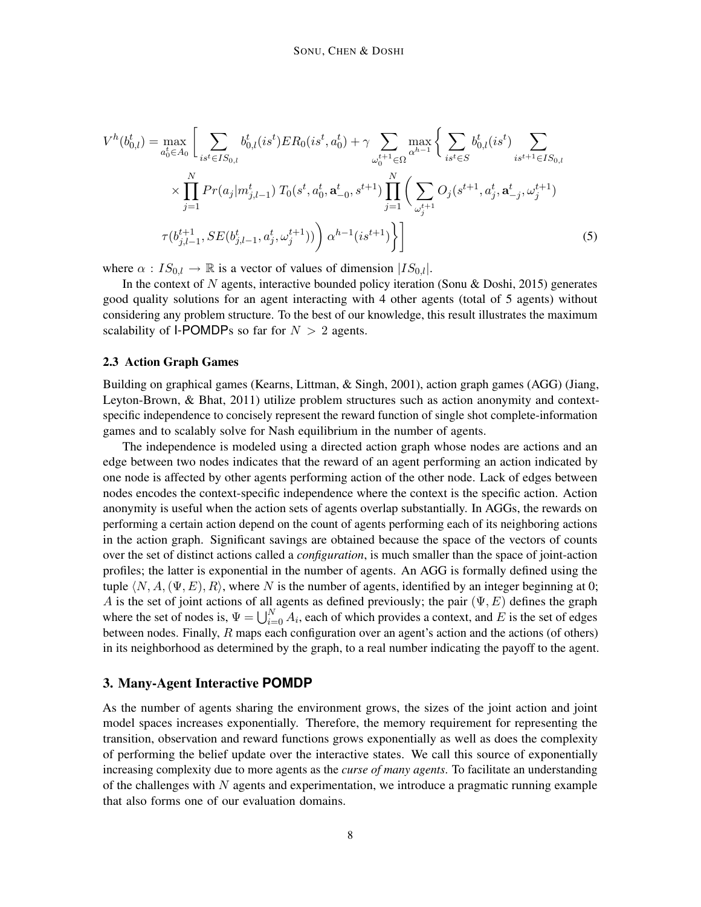$$
\begin{aligned}
V^h(b^t_{0,l}) = \max_{a^t_0 \in A_0} \Bigg[ \sum_{is^t \in IS_{0,l}} b^t_{0,l}(is^t) ER_0(is^t, a^t_0) + \gamma \sum_{\omega^{t+1}_0 \in \Omega} \max_{\alpha^{h-1}} \Bigg\{ \sum_{is^t \in S} b^t_{0,l}(is^t) \sum_{is^{t+1} \in IS_{0,l}} \\
\times \prod_{j=1}^{N} Pr(a_j | m^t_{j,l-1}) \, T_0(s^t, a^t_0, \mathbf{a}^t_{-0}, s^{t+1}) \prod_{j=1}^{N} \Bigg( \sum_{\omega^{t+1}_j} O_j(s^{t+1}, a^t_j, \mathbf{a}^t_{-j}, \omega^{t+1}_j) \\
\tau(b^{t+1}_{j,l-1}, SE(b^t_{j,l-1}, a^t_j, \omega^{t+1}_j)) \Bigg) \, \alpha^{h-1}(is^{t+1}) \Bigg\} \Bigg]
\end{aligned} \tag{5}
$$

where $\alpha : IS_{0,l} \rightarrow \mathbb{R}$ is a vector of values of dimension $|IS_{0,l}|$.

In the context of $N$ agents, interactive bounded policy iteration (Sonu & Doshi, 2015) generates good quality solutions for an agent interacting with 4 other agents (total of 5 agents) without considering any problem structure. To the best of our knowledge, this result illustrates the maximum scalability of I-POMDPs so far for $N > 2$ agents.

### 2.3 Action Graph Games

Building on graphical games (Kearns, Littman, & Singh, 2001), action graph games (AGG) (Jiang, Leyton-Brown, & Bhat, 2011) utilize problem structures such as action anonymity and context-specific independence to concisely represent the reward function of single shot complete-information games and to scalably solve for Nash equilibrium in the number of agents.

The independence is modeled using a directed action graph whose nodes are actions and an edge between two nodes indicates that the reward of an agent performing an action indicated by one node is affected by other agents performing action of the other node. Lack of edges between nodes encodes the context-specific independence where the context is the specific action. Action anonymity is useful when the action sets of agents overlap substantially. In AGGs, the rewards on performing a certain action depend on the count of agents performing each of its neighboring actions in the action graph. Significant savings are obtained because the space of the vectors of counts over the set of distinct actions called a *configuration*, is much smaller than the space of joint-action profiles; the latter is exponential in the number of agents. An AGG is formally defined using the tuple $\langle N, A, (\Psi, E), R \rangle$, where $N$ is the number of agents, identified by an integer beginning at 0; $A$ is the set of joint actions of all agents as defined previously; the pair $(\Psi, E)$ defines the graph where the set of nodes is, $\Psi = \bigcup_{i=0}^{N} A_i$, each of which provides a context, and $E$ is the set of edges between nodes. Finally, $R$ maps each configuration over an agent's action and the actions (of others) in its neighborhood as determined by the graph, to a real number indicating the payoff to the agent.

## 3. Many-Agent Interactive POMDP

As the number of agents sharing the environment grows, the sizes of the joint action and joint model spaces increases exponentially. Therefore, the memory requirement for representing the transition, observation and reward functions grows exponentially as well as does the complexity of performing the belief update over the interactive states. We call this source of exponentially increasing complexity due to more agents as the *curse of many agents*. To facilitate an understanding of the challenges with $N$ agents and experimentation, we introduce a pragmatic running example that also forms one of our evaluation domains.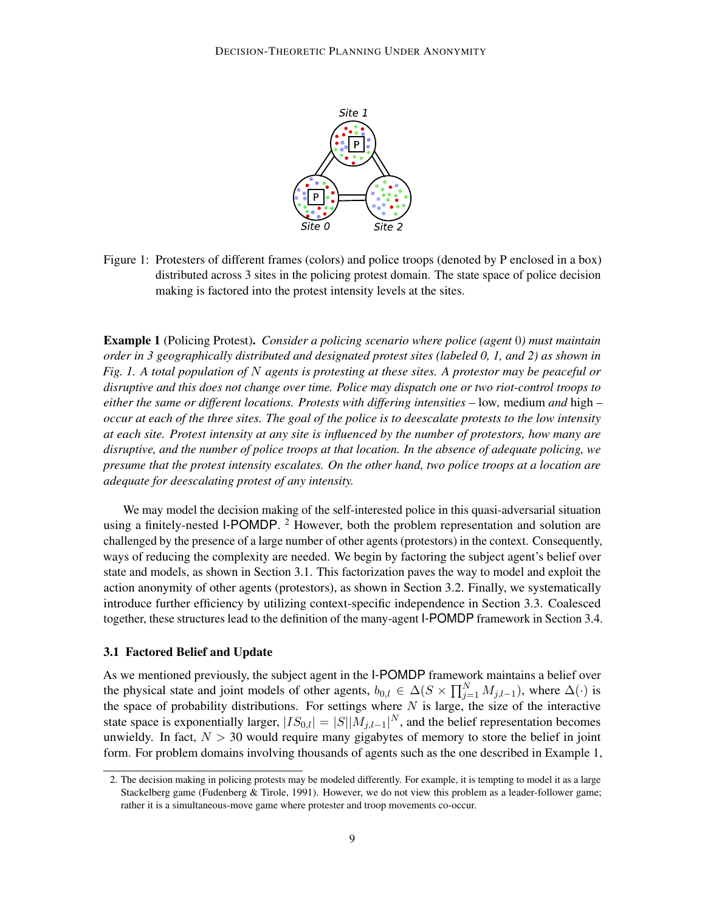Figure 1: Protesters of different frames (colors) and police troops (denoted by P enclosed in a box) distributed across 3 sites in the policing protest domain. The state space of police decision making is factored into the protest intensity levels at the sites.

**Example 1** (Policing Protest). *Consider a policing scenario where police (agent* 0*) must maintain order in 3 geographically distributed and designated protest sites (labeled 0, 1, and 2) as shown in Fig. 1. A total population of $N$ agents is protesting at these sites. A protestor may be peaceful or disruptive and this does not change over time. Police may dispatch one or two riot-control troops to either the same or different locations. Protests with differing intensities –* low*,* medium *and* high *– occur at each of the three sites. The goal of the police is to deescalate protests to the low intensity at each site. Protest intensity at any site is influenced by the number of protestors, how many are disruptive, and the number of police troops at that location. In the absence of adequate policing, we presume that the protest intensity escalates. On the other hand, two police troops at a location are adequate for deescalating protest of any intensity.*

We may model the decision making of the self-interested police in this quasi-adversarial situation using a finitely-nested I-POMDP. [2] However, both the problem representation and solution are challenged by the presence of a large number of other agents (protestors) in the context. Consequently, ways of reducing the complexity are needed. We begin by factoring the subject agent's belief over state and models, as shown in Section 3.1. This factorization paves the way to model and exploit the action anonymity of other agents (protestors), as shown in Section 3.2. Finally, we systematically introduce further efficiency by utilizing context-specific independence in Section 3.3. Coalesced together, these structures lead to the definition of the many-agent I-POMDP framework in Section 3.4.

### 3.1 Factored Belief and Update

As we mentioned previously, the subject agent in the I-POMDP framework maintains a belief over the physical state and joint models of other agents, $b_{0,l} \in \Delta(S \times \prod_{j=1}^{N} M_{j,l-1})$, where $\Delta(\cdot)$ is the space of probability distributions. For settings where $N$ is large, the size of the interactive state space is exponentially larger, $|IS_{0,l}| = |S||M_{j,l-1}|^N$, and the belief representation becomes unwieldy. In fact, $N > 30$ would require many gigabytes of memory to store the belief in joint form. For problem domains involving thousands of agents such as the one described in Example 1,

2. The decision making in policing protests may be modeled differently. For example, it is tempting to model it as a large Stackelberg game (Fudenberg & Tirole, 1991). However, we do not view this problem as a leader-follower game; rather it is a simultaneous-move game where protester and troop movements co-occur.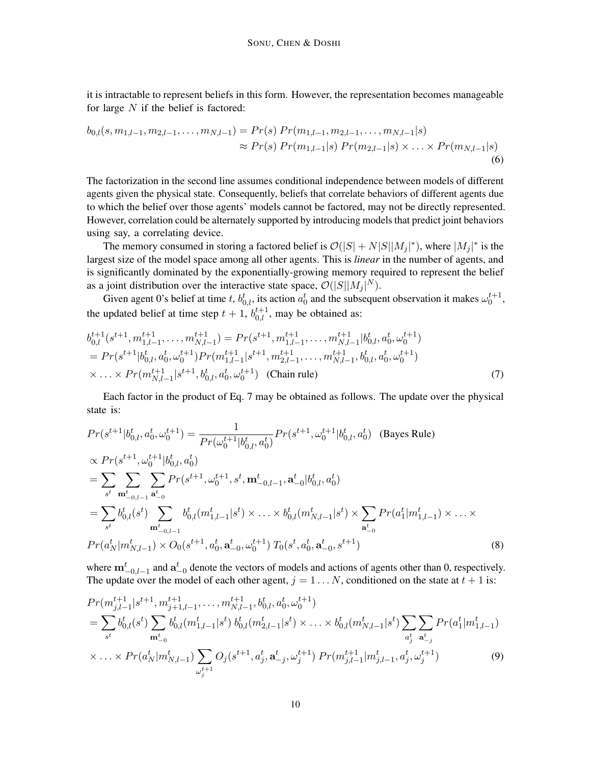it is intractable to represent beliefs in this form. However, the representation becomes manageable for large $N$ if the belief is factored:

$$
\begin{aligned}
b_{0,l}(s, m_{1,l-1}, m_{2,l-1}, \ldots, m_{N,l-1}) &= Pr(s)\; Pr(m_{1,l-1}, m_{2,l-1}, \ldots, m_{N,l-1}|s) \\
&\approx Pr(s)\; Pr(m_{1,l-1}|s)\; Pr(m_{2,l-1}|s) \times \ldots \times Pr(m_{N,l-1}|s)
\end{aligned} \tag{6}
$$

The factorization in the second line assumes conditional independence between models of different agents given the physical state. Consequently, beliefs that correlate behaviors of different agents due to which the belief over those agents' models cannot be factored, may not be directly represented. However, correlation could be alternately supported by introducing models that predict joint behaviors using say, a correlating device.

The memory consumed in storing a factored belief is $\mathcal{O}(|S| + N|S||M_j|^*)$, where $|M_j|^*$ is the largest size of the model space among all other agents. This is *linear* in the number of agents, and is significantly dominated by the exponentially-growing memory required to represent the belief as a joint distribution over the interactive state space, $\mathcal{O}(|S||M_j|^N)$.

Given agent 0's belief at time $t$, $b^t_{0,l}$, its action $a^t_0$ and the subsequent observation it makes $\omega^{t+1}_0$, the updated belief at time step $t+1$, $b^{t+1}_{0,l}$, may be obtained as:

$$
\begin{aligned}
&b^{t+1}_{0,l}(s^{t+1}, m^{t+1}_{1,l-1}, \ldots, m^{t+1}_{N,l-1}) = Pr(s^{t+1}, m^{t+1}_{1,l-1}, \ldots, m^{t+1}_{N,l-1}|b^t_{0,l}, a^t_0, \omega^{t+1}_0) \\
&= Pr(s^{t+1}|b^t_{0,l}, a^t_0, \omega^{t+1}_0) Pr(m^{t+1}_{1,l-1}|s^{t+1}, m^{t+1}_{2,l-1}, \ldots, m^{t+1}_{N,l-1}, b^t_{0,l}, a^t_0, \omega^{t+1}_0) \\
&\times \ldots \times Pr(m^{t+1}_{N,l-1}|s^{t+1}, b^t_{0,l}, a^t_0, \omega^{t+1}_0) \quad \text{(Chain rule)}
\end{aligned} \tag{7}
$$

Each factor in the product of Eq. 7 may be obtained as follows. The update over the physical state is:

$$
\begin{aligned}
&Pr(s^{t+1}|b^t_{0,l}, a^t_0, \omega^{t+1}_0) = \frac{1}{Pr(\omega^{t+1}_0|b^t_{0,l}, a^t_0)} Pr(s^{t+1}, \omega^{t+1}_0|b^t_{0,l}, a^t_0) \quad \text{(Bayes Rule)} \\
&\propto Pr(s^{t+1}, \omega^{t+1}_0|b^t_{0,l}, a^t_0) \\
&= \sum_{s^t} \sum_{\mathbf{m}^t_{-0,l-1}} \sum_{\mathbf{a}^t_{-0}} Pr(s^{t+1}, \omega^{t+1}_0, s^t, \mathbf{m}^t_{-0,l-1}, \mathbf{a}^t_{-0}|b^t_{0,l}, a^t_0) \\
&= \sum_{s^t} b^t_{0,l}(s^t) \sum_{\mathbf{m}^t_{-0,l-1}} b^t_{0,l}(m^t_{1,l-1}|s^t) \times \ldots \times b^t_{0,l}(m^t_{N,l-1}|s^t) \times \sum_{\mathbf{a}^t_{-0}} Pr(a^t_1|m^t_{1,l-1}) \times \ldots \times \\
&Pr(a^t_N|m^t_{N,l-1}) \times O_0(s^{t+1}, a^t_0, \mathbf{a}^t_{-0}, \omega^{t+1}_0)\; T_0(s^t, a^t_0, \mathbf{a}^t_{-0}, s^{t+1})
\end{aligned} \tag{8}
$$

where $\mathbf{m}^t_{-0,l-1}$ and $\mathbf{a}^t_{-0}$ denote the vectors of models and actions of agents other than 0, respectively. The update over the model of each other agent, $j = 1 \ldots N$, conditioned on the state at $t+1$ is:

$$
\begin{aligned}
&Pr(m^{t+1}_{j,l-1}|s^{t+1}, m^{t+1}_{j+1,l-1}, \ldots, m^{t+1}_{N,l-1}, b^t_{0,l}, a^t_0, \omega^{t+1}_0) \\
&= \sum_{s^t} b^t_{0,l}(s^t) \sum_{\mathbf{m}^t_{-0}} b^t_{0,l}(m^t_{1,l-1}|s^t)\; b^t_{0,l}(m^t_{2,l-1}|s^t) \times \ldots \times b^t_{0,l}(m^t_{N,l-1}|s^t) \sum_{a^t_j} \sum_{\mathbf{a}^t_{-j}} Pr(a^t_1|m^t_{1,l-1}) \\
&\times \ldots \times Pr(a^t_N|m^t_{N,l-1}) \sum_{\omega^{t+1}_j} O_j(s^{t+1}, a^t_j, \mathbf{a}^t_{-j}, \omega^{t+1}_j)\; Pr(m^{t+1}_{j,l-1}|m^t_{j,l-1}, a^t_j, \omega^{t+1}_j)
\end{aligned} \tag{9}
$$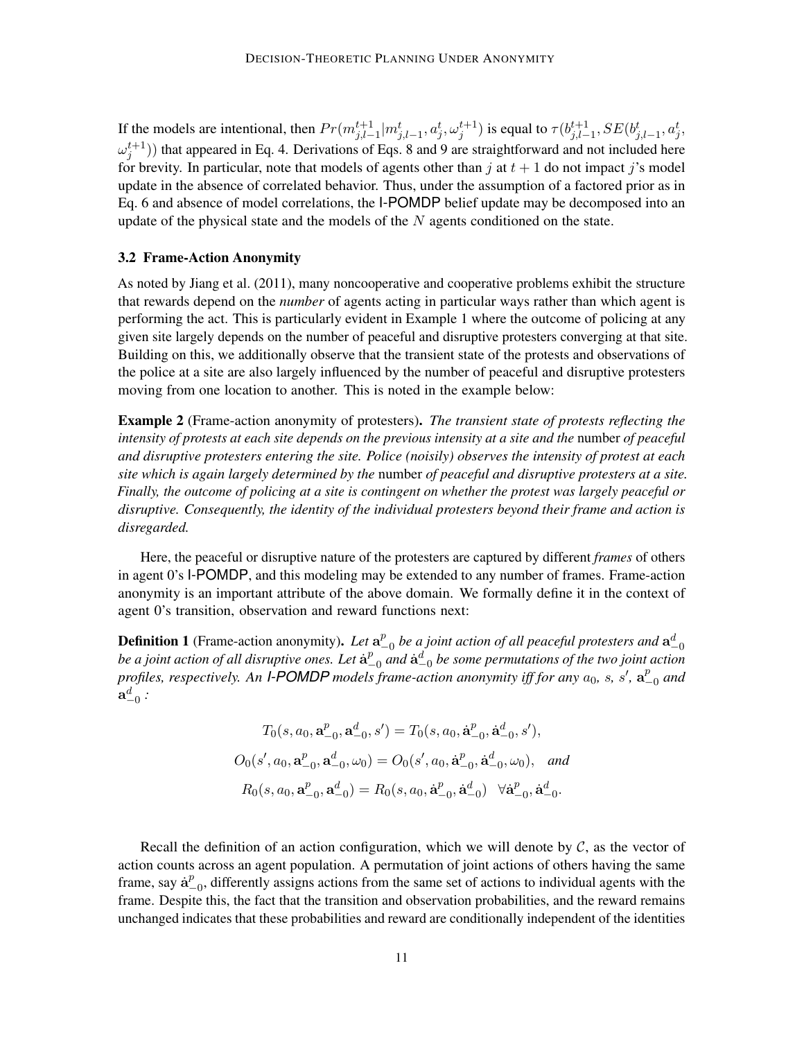If the models are intentional, then $Pr(m_{j,l-1}^{t+1}|m_{j,l-1}^t, a_j^t, \omega_j^{t+1})$ is equal to $\tau(b_{j,l-1}^{t+1}, SE(b_{j,l-1}^t, a_j^t, \omega_j^{t+1}))$ that appeared in Eq. 4. Derivations of Eqs. 8 and 9 are straightforward and not included here for brevity. In particular, note that models of agents other than $j$ at $t+1$ do not impact $j$'s model update in the absence of correlated behavior. Thus, under the assumption of a factored prior as in Eq. 6 and absence of model correlations, the I-POMDP belief update may be decomposed into an update of the physical state and the models of the $N$ agents conditioned on the state.

### 3.2 Frame-Action Anonymity

As noted by Jiang et al. (2011), many noncooperative and cooperative problems exhibit the structure that rewards depend on the *number* of agents acting in particular ways rather than which agent is performing the act. This is particularly evident in Example 1 where the outcome of policing at any given site largely depends on the number of peaceful and disruptive protesters converging at that site. Building on this, we additionally observe that the transient state of the protests and observations of the police at a site are also largely influenced by the number of peaceful and disruptive protesters moving from one location to another. This is noted in the example below:

**Example 2** (Frame-action anonymity of protesters). *The transient state of protests reflecting the intensity of protests at each site depends on the previous intensity at a site and the* number *of peaceful and disruptive protesters entering the site. Police (noisily) observes the intensity of protest at each site which is again largely determined by the* number *of peaceful and disruptive protesters at a site. Finally, the outcome of policing at a site is contingent on whether the protest was largely peaceful or disruptive. Consequently, the identity of the individual protesters beyond their frame and action is disregarded.*

Here, the peaceful or disruptive nature of the protesters are captured by different *frames* of others in agent 0's I-POMDP, and this modeling may be extended to any number of frames. Frame-action anonymity is an important attribute of the above domain. We formally define it in the context of agent 0's transition, observation and reward functions next:

**Definition 1** (Frame-action anonymity). *Let $\mathbf{a}_{-0}^p$ be a joint action of all peaceful protesters and $\mathbf{a}_{-0}^d$ be a joint action of all disruptive ones. Let $\dot{\mathbf{a}}_{-0}^p$ and $\dot{\mathbf{a}}_{-0}^d$ be some permutations of the two joint action profiles, respectively. An I-POMDP models frame-action anonymity iff for any $a_0$, $s$, $s'$, $\mathbf{a}_{-0}^p$ and $\mathbf{a}_{-0}^d$ :*

$$T_0(s, a_0, \mathbf{a}_{-0}^p, \mathbf{a}_{-0}^d, s') = T_0(s, a_0, \dot{\mathbf{a}}_{-0}^p, \dot{\mathbf{a}}_{-0}^d, s'),$$

$$O_0(s', a_0, \mathbf{a}_{-0}^p, \mathbf{a}_{-0}^d, \omega_0) = O_0(s', a_0, \dot{\mathbf{a}}_{-0}^p, \dot{\mathbf{a}}_{-0}^d, \omega_0), \quad \textit{and}$$

$$R_0(s, a_0, \mathbf{a}_{-0}^p, \mathbf{a}_{-0}^d) = R_0(s, a_0, \dot{\mathbf{a}}_{-0}^p, \dot{\mathbf{a}}_{-0}^d) \quad \forall \dot{\mathbf{a}}_{-0}^p, \dot{\mathbf{a}}_{-0}^d.$$

Recall the definition of an action configuration, which we will denote by $\mathcal{C}$, as the vector of action counts across an agent population. A permutation of joint actions of others having the same frame, say $\dot{\mathbf{a}}_{-0}^p$, differently assigns actions from the same set of actions to individual agents with the frame. Despite this, the fact that the transition and observation probabilities, and the reward remains unchanged indicates that these probabilities and reward are conditionally independent of the identities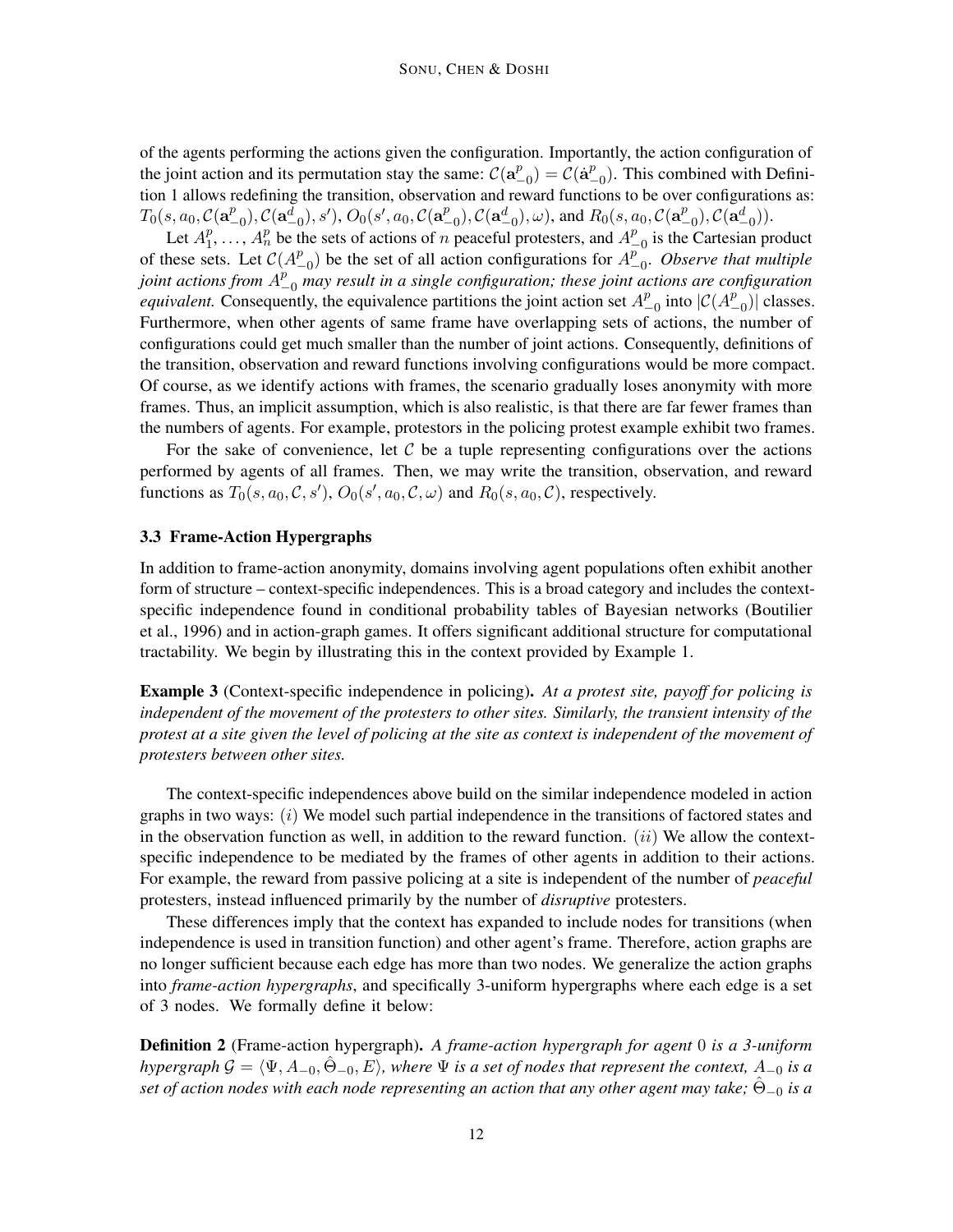of the agents performing the actions given the configuration. Importantly, the action configuration of the joint action and its permutation stay the same: $\mathcal{C}(\mathbf{a}^p_{-0}) = \mathcal{C}(\dot{\mathbf{a}}^p_{-0})$. This combined with Definition 1 allows redefining the transition, observation and reward functions to be over configurations as: $T_0(s, a_0, \mathcal{C}(\mathbf{a}^p_{-0}), \mathcal{C}(\mathbf{a}^d_{-0}), s')$, $O_0(s', a_0, \mathcal{C}(\mathbf{a}^p_{-0}), \mathcal{C}(\mathbf{a}^d_{-0}), \omega)$, and $R_0(s, a_0, \mathcal{C}(\mathbf{a}^p_{-0}), \mathcal{C}(\mathbf{a}^d_{-0}))$.

Let $A^p_1, \ldots, A^p_n$ be the sets of actions of $n$ peaceful protesters, and $A^p_{-0}$ is the Cartesian product of these sets. Let $\mathcal{C}(A^p_{-0})$ be the set of all action configurations for $A^p_{-0}$. *Observe that multiple joint actions from $A^p_{-0}$ may result in a single configuration; these joint actions are configuration equivalent.* Consequently, the equivalence partitions the joint action set $A^p_{-0}$ into $|\mathcal{C}(A^p_{-0})|$ classes. Furthermore, when other agents of same frame have overlapping sets of actions, the number of configurations could get much smaller than the number of joint actions. Consequently, definitions of the transition, observation and reward functions involving configurations would be more compact. Of course, as we identify actions with frames, the scenario gradually loses anonymity with more frames. Thus, an implicit assumption, which is also realistic, is that there are far fewer frames than the numbers of agents. For example, protestors in the policing protest example exhibit two frames.

For the sake of convenience, let $\mathcal{C}$ be a tuple representing configurations over the actions performed by agents of all frames. Then, we may write the transition, observation, and reward functions as $T_0(s, a_0, \mathcal{C}, s')$, $O_0(s', a_0, \mathcal{C}, \omega)$ and $R_0(s, a_0, \mathcal{C})$, respectively.

### 3.3 Frame-Action Hypergraphs

In addition to frame-action anonymity, domains involving agent populations often exhibit another form of structure – context-specific independences. This is a broad category and includes the context-specific independence found in conditional probability tables of Bayesian networks (Boutilier et al., 1996) and in action-graph games. It offers significant additional structure for computational tractability. We begin by illustrating this in the context provided by Example 1.

**Example 3** (Context-specific independence in policing). *At a protest site, payoff for policing is independent of the movement of the protesters to other sites. Similarly, the transient intensity of the protest at a site given the level of policing at the site as context is independent of the movement of protesters between other sites.*

The context-specific independences above build on the similar independence modeled in action graphs in two ways: $(i)$ We model such partial independence in the transitions of factored states and in the observation function as well, in addition to the reward function. $(ii)$ We allow the context-specific independence to be mediated by the frames of other agents in addition to their actions. For example, the reward from passive policing at a site is independent of the number of *peaceful* protesters, instead influenced primarily by the number of *disruptive* protesters.

These differences imply that the context has expanded to include nodes for transitions (when independence is used in transition function) and other agent's frame. Therefore, action graphs are no longer sufficient because each edge has more than two nodes. We generalize the action graphs into *frame-action hypergraphs*, and specifically 3-uniform hypergraphs where each edge is a set of 3 nodes. We formally define it below:

**Definition 2** (Frame-action hypergraph). *A frame-action hypergraph for agent 0 is a 3-uniform hypergraph $\mathcal{G} = \langle \Psi, A_{-0}, \hat{\Theta}_{-0}, E \rangle$, where $\Psi$ is a set of nodes that represent the context, $A_{-0}$ is a set of action nodes with each node representing an action that any other agent may take; $\hat{\Theta}_{-0}$ is a*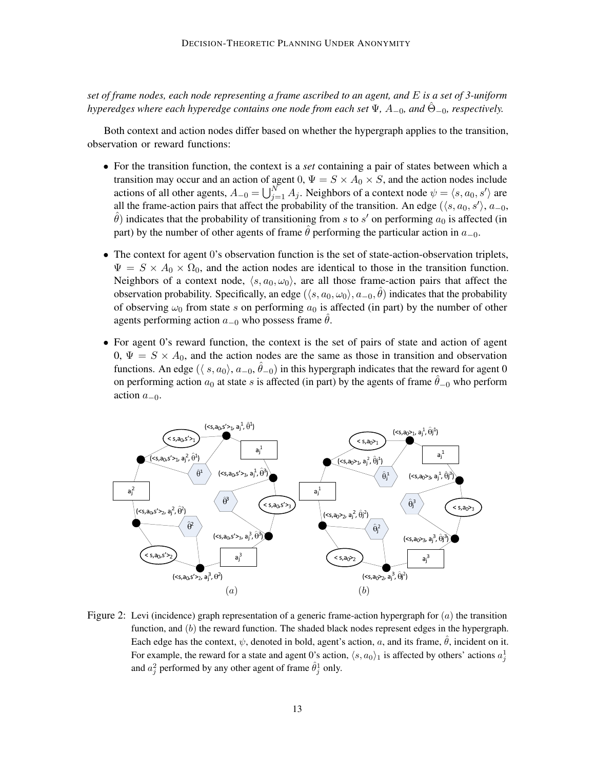*set of frame nodes, each node representing a frame ascribed to an agent, and $E$ is a set of 3-uniform hyperedges where each hyperedge contains one node from each set $\Psi$, $A_{-0}$, and $\hat{\Theta}_{-0}$, respectively.*

Both context and action nodes differ based on whether the hypergraph applies to the transition, observation or reward functions:

- For the transition function, the context is a *set* containing a pair of states between which a transition may occur and an action of agent 0, $\Psi = S \times A_0 \times S$, and the action nodes include actions of all other agents, $A_{-0} = \bigcup_{j=1}^{N} A_j$. Neighbors of a context node $\psi = \langle s, a_0, s' \rangle$ are all the frame-action pairs that affect the probability of the transition. An edge $(\langle s, a_0, s' \rangle, a_{-0}, \hat{\theta})$ indicates that the probability of transitioning from $s$ to $s'$ on performing $a_0$ is affected (in part) by the number of other agents of frame $\hat{\theta}$ performing the particular action in $a_{-0}$.
- The context for agent 0's observation function is the set of state-action-observation triplets, $\Psi = S \times A_0 \times \Omega_0$, and the action nodes are identical to those in the transition function. Neighbors of a context node, $\langle s, a_0, \omega_0 \rangle$, are all those frame-action pairs that affect the observation probability. Specifically, an edge $(\langle s, a_0, \omega_0 \rangle, a_{-0}, \hat{\theta})$ indicates that the probability of observing $\omega_0$ from state $s$ on performing $a_0$ is affected (in part) by the number of other agents performing action $a_{-0}$ who possess frame $\hat{\theta}$.
- For agent 0's reward function, the context is the set of pairs of state and action of agent 0, $\Psi = S \times A_0$, and the action nodes are the same as those in transition and observation functions. An edge $(\langle s, a_0 \rangle, a_{-0}, \hat{\theta}_{-0})$ in this hypergraph indicates that the reward for agent 0 on performing action $a_0$ at state $s$ is affected (in part) by the agents of frame $\hat{\theta}_{-0}$ who perform action $a_{-0}$.

Figure 2: Levi (incidence) graph representation of a generic frame-action hypergraph for $(a)$ the transition function, and $(b)$ the reward function. The shaded black nodes represent edges in the hypergraph. Each edge has the context, $\psi$, denoted in bold, agent's action, $a$, and its frame, $\hat{\theta}$, incident on it. For example, the reward for a state and agent 0's action, $\langle s, a_0 \rangle_1$ is affected by others' actions $a_j^1$ and $a_j^2$ performed by any other agent of frame $\hat{\theta}_j^1$ only.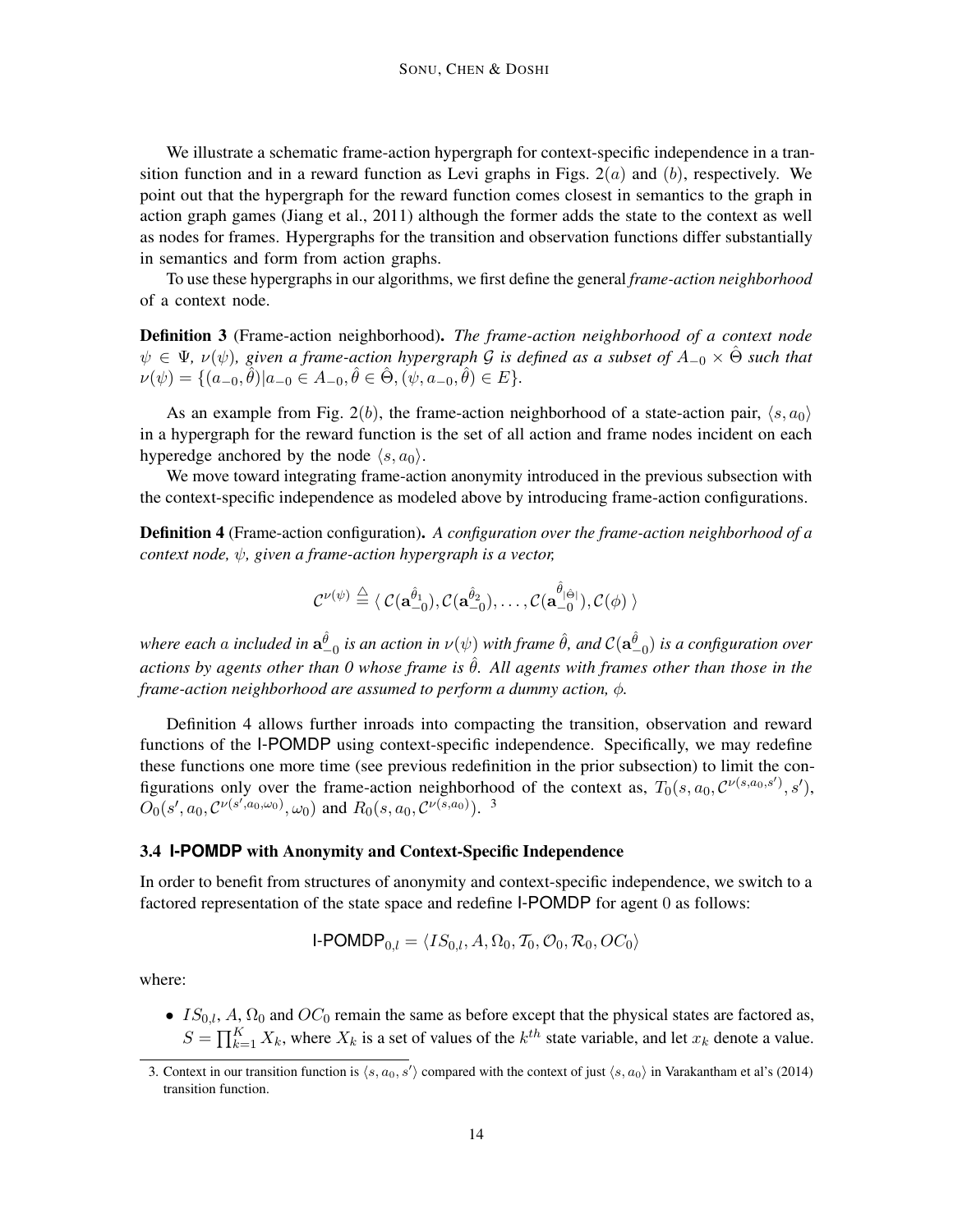We illustrate a schematic frame-action hypergraph for context-specific independence in a transition function and in a reward function as Levi graphs in Figs. 2($a$) and ($b$), respectively. We point out that the hypergraph for the reward function comes closest in semantics to the graph in action graph games (Jiang et al., 2011) although the former adds the state to the context as well as nodes for frames. Hypergraphs for the transition and observation functions differ substantially in semantics and form from action graphs.

To use these hypergraphs in our algorithms, we first define the general *frame-action neighborhood* of a context node.

**Definition 3** (Frame-action neighborhood). *The frame-action neighborhood of a context node $\psi \in \Psi$, $\nu(\psi)$, given a frame-action hypergraph $\mathcal{G}$ is defined as a subset of $A_{-0} \times \hat{\Theta}$ such that $\nu(\psi) = \{(a_{-0}, \hat{\theta}) | a_{-0} \in A_{-0}, \hat{\theta} \in \hat{\Theta}, (\psi, a_{-0}, \hat{\theta}) \in E\}$.*

As an example from Fig. 2($b$), the frame-action neighborhood of a state-action pair, $\langle s, a_0 \rangle$ in a hypergraph for the reward function is the set of all action and frame nodes incident on each hyperedge anchored by the node $\langle s, a_0 \rangle$.

We move toward integrating frame-action anonymity introduced in the previous subsection with the context-specific independence as modeled above by introducing frame-action configurations.

**Definition 4** (Frame-action configuration). *A configuration over the frame-action neighborhood of a context node, $\psi$, given a frame-action hypergraph is a vector,*

$$\mathcal{C}^{\nu(\psi)} \stackrel{\triangle}{=} \langle\ \mathcal{C}(\mathbf{a}_{-0}^{\hat{\theta}_1}), \mathcal{C}(\mathbf{a}_{-0}^{\hat{\theta}_2}), \ldots, \mathcal{C}(\mathbf{a}_{-0}^{\hat{\theta}_{|\hat{\Theta}|}}), \mathcal{C}(\phi)\ \rangle$$

*where each $a$ included in $\mathbf{a}_{-0}^{\hat{\theta}}$ is an action in $\nu(\psi)$ with frame $\hat{\theta}$, and $\mathcal{C}(\mathbf{a}_{-0}^{\hat{\theta}})$ is a configuration over actions by agents other than 0 whose frame is $\hat{\theta}$. All agents with frames other than those in the frame-action neighborhood are assumed to perform a dummy action, $\phi$.*

Definition 4 allows further inroads into compacting the transition, observation and reward functions of the I-POMDP using context-specific independence. Specifically, we may redefine these functions one more time (see previous redefinition in the prior subsection) to limit the configurations only over the frame-action neighborhood of the context as, $T_0(s, a_0, \mathcal{C}^{\nu(s,a_0,s')}, s')$, $O_0(s', a_0, \mathcal{C}^{\nu(s',a_0,\omega_0)}, \omega_0)$ and $R_0(s, a_0, \mathcal{C}^{\nu(s,a_0)})$. [3]

### 3.4 I-POMDP with Anonymity and Context-Specific Independence

In order to benefit from structures of anonymity and context-specific independence, we switch to a factored representation of the state space and redefine I-POMDP for agent 0 as follows:

$$\text{I-POMDP}_{0,l} = \langle IS_{0,l}, A, \Omega_0, \mathcal{T}_0, \mathcal{O}_0, \mathcal{R}_0, OC_0 \rangle$$

where:

- $IS_{0,l}$, $A$, $\Omega_0$ and $OC_0$ remain the same as before except that the physical states are factored as, $S = \prod_{k=1}^{K} X_k$, where $X_k$ is a set of values of the $k^{th}$ state variable, and let $x_k$ denote a value.

3. Context in our transition function is $\langle s, a_0, s' \rangle$ compared with the context of just $\langle s, a_0 \rangle$ in Varakantham et al's (2014) transition function.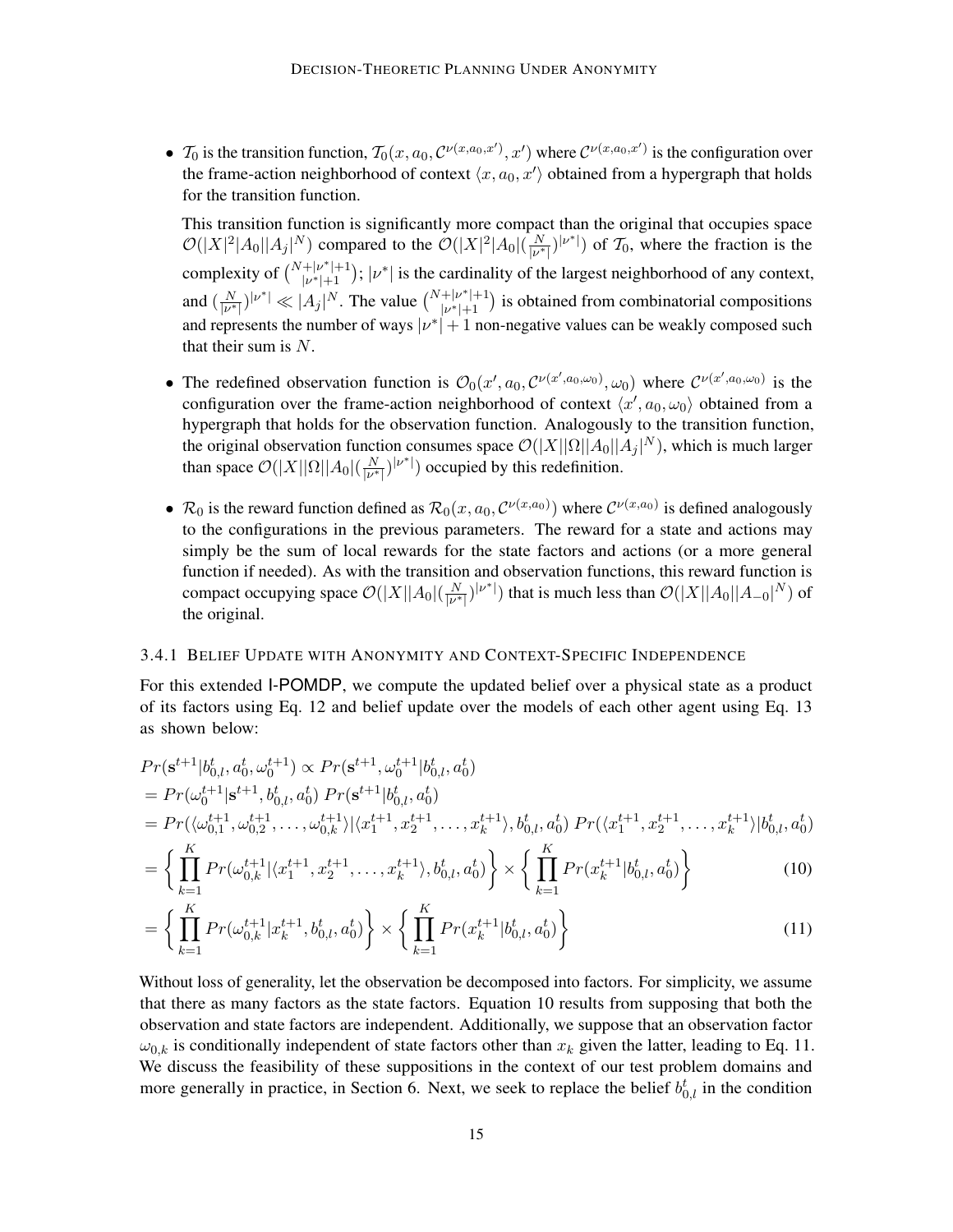- $\mathcal{T}_0$ is the transition function, $\mathcal{T}_0(x, a_0, \mathcal{C}^{\nu(x,a_0,x')}, x')$ where $\mathcal{C}^{\nu(x,a_0,x')}$ is the configuration over the frame-action neighborhood of context $\langle x, a_0, x'\rangle$ obtained from a hypergraph that holds for the transition function.

  This transition function is significantly more compact than the original that occupies space $\mathcal{O}(|X|^2|A_0||A_j|^N)$ compared to the $\mathcal{O}(|X|^2|A_0|(\frac{N}{|\nu^*|})^{|\nu^*|})$ of $\mathcal{T}_0$, where the fraction is the complexity of $\binom{N+|\nu^*|+1}{|\nu^*|+1}$; $|\nu^*|$ is the cardinality of the largest neighborhood of any context, and $(\frac{N}{|\nu^*|})^{|\nu^*|} \ll |A_j|^N$. The value $\binom{N+|\nu^*|+1}{|\nu^*|+1}$ is obtained from combinatorial compositions and represents the number of ways $|\nu^*|+1$ non-negative values can be weakly composed such that their sum is $N$.

- The redefined observation function is $\mathcal{O}_0(x', a_0, \mathcal{C}^{\nu(x',a_0,\omega_0)}, \omega_0)$ where $\mathcal{C}^{\nu(x',a_0,\omega_0)}$ is the configuration over the frame-action neighborhood of context $\langle x', a_0, \omega_0\rangle$ obtained from a hypergraph that holds for the observation function. Analogously to the transition function, the original observation function consumes space $\mathcal{O}(|X||\Omega||A_0||A_j|^N)$, which is much larger than space $\mathcal{O}(|X||\Omega||A_0|(\frac{N}{|\nu^*|})^{|\nu^*|})$ occupied by this redefinition.

- $\mathcal{R}_0$ is the reward function defined as $\mathcal{R}_0(x, a_0, \mathcal{C}^{\nu(x,a_0)})$ where $\mathcal{C}^{\nu(x,a_0)}$ is defined analogously to the configurations in the previous parameters. The reward for a state and actions may simply be the sum of local rewards for the state factors and actions (or a more general function if needed). As with the transition and observation functions, this reward function is compact occupying space $\mathcal{O}(|X||A_0|(\frac{N}{|\nu^*|})^{|\nu^*|})$ that is much less than $\mathcal{O}(|X||A_0||A_{-0}|^N)$ of the original.

### 3.4.1 Belief Update with Anonymity and Context-Specific Independence

For this extended I-POMDP, we compute the updated belief over a physical state as a product of its factors using Eq. 12 and belief update over the models of each other agent using Eq. 13 as shown below:

$$
\begin{aligned}
&Pr(\mathbf{s}^{t+1}|b_{0,l}^t, a_0^t, \omega_0^{t+1}) \propto Pr(\mathbf{s}^{t+1}, \omega_0^{t+1}|b_{0,l}^t, a_0^t)\\
&= Pr(\omega_0^{t+1}|\mathbf{s}^{t+1}, b_{0,l}^t, a_0^t)\ Pr(\mathbf{s}^{t+1}|b_{0,l}^t, a_0^t)\\
&= Pr(\langle \omega_{0,1}^{t+1}, \omega_{0,2}^{t+1}, \ldots, \omega_{0,k}^{t+1}\rangle | \langle x_1^{t+1}, x_2^{t+1}, \ldots, x_k^{t+1}\rangle, b_{0,l}^t, a_0^t)\ Pr(\langle x_1^{t+1}, x_2^{t+1}, \ldots, x_k^{t+1}\rangle | b_{0,l}^t, a_0^t)\\
&= \left\{ \prod_{k=1}^{K} Pr(\omega_{0,k}^{t+1}|\langle x_1^{t+1}, x_2^{t+1}, \ldots, x_k^{t+1}\rangle, b_{0,l}^t, a_0^t) \right\} \times \left\{ \prod_{k=1}^{K} Pr(x_k^{t+1}|b_{0,l}^t, a_0^t) \right\} \qquad (10)\\
&= \left\{ \prod_{k=1}^{K} Pr(\omega_{0,k}^{t+1}|x_k^{t+1}, b_{0,l}^t, a_0^t) \right\} \times \left\{ \prod_{k=1}^{K} Pr(x_k^{t+1}|b_{0,l}^t, a_0^t) \right\} \qquad (11)
\end{aligned}
$$

Without loss of generality, let the observation be decomposed into factors. For simplicity, we assume that there as many factors as the state factors. Equation 10 results from supposing that both the observation and state factors are independent. Additionally, we suppose that an observation factor $\omega_{0,k}$ is conditionally independent of state factors other than $x_k$ given the latter, leading to Eq. 11. We discuss the feasibility of these suppositions in the context of our test problem domains and more generally in practice, in Section 6. Next, we seek to replace the belief $b_{0,l}^t$ in the condition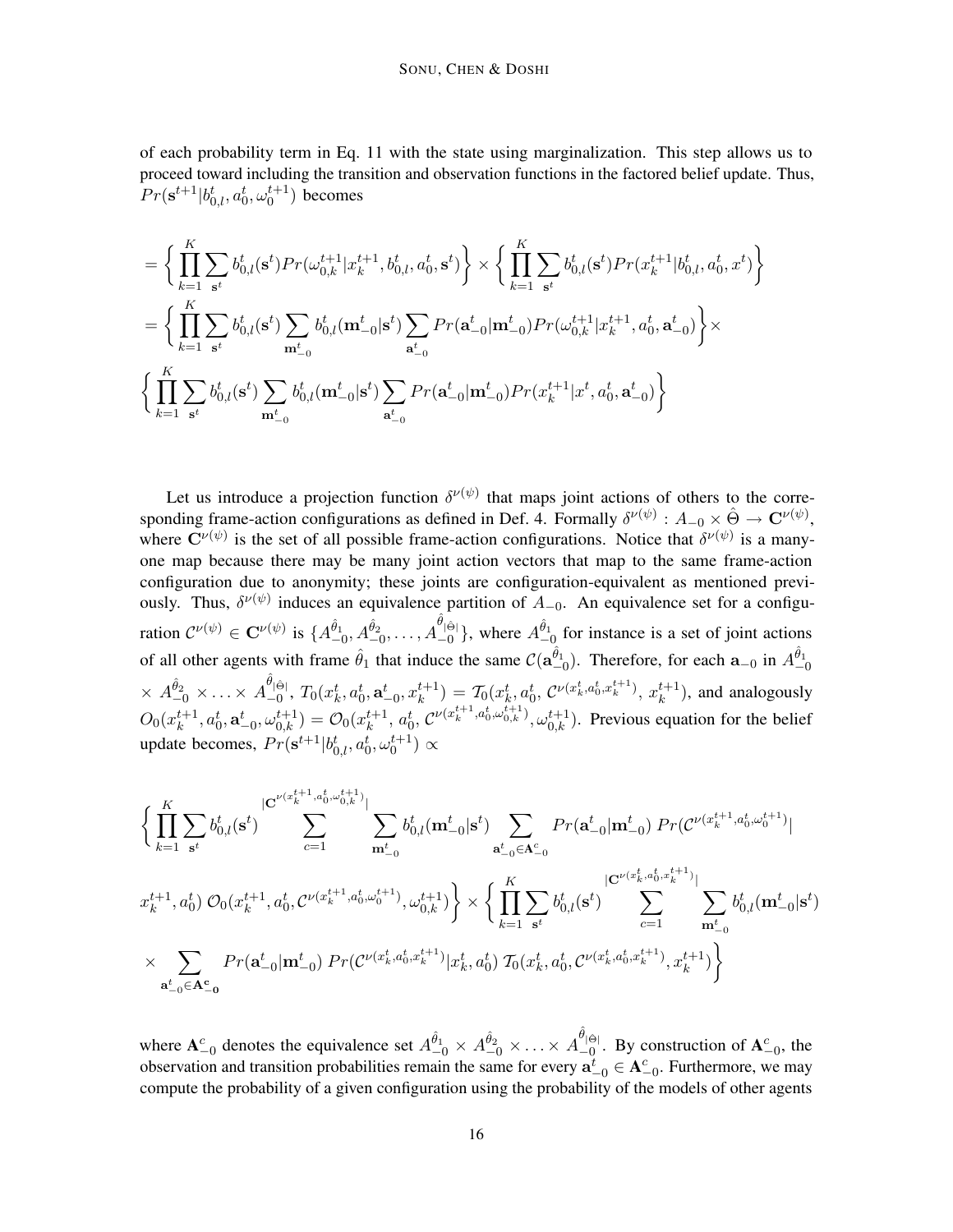of each probability term in Eq. 11 with the state using marginalization. This step allows us to proceed toward including the transition and observation functions in the factored belief update. Thus, $Pr(\mathbf{s}^{t+1}|b^t_{0,l}, a^t_0, \omega^{t+1}_0)$ becomes

$$
\begin{aligned}
&= \Big\{ \prod_{k=1}^{K} \sum_{\mathbf{s}^t} b^t_{0,l}(\mathbf{s}^t) Pr(\omega^{t+1}_{0,k}|x^{t+1}_k, b^t_{0,l}, a^t_0, \mathbf{s}^t) \Big\} \times \Big\{ \prod_{k=1}^{K} \sum_{\mathbf{s}^t} b^t_{0,l}(\mathbf{s}^t) Pr(x^{t+1}_k|b^t_{0,l}, a^t_0, x^t) \Big\} \\
&= \Big\{ \prod_{k=1}^{K} \sum_{\mathbf{s}^t} b^t_{0,l}(\mathbf{s}^t) \sum_{\mathbf{m}^t_{-0}} b^t_{0,l}(\mathbf{m}^t_{-0}|\mathbf{s}^t) \sum_{\mathbf{a}^t_{-0}} Pr(\mathbf{a}^t_{-0}|\mathbf{m}^t_{-0}) Pr(\omega^{t+1}_{0,k}|x^{t+1}_k, a^t_0, \mathbf{a}^t_{-0}) \Big\} \times \\
&\Big\{ \prod_{k=1}^{K} \sum_{\mathbf{s}^t} b^t_{0,l}(\mathbf{s}^t) \sum_{\mathbf{m}^t_{-0}} b^t_{0,l}(\mathbf{m}^t_{-0}|\mathbf{s}^t) \sum_{\mathbf{a}^t_{-0}} Pr(\mathbf{a}^t_{-0}|\mathbf{m}^t_{-0}) Pr(x^{t+1}_k|x^t, a^t_0, \mathbf{a}^t_{-0}) \Big\}
\end{aligned}
$$

Let us introduce a projection function $\delta^{\nu(\psi)}$ that maps joint actions of others to the corresponding frame-action configurations as defined in Def. 4. Formally $\delta^{\nu(\psi)} : A_{-0} \times \hat{\Theta} \rightarrow \mathbf{C}^{\nu(\psi)}$, where $\mathbf{C}^{\nu(\psi)}$ is the set of all possible frame-action configurations. Notice that $\delta^{\nu(\psi)}$ is a many-one map because there may be many joint action vectors that map to the same frame-action configuration due to anonymity; these joints are configuration-equivalent as mentioned previously. Thus, $\delta^{\nu(\psi)}$ induces an equivalence partition of $A_{-0}$. An equivalence set for a configuration $\mathcal{C}^{\nu(\psi)} \in \mathbf{C}^{\nu(\psi)}$ is $\{A^{\hat{\theta}_1}_{-0}, A^{\hat{\theta}_2}_{-0}, \ldots, A^{\hat{\theta}_{|\hat{\Theta}|}}_{-0}\}$, where $A^{\hat{\theta}_1}_{-0}$ for instance is a set of joint actions of all other agents with frame $\hat{\theta}_1$ that induce the same $\mathcal{C}(\mathbf{a}^{\hat{\theta}_1}_{-0})$. Therefore, for each $\mathbf{a}_{-0}$ in $A^{\hat{\theta}_1}_{-0} \times A^{\hat{\theta}_2}_{-0} \times \ldots \times A^{\hat{\theta}_{|\hat{\Theta}|}}_{-0}$, $T_0(x^t_k, a^t_0, \mathbf{a}^t_{-0}, x^{t+1}_k) = \mathcal{T}_0(x^t_k, a^t_0, \mathcal{C}^{\nu(x^t_k, a^t_0, x^{t+1}_k)}, x^{t+1}_k)$, and analogously $O_0(x^{t+1}_k, a^t_0, \mathbf{a}^t_{-0}, \omega^{t+1}_{0,k}) = \mathcal{O}_0(x^{t+1}_k, a^t_0, \mathcal{C}^{\nu(x^{t+1}_k, a^t_0, \omega^{t+1}_{0,k})}, \omega^{t+1}_{0,k})$. Previous equation for the belief update becomes, $Pr(\mathbf{s}^{t+1}|b^t_{0,l}, a^t_0, \omega^{t+1}_0) \propto$

$$
\begin{aligned}
&\Big\{ \prod_{k=1}^{K} \sum_{\mathbf{s}^t} b^t_{0,l}(\mathbf{s}^t) \sum_{c=1}^{|\mathbf{C}^{\nu(x^{t+1}_k, a^t_0, \omega^{t+1}_{0,k})}|} \sum_{\mathbf{m}^t_{-0}} b^t_{0,l}(\mathbf{m}^t_{-0}|\mathbf{s}^t) \sum_{\mathbf{a}^t_{-0} \in \mathbf{A}^c_{-0}} Pr(\mathbf{a}^t_{-0}|\mathbf{m}^t_{-0})\, Pr(\mathcal{C}^{\nu(x^{t+1}_k, a^t_0, \omega^{t+1}_0)}| \\
&x^{t+1}_k, a^t_0)\, \mathcal{O}_0(x^{t+1}_k, a^t_0, \mathcal{C}^{\nu(x^{t+1}_k, a^t_0, \omega^{t+1}_0)}, \omega^{t+1}_{0,k}) \Big\} \times \Big\{ \prod_{k=1}^{K} \sum_{\mathbf{s}^t} b^t_{0,l}(\mathbf{s}^t) \sum_{c=1}^{|\mathbf{C}^{\nu(x^t_k, a^t_0, x^{t+1}_k)}|} \sum_{\mathbf{m}^t_{-0}} b^t_{0,l}(\mathbf{m}^t_{-0}|\mathbf{s}^t) \\
&\times \sum_{\mathbf{a}^t_{-0} \in \mathbf{A^c_{-0}}} Pr(\mathbf{a}^t_{-0}|\mathbf{m}^t_{-0})\, Pr(\mathcal{C}^{\nu(x^t_k, a^t_0, x^{t+1}_k)}|x^t_k, a^t_0)\, \mathcal{T}_0(x^t_k, a^t_0, \mathcal{C}^{\nu(x^t_k, a^t_0, x^{t+1}_k)}, x^{t+1}_k) \Big\}
\end{aligned}
$$

where $\mathbf{A}^c_{-0}$ denotes the equivalence set $A^{\hat{\theta}_1}_{-0} \times A^{\hat{\theta}_2}_{-0} \times \ldots \times A^{\hat{\theta}_{|\hat{\Theta}|}}_{-0}$. By construction of $\mathbf{A}^c_{-0}$, the observation and transition probabilities remain the same for every $\mathbf{a}^t_{-0} \in \mathbf{A}^c_{-0}$. Furthermore, we may compute the probability of a given configuration using the probability of the models of other agents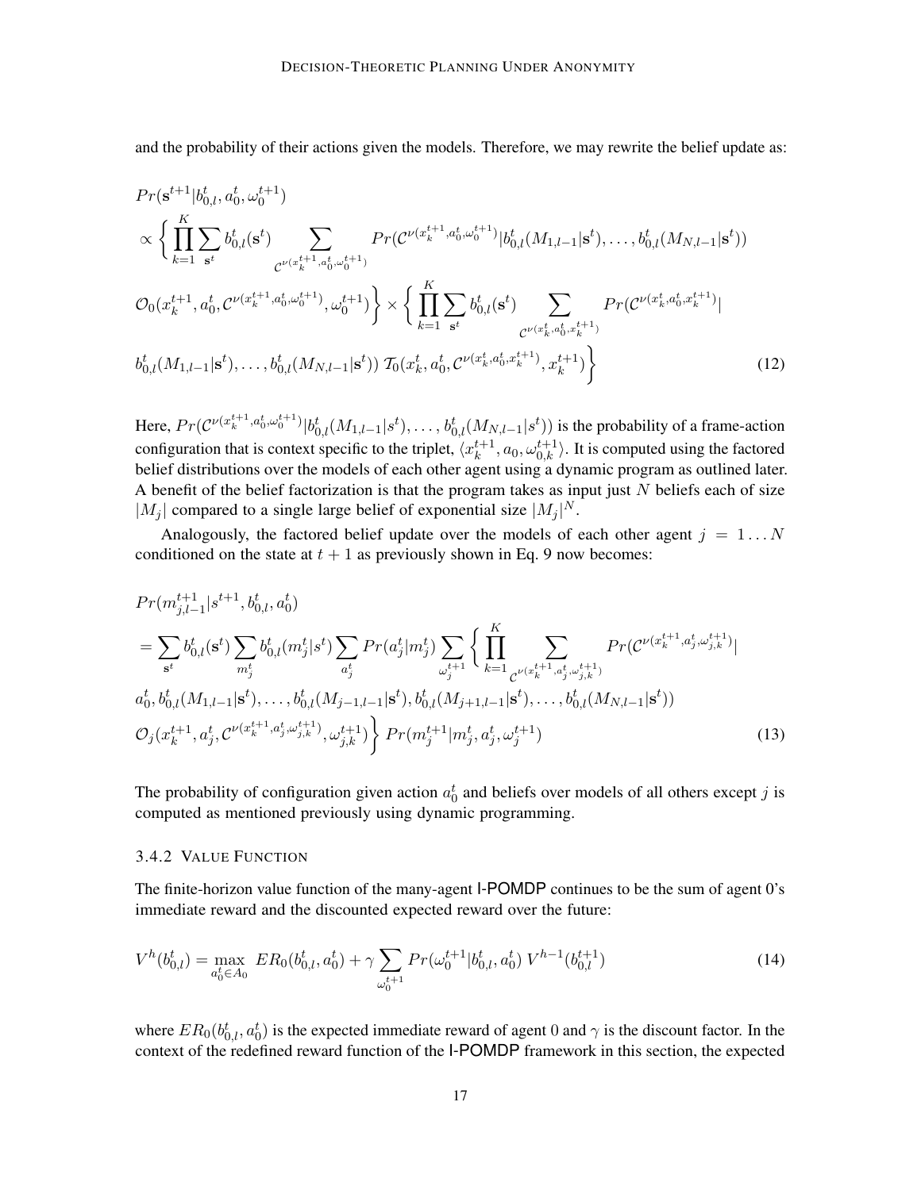and the probability of their actions given the models. Therefore, we may rewrite the belief update as:

$$
\begin{aligned}
&Pr(\mathbf{s}^{t+1}|b^t_{0,l}, a^t_0, \omega^{t+1}_0) \\
&\propto \Bigg\{ \prod_{k=1}^{K} \sum_{\mathbf{s}^t} b^t_{0,l}(\mathbf{s}^t) \sum_{\mathcal{C}^{\nu(x_k^{t+1}, a_0^t, \omega_0^{t+1})}} Pr(\mathcal{C}^{\nu(x_k^{t+1}, a_0^t, \omega_0^{t+1})}|b^t_{0,l}(M_{1,l-1}|\mathbf{s}^t), \ldots, b^t_{0,l}(M_{N,l-1}|\mathbf{s}^t)) \\
&\mathcal{O}_0(x_k^{t+1}, a_0^t, \mathcal{C}^{\nu(x_k^{t+1}, a_0^t, \omega_0^{t+1})}, \omega_0^{t+1}) \Bigg\} \times \Bigg\{ \prod_{k=1}^{K} \sum_{\mathbf{s}^t} b^t_{0,l}(\mathbf{s}^t) \sum_{\mathcal{C}^{\nu(x_k^t, a_0^t, x_k^{t+1})}} Pr(\mathcal{C}^{\nu(x_k^t, a_0^t, x_k^{t+1})}| \\
&b^t_{0,l}(M_{1,l-1}|\mathbf{s}^t), \ldots, b^t_{0,l}(M_{N,l-1}|\mathbf{s}^t)) \; \mathcal{T}_0(x_k^t, a_0^t, \mathcal{C}^{\nu(x_k^t, a_0^t, x_k^{t+1})}, x_k^{t+1}) \Bigg\}
\end{aligned} \tag{12}
$$

Here, $Pr(\mathcal{C}^{\nu(x_k^{t+1}, a_0^t, \omega_0^{t+1})}|b^t_{0,l}(M_{1,l-1}|s^t), \ldots, b^t_{0,l}(M_{N,l-1}|s^t))$ is the probability of a frame-action configuration that is context specific to the triplet, $\langle x_k^{t+1}, a_0, \omega_{0,k}^{t+1}\rangle$. It is computed using the factored belief distributions over the models of each other agent using a dynamic program as outlined later. A benefit of the belief factorization is that the program takes as input just $N$ beliefs each of size $|M_j|$ compared to a single large belief of exponential size $|M_j|^N$.

Analogously, the factored belief update over the models of each other agent $j = 1 \ldots N$ conditioned on the state at $t+1$ as previously shown in Eq. 9 now becomes:

$$
\begin{aligned}
&Pr(m^{t+1}_{j,l-1}|s^{t+1}, b^t_{0,l}, a^t_0) \\
&= \sum_{\mathbf{s}^t} b^t_{0,l}(\mathbf{s}^t) \sum_{m_j^t} b^t_{0,l}(m_j^t|s^t) \sum_{a_j^t} Pr(a_j^t|m_j^t) \sum_{\omega_j^{t+1}} \Bigg\{ \prod_{k=1}^{K} \sum_{\mathcal{C}^{\nu(x_k^{t+1}, a_j^t, \omega_{j,k}^{t+1})}} Pr(\mathcal{C}^{\nu(x_k^{t+1}, a_j^t, \omega_{j,k}^{t+1})}| \\
&a_0^t, b^t_{0,l}(M_{1,l-1}|\mathbf{s}^t), \ldots, b^t_{0,l}(M_{j-1,l-1}|\mathbf{s}^t), b^t_{0,l}(M_{j+1,l-1}|\mathbf{s}^t), \ldots, b^t_{0,l}(M_{N,l-1}|\mathbf{s}^t)) \\
&\mathcal{O}_j(x_k^{t+1}, a_j^t, \mathcal{C}^{\nu(x_k^{t+1}, a_j^t, \omega_{j,k}^{t+1})}, \omega_{j,k}^{t+1}) \Bigg\} \; Pr(m_j^{t+1}|m_j^t, a_j^t, \omega_j^{t+1})
\end{aligned} \tag{13}
$$

The probability of configuration given action $a_0^t$ and beliefs over models of all others except $j$ is computed as mentioned previously using dynamic programming.

### 3.4.2 Value Function

The finite-horizon value function of the many-agent I-POMDP continues to be the sum of agent 0's immediate reward and the discounted expected reward over the future:

$$
V^h(b^t_{0,l}) = \max_{a_0^t \in A_0} \; ER_0(b^t_{0,l}, a_0^t) + \gamma \sum_{\omega_0^{t+1}} Pr(\omega_0^{t+1}|b^t_{0,l}, a_0^t) \; V^{h-1}(b^{t+1}_{0,l}) \tag{14}
$$

where $ER_0(b^t_{0,l}, a_0^t)$ is the expected immediate reward of agent 0 and $\gamma$ is the discount factor. In the context of the redefined reward function of the I-POMDP framework in this section, the expected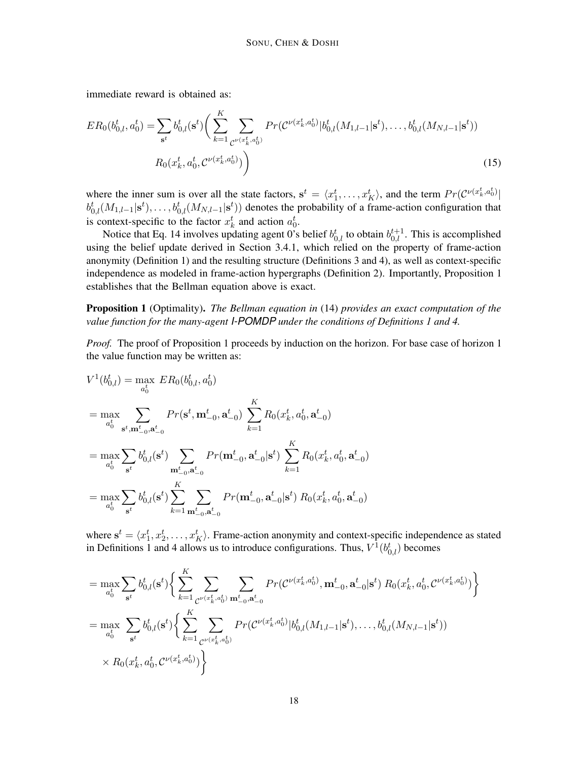immediate reward is obtained as:

$$
\begin{aligned}
ER_0(b^t_{0,l}, a^t_0) = & \sum_{\mathbf{s}^t} b^t_{0,l}(\mathbf{s}^t) \Bigg( \sum_{k=1}^{K} \sum_{\mathcal{C}^{\nu(x^t_k, a^t_0)}} Pr(\mathcal{C}^{\nu(x^t_k, a^t_0)} | b^t_{0,l}(M_{1,l-1}|\mathbf{s}^t), \ldots, b^t_{0,l}(M_{N,l-1}|\mathbf{s}^t)) \\
& R_0(x^t_k, a^t_0, \mathcal{C}^{\nu(x^t_k, a^t_0)}) \Bigg)
\end{aligned} \tag{15}
$$

where the inner sum is over all the state factors, $\mathbf{s}^t = \langle x^t_1, \ldots, x^t_K \rangle$, and the term $Pr(\mathcal{C}^{\nu(x^t_k, a^t_0)} | b^t_{0,l}(M_{1,l-1}|\mathbf{s}^t), \ldots, b^t_{0,l}(M_{N,l-1}|\mathbf{s}^t))$ denotes the probability of a frame-action configuration that is context-specific to the factor $x^t_k$ and action $a^t_0$.

Notice that Eq. 14 involves updating agent 0's belief $b^t_{0,l}$ to obtain $b^{t+1}_{0,l}$. This is accomplished using the belief update derived in Section 3.4.1, which relied on the property of frame-action anonymity (Definition 1) and the resulting structure (Definitions 3 and 4), as well as context-specific independence as modeled in frame-action hypergraphs (Definition 2). Importantly, Proposition 1 establishes that the Bellman equation above is exact.

**Proposition 1** (Optimality). *The Bellman equation in* (14) *provides an exact computation of the value function for the many-agent I-POMDP under the conditions of Definitions 1 and 4.*

*Proof.* The proof of Proposition 1 proceeds by induction on the horizon. For base case of horizon 1 the value function may be written as:

$$
\begin{aligned}
V^1(b^t_{0,l}) &= \max_{a^t_0} \; ER_0(b^t_{0,l}, a^t_0) \\
&= \max_{a^t_0} \sum_{\mathbf{s}^t, \mathbf{m}^t_{-0}, \mathbf{a}^t_{-0}} Pr(\mathbf{s}^t, \mathbf{m}^t_{-0}, \mathbf{a}^t_{-0}) \; \sum_{k=1}^{K} R_0(x^t_k, a^t_0, \mathbf{a}^t_{-0}) \\
&= \max_{a^t_0} \sum_{\mathbf{s}^t} b^t_{0,l}(\mathbf{s}^t) \sum_{\mathbf{m}^t_{-0}, \mathbf{a}^t_{-0}} Pr(\mathbf{m}^t_{-0}, \mathbf{a}^t_{-0}|\mathbf{s}^t) \; \sum_{k=1}^{K} R_0(x^t_k, a^t_0, \mathbf{a}^t_{-0}) \\
&= \max_{a^t_0} \sum_{\mathbf{s}^t} b^t_{0,l}(\mathbf{s}^t) \sum_{k=1}^{K} \sum_{\mathbf{m}^t_{-0}, \mathbf{a}^t_{-0}} Pr(\mathbf{m}^t_{-0}, \mathbf{a}^t_{-0}|\mathbf{s}^t) \; R_0(x^t_k, a^t_0, \mathbf{a}^t_{-0})
\end{aligned}
$$

where $\mathbf{s}^t = \langle x^t_1, x^t_2, \ldots, x^t_K \rangle$. Frame-action anonymity and context-specific independence as stated in Definitions 1 and 4 allows us to introduce configurations. Thus, $V^1(b^t_{0,l})$ becomes

$$
\begin{aligned}
&= \max_{a^t_0} \sum_{\mathbf{s}^t} b^t_{0,l}(\mathbf{s}^t) \Bigg\{ \sum_{k=1}^{K} \sum_{\mathcal{C}^{\nu(x^t_k, a^t_0)}} \sum_{\mathbf{m}^t_{-0}, \mathbf{a}^t_{-0}} Pr(\mathcal{C}^{\nu(x^t_k, a^t_0)}, \mathbf{m}^t_{-0}, \mathbf{a}^t_{-0}|\mathbf{s}^t) \; R_0(x^t_k, a^t_0, \mathcal{C}^{\nu(x^t_k, a^t_0)}) \Bigg\} \\
&= \max_{a^t_0} \; \sum_{\mathbf{s}^t} b^t_{0,l}(\mathbf{s}^t) \Bigg\{ \sum_{k=1}^{K} \sum_{\mathcal{C}^{\nu(x^t_k, a^t_0)}} Pr(\mathcal{C}^{\nu(x^t_k, a^t_0)} | b^t_{0,l}(M_{1,l-1}|\mathbf{s}^t), \ldots, b^t_{0,l}(M_{N,l-1}|\mathbf{s}^t)) \\
&\quad \times R_0(x^t_k, a^t_0, \mathcal{C}^{\nu(x^t_k, a^t_0)}) \Bigg\}
\end{aligned}
$$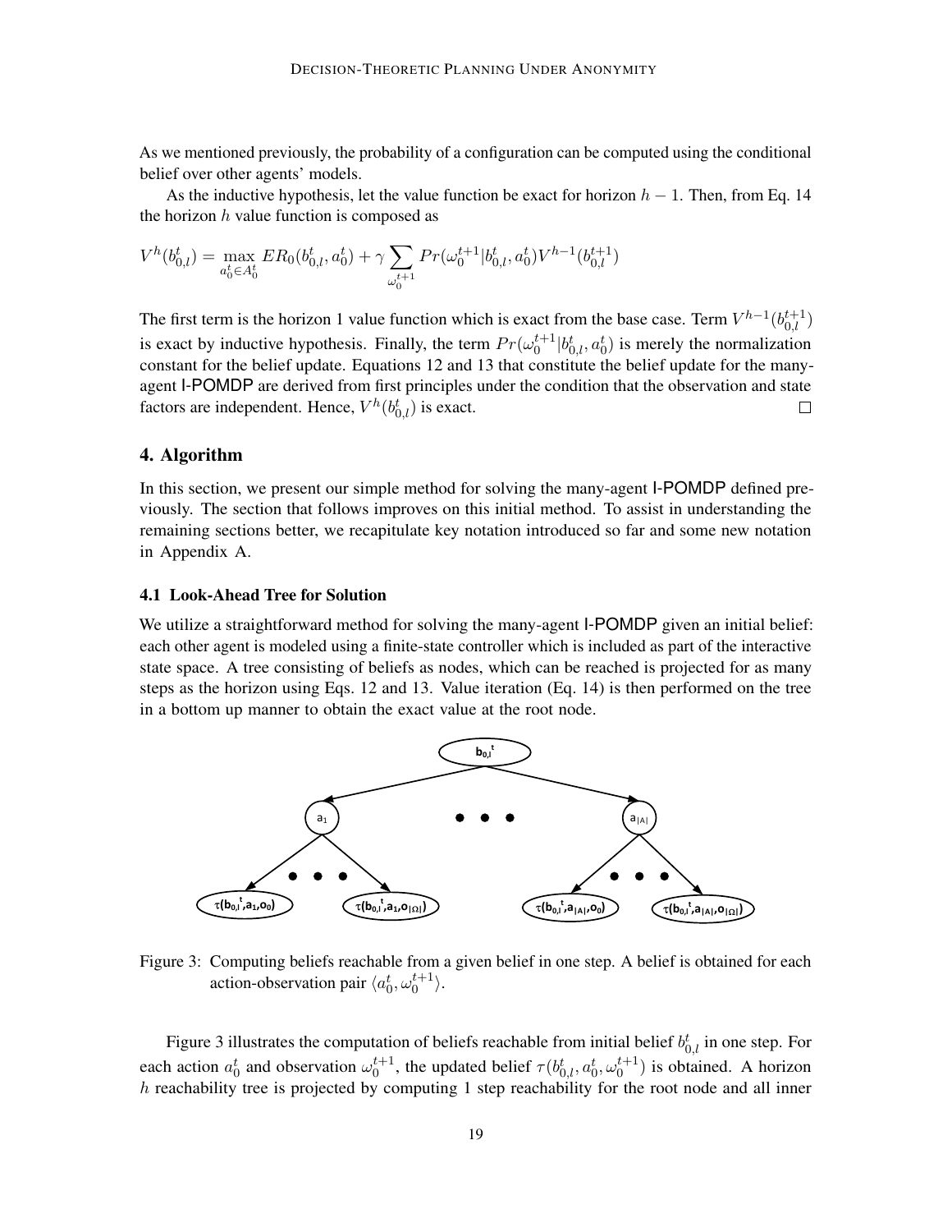As we mentioned previously, the probability of a configuration can be computed using the conditional belief over other agents' models.

As the inductive hypothesis, let the value function be exact for horizon $h-1$. Then, from Eq. 14 the horizon $h$ value function is composed as

$$V^h(b_{0,l}^t) = \max_{a_0^t \in A_0^t} ER_0(b_{0,l}^t, a_0^t) + \gamma \sum_{\omega_0^{t+1}} Pr(\omega_0^{t+1}|b_{0,l}^t, a_0^t) V^{h-1}(b_{0,l}^{t+1})$$

The first term is the horizon 1 value function which is exact from the base case. Term $V^{h-1}(b_{0,l}^{t+1})$ is exact by inductive hypothesis. Finally, the term $Pr(\omega_0^{t+1}|b_{0,l}^t, a_0^t)$ is merely the normalization constant for the belief update. Equations 12 and 13 that constitute the belief update for the many-agent I-POMDP are derived from first principles under the condition that the observation and state factors are independent. Hence, $V^h(b_{0,l}^t)$ is exact. □

## 4. Algorithm

In this section, we present our simple method for solving the many-agent I-POMDP defined previously. The section that follows improves on this initial method. To assist in understanding the remaining sections better, we recapitulate key notation introduced so far and some new notation in Appendix A.

### 4.1 Look-Ahead Tree for Solution

We utilize a straightforward method for solving the many-agent I-POMDP given an initial belief: each other agent is modeled using a finite-state controller which is included as part of the interactive state space. A tree consisting of beliefs as nodes, which can be reached is projected for as many steps as the horizon using Eqs. 12 and 13. Value iteration (Eq. 14) is then performed on the tree in a bottom up manner to obtain the exact value at the root node.

Figure 3: Computing beliefs reachable from a given belief in one step. A belief is obtained for each action-observation pair $\langle a_0^t, \omega_0^{t+1} \rangle$.

Figure 3 illustrates the computation of beliefs reachable from initial belief $b_{0,l}^t$ in one step. For each action $a_0^t$ and observation $\omega_0^{t+1}$, the updated belief $\tau(b_{0,l}^t, a_0^t, \omega_0^{t+1})$ is obtained. A horizon $h$ reachability tree is projected by computing 1 step reachability for the root node and all inner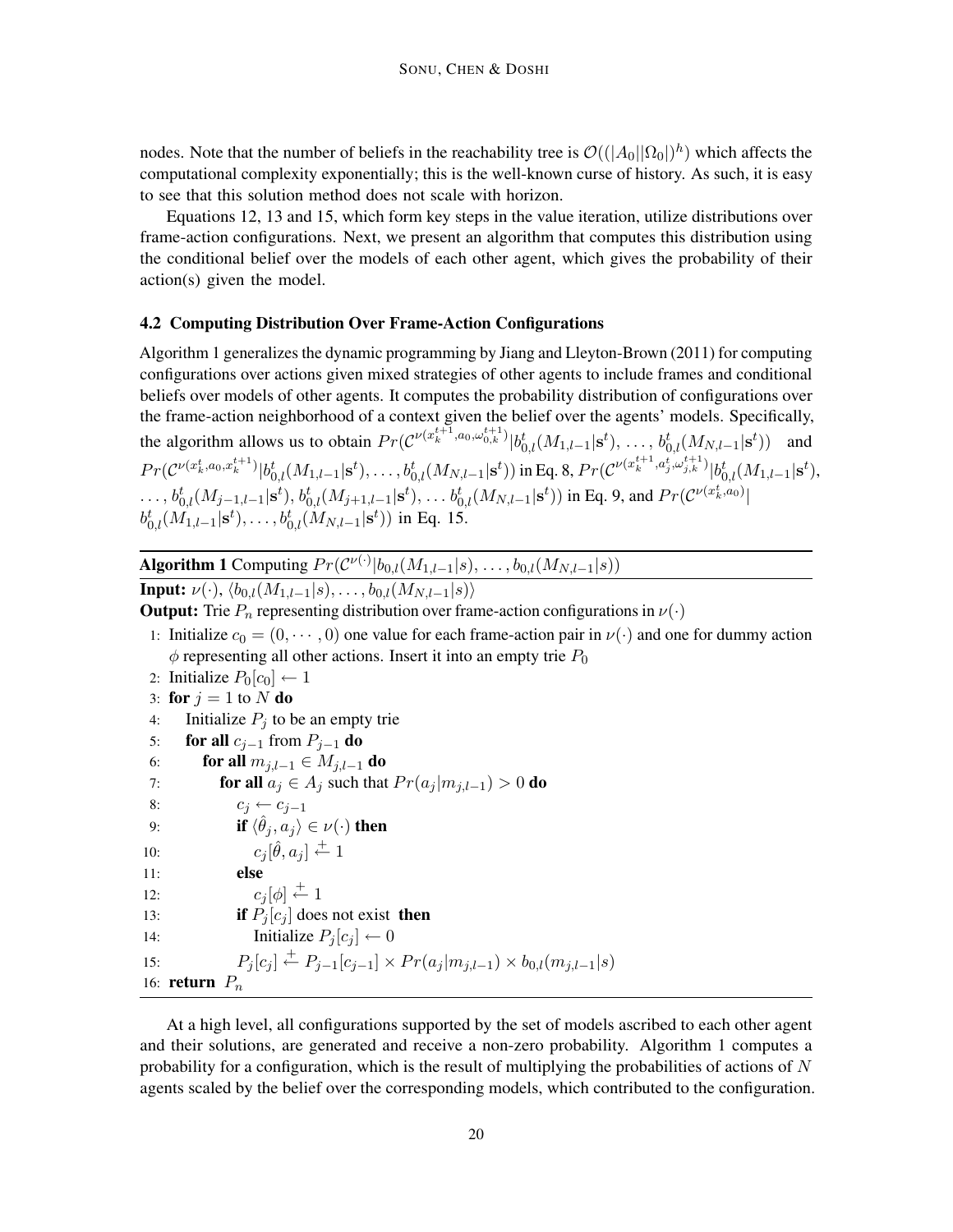nodes. Note that the number of beliefs in the reachability tree is $\mathcal{O}((|A_0||\Omega_0|)^h)$ which affects the computational complexity exponentially; this is the well-known curse of history. As such, it is easy to see that this solution method does not scale with horizon.

Equations 12, 13 and 15, which form key steps in the value iteration, utilize distributions over frame-action configurations. Next, we present an algorithm that computes this distribution using the conditional belief over the models of each other agent, which gives the probability of their action(s) given the model.

### 4.2 Computing Distribution Over Frame-Action Configurations

Algorithm 1 generalizes the dynamic programming by Jiang and Lleyton-Brown (2011) for computing configurations over actions given mixed strategies of other agents to include frames and conditional beliefs over models of other agents. It computes the probability distribution of configurations over the frame-action neighborhood of a context given the belief over the agents' models. Specifically, the algorithm allows us to obtain $Pr(\mathcal{C}^{\nu(x_k^{t+1}, a_0, \omega_{0,k}^{t+1})}|b_{0,l}^t(M_{1,l-1}|\mathbf{s}^t), \ldots, b_{0,l}^t(M_{N,l-1}|\mathbf{s}^t))$ and $Pr(\mathcal{C}^{\nu(x_k^t, a_0, x_k^{t+1})}|b_{0,l}^t(M_{1,l-1}|\mathbf{s}^t), \ldots, b_{0,l}^t(M_{N,l-1}|\mathbf{s}^t))$ in Eq. 8, $Pr(\mathcal{C}^{\nu(x_k^{t+1}, a_j^t, \omega_{j,k}^{t+1})}|b_{0,l}^t(M_{1,l-1}|\mathbf{s}^t), \ldots, b_{0,l}^t(M_{j-1,l-1}|\mathbf{s}^t), b_{0,l}^t(M_{j+1,l-1}|\mathbf{s}^t), \ldots b_{0,l}^t(M_{N,l-1}|\mathbf{s}^t))$ in Eq. 9, and $Pr(\mathcal{C}^{\nu(x_k^t, a_0)}|b_{0,l}^t(M_{1,l-1}|\mathbf{s}^t), \ldots, b_{0,l}^t(M_{N,l-1}|\mathbf{s}^t))$ in Eq. 15.

---

**Algorithm 1** Computing $Pr(\mathcal{C}^{\nu(\cdot)}|b_{0,l}(M_{1,l-1}|s), \ldots, b_{0,l}(M_{N,l-1}|s))$

**Input:** $\nu(\cdot)$, $\langle b_{0,l}(M_{1,l-1}|s), \ldots, b_{0,l}(M_{N,l-1}|s)\rangle$

**Output:** Trie $P_n$ representing distribution over frame-action configurations in $\nu(\cdot)$

1: Initialize $c_0 = (0, \cdots, 0)$ one value for each frame-action pair in $\nu(\cdot)$ and one for dummy action $\phi$ representing all other actions. Insert it into an empty trie $P_0$
2: Initialize $P_0[c_0] \leftarrow 1$
3: **for** $j = 1$ to $N$ **do**
4: Initialize $P_j$ to be an empty trie
5: **for all** $c_{j-1}$ from $P_{j-1}$ **do**
6: **for all** $m_{j,l-1} \in M_{j,l-1}$ **do**
7: **for all** $a_j \in A_j$ such that $Pr(a_j|m_{j,l-1}) > 0$ **do**
8: $c_j \leftarrow c_{j-1}$
9: **if** $\langle \hat{\theta}_j, a_j \rangle \in \nu(\cdot)$ **then**
10: $c_j[\hat{\theta}, a_j] \xleftarrow{+} 1$
11: **else**
12: $c_j[\phi] \xleftarrow{+} 1$
13: **if** $P_j[c_j]$ does not exist **then**
14: Initialize $P_j[c_j] \leftarrow 0$
15: $P_j[c_j] \xleftarrow{+} P_{j-1}[c_{j-1}] \times Pr(a_j|m_{j,l-1}) \times b_{0,l}(m_{j,l-1}|s)$
16: **return** $P_n$

---

At a high level, all configurations supported by the set of models ascribed to each other agent and their solutions, are generated and receive a non-zero probability. Algorithm 1 computes a probability for a configuration, which is the result of multiplying the probabilities of actions of $N$ agents scaled by the belief over the corresponding models, which contributed to the configuration.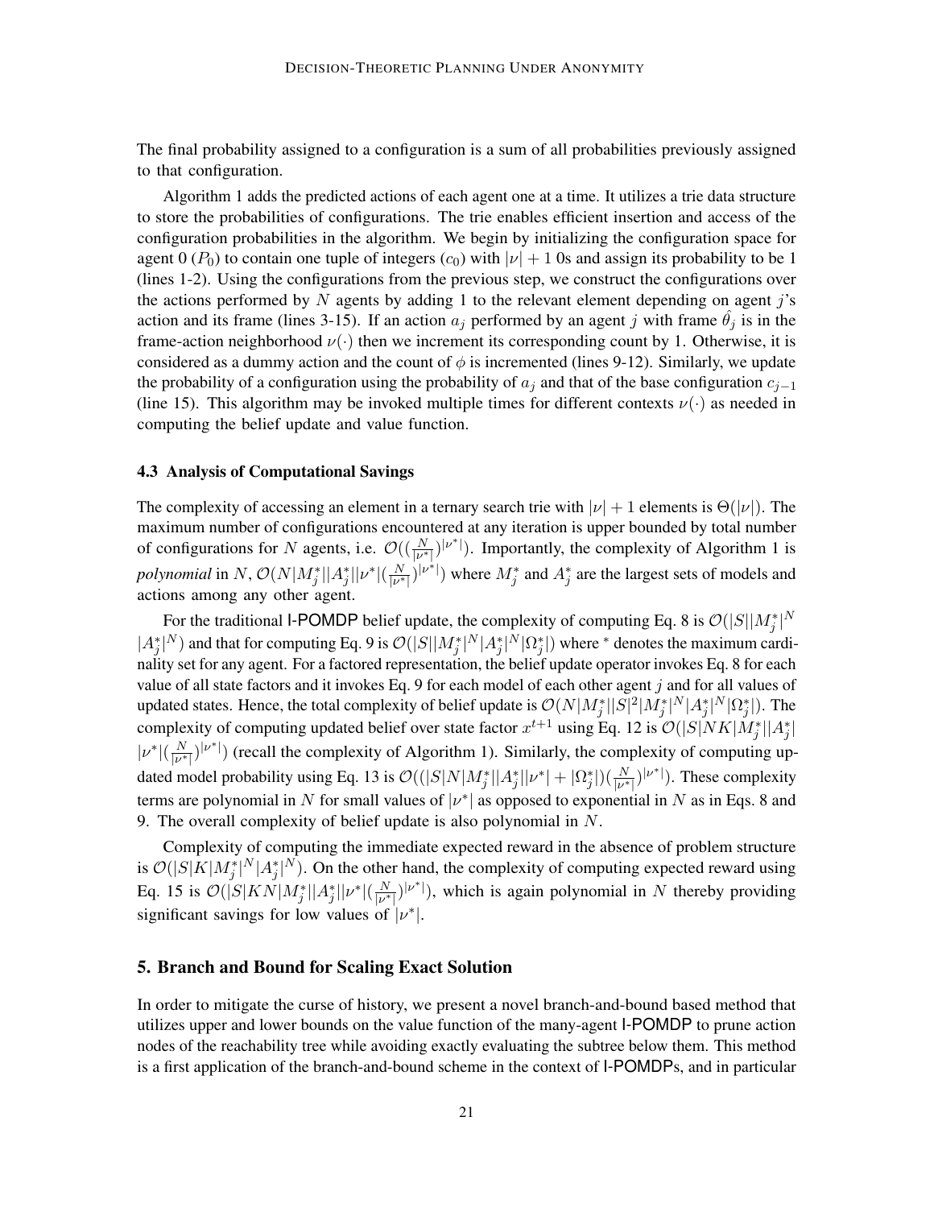The final probability assigned to a configuration is a sum of all probabilities previously assigned to that configuration.

Algorithm 1 adds the predicted actions of each agent one at a time. It utilizes a trie data structure to store the probabilities of configurations. The trie enables efficient insertion and access of the configuration probabilities in the algorithm. We begin by initializing the configuration space for agent 0 ($P_0$) to contain one tuple of integers ($c_0$) with $|\nu| + 1$ 0s and assign its probability to be 1 (lines 1-2). Using the configurations from the previous step, we construct the configurations over the actions performed by $N$ agents by adding 1 to the relevant element depending on agent $j$'s action and its frame (lines 3-15). If an action $a_j$ performed by an agent $j$ with frame $\hat{\theta}_j$ is in the frame-action neighborhood $\nu(\cdot)$ then we increment its corresponding count by 1. Otherwise, it is considered as a dummy action and the count of $\phi$ is incremented (lines 9-12). Similarly, we update the probability of a configuration using the probability of $a_j$ and that of the base configuration $c_{j-1}$ (line 15). This algorithm may be invoked multiple times for different contexts $\nu(\cdot)$ as needed in computing the belief update and value function.

### 4.3 Analysis of Computational Savings

The complexity of accessing an element in a ternary search trie with $|\nu| + 1$ elements is $\Theta(|\nu|)$. The maximum number of configurations encountered at any iteration is upper bounded by total number of configurations for $N$ agents, i.e. $\mathcal{O}((\frac{N}{|\nu^*|})^{|\nu^*|})$. Importantly, the complexity of Algorithm 1 is *polynomial* in $N$, $\mathcal{O}(N|M_j^*||A_j^*||\nu^*|(\frac{N}{|\nu^*|})^{|\nu^*|})$ where $M_j^*$ and $A_j^*$ are the largest sets of models and actions among any other agent.

For the traditional I-POMDP belief update, the complexity of computing Eq. 8 is $\mathcal{O}(|S||M_j^*|^N |A_j^*|^N)$ and that for computing Eq. 9 is $\mathcal{O}(|S||M_j^*|^N|A_j^*|^N|\Omega_j^*|)$ where $^*$ denotes the maximum cardinality set for any agent. For a factored representation, the belief update operator invokes Eq. 8 for each value of all state factors and it invokes Eq. 9 for each model of each other agent $j$ and for all values of updated states. Hence, the total complexity of belief update is $\mathcal{O}(N|M_j^*||S|^2|M_j^*|^N|A_j^*|^N|\Omega_j^*|)$. The complexity of computing updated belief over state factor $x^{t+1}$ using Eq. 12 is $\mathcal{O}(|S|NK|M_j^*||A_j^*| |\nu^*|(\frac{N}{|\nu^*|})^{|\nu^*|})$ (recall the complexity of Algorithm 1). Similarly, the complexity of computing updated model probability using Eq. 13 is $\mathcal{O}((|S|N|M_j^*||A_j^*||\nu^*| + |\Omega_j^*|)(\frac{N}{|\nu^*|})^{|\nu^*|})$. These complexity terms are polynomial in $N$ for small values of $|\nu^*|$ as opposed to exponential in $N$ as in Eqs. 8 and 9. The overall complexity of belief update is also polynomial in $N$.

Complexity of computing the immediate expected reward in the absence of problem structure is $\mathcal{O}(|S|K|M_j^*|^N|A_j^*|^N)$. On the other hand, the complexity of computing expected reward using Eq. 15 is $\mathcal{O}(|S|KN|M_j^*||A_j^*||\nu^*|(\frac{N}{|\nu^*|})^{|\nu^*|})$, which is again polynomial in $N$ thereby providing significant savings for low values of $|\nu^*|$.

## 5. Branch and Bound for Scaling Exact Solution

In order to mitigate the curse of history, we present a novel branch-and-bound based method that utilizes upper and lower bounds on the value function of the many-agent I-POMDP to prune action nodes of the reachability tree while avoiding exactly evaluating the subtree below them. This method is a first application of the branch-and-bound scheme in the context of I-POMDPs, and in particular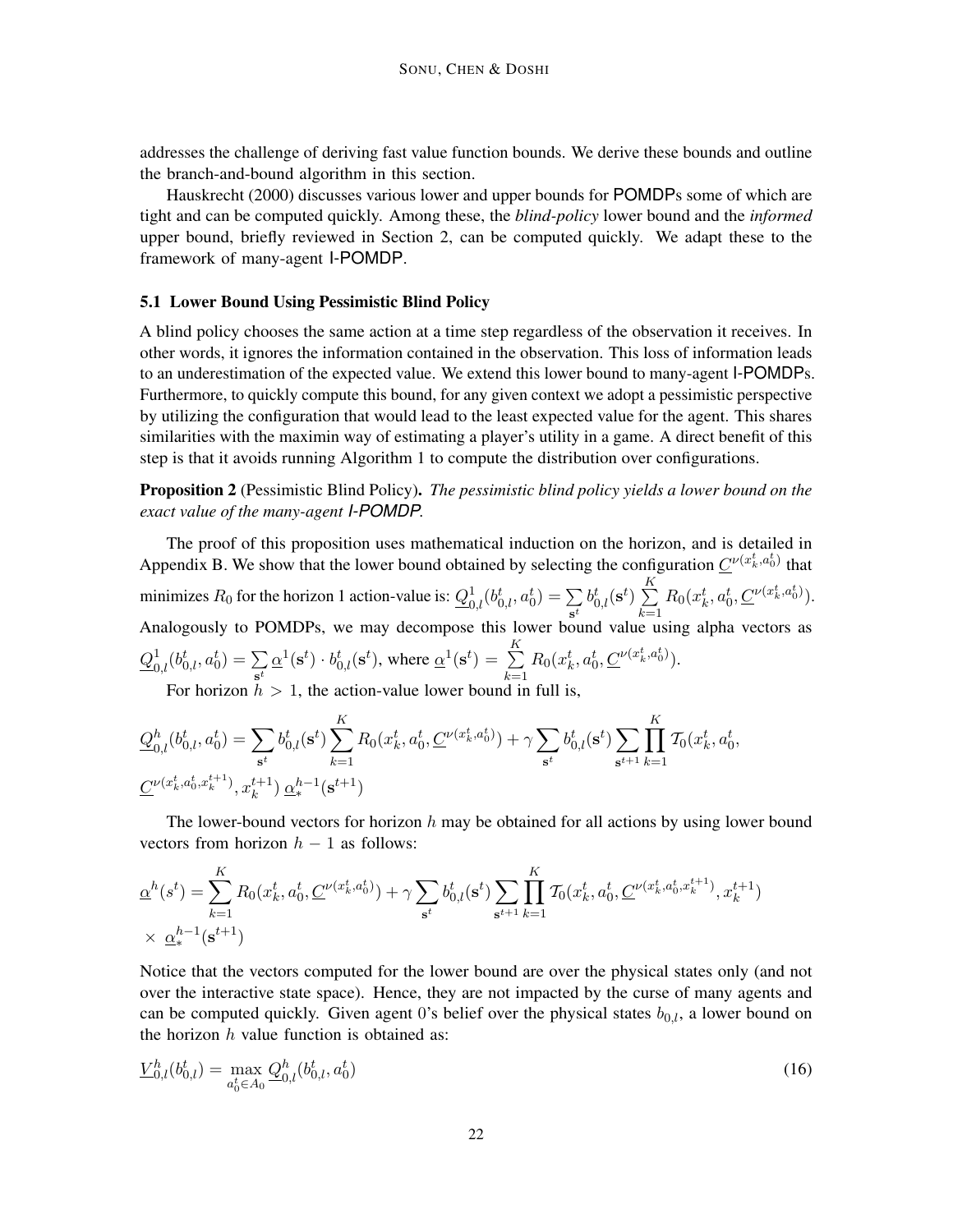addresses the challenge of deriving fast value function bounds. We derive these bounds and outline the branch-and-bound algorithm in this section.

Hauskrecht (2000) discusses various lower and upper bounds for POMDPs some of which are tight and can be computed quickly. Among these, the *blind-policy* lower bound and the *informed* upper bound, briefly reviewed in Section 2, can be computed quickly. We adapt these to the framework of many-agent I-POMDP.

### 5.1 Lower Bound Using Pessimistic Blind Policy

A blind policy chooses the same action at a time step regardless of the observation it receives. In other words, it ignores the information contained in the observation. This loss of information leads to an underestimation of the expected value. We extend this lower bound to many-agent I-POMDPs. Furthermore, to quickly compute this bound, for any given context we adopt a pessimistic perspective by utilizing the configuration that would lead to the least expected value for the agent. This shares similarities with the maximin way of estimating a player's utility in a game. A direct benefit of this step is that it avoids running Algorithm 1 to compute the distribution over configurations.

**Proposition 2** (Pessimistic Blind Policy). *The pessimistic blind policy yields a lower bound on the exact value of the many-agent I-POMDP.*

The proof of this proposition uses mathematical induction on the horizon, and is detailed in Appendix B. We show that the lower bound obtained by selecting the configuration $\underline{C}^{\nu(x_k^t, a_0^t)}$ that minimizes $R_0$ for the horizon 1 action-value is: $\underline{Q}^1_{0,l}(b^t_{0,l}, a^t_0) = \sum_{\mathbf{s}^t} b^t_{0,l}(\mathbf{s}^t) \sum_{k=1}^{K} R_0(x_k^t, a_0^t, \underline{C}^{\nu(x_k^t, a_0^t)})$. Analogously to POMDPs, we may decompose this lower bound value using alpha vectors as $\underline{Q}^1_{0,l}(b^t_{0,l}, a^t_0) = \sum_{\mathbf{s}^t} \underline{\alpha}^1(\mathbf{s}^t) \cdot b^t_{0,l}(\mathbf{s}^t)$, where $\underline{\alpha}^1(\mathbf{s}^t) = \sum_{k=1}^{K} R_0(x_k^t, a_0^t, \underline{C}^{\nu(x_k^t, a_0^t)})$.

For horizon $h > 1$, the action-value lower bound in full is,

$$
\underline{Q}^h_{0,l}(b^t_{0,l}, a^t_0) = \sum_{\mathbf{s}^t} b^t_{0,l}(\mathbf{s}^t) \sum_{k=1}^{K} R_0(x_k^t, a_0^t, \underline{C}^{\nu(x_k^t, a_0^t)}) + \gamma \sum_{\mathbf{s}^t} b^t_{0,l}(\mathbf{s}^t) \sum_{\mathbf{s}^{t+1}} \prod_{k=1}^{K} \mathcal{T}_0(x_k^t, a_0^t, \underline{C}^{\nu(x_k^t, a_0^t, x_k^{t+1})}, x_k^{t+1})\, \underline{\alpha}^{h-1}_*(\mathbf{s}^{t+1})
$$

The lower-bound vectors for horizon $h$ may be obtained for all actions by using lower bound vectors from horizon $h-1$ as follows:

$$
\underline{\alpha}^h(s^t) = \sum_{k=1}^{K} R_0(x_k^t, a_0^t, \underline{C}^{\nu(x_k^t, a_0^t)}) + \gamma \sum_{\mathbf{s}^t} b^t_{0,l}(\mathbf{s}^t) \sum_{\mathbf{s}^{t+1}} \prod_{k=1}^{K} \mathcal{T}_0(x_k^t, a_0^t, \underline{C}^{\nu(x_k^t, a_0^t, x_k^{t+1})}, x_k^{t+1}) \times \underline{\alpha}^{h-1}_*(\mathbf{s}^{t+1})
$$

Notice that the vectors computed for the lower bound are over the physical states only (and not over the interactive state space). Hence, they are not impacted by the curse of many agents and can be computed quickly. Given agent 0's belief over the physical states $b_{0,l}$, a lower bound on the horizon $h$ value function is obtained as:

$$
\underline{V}^h_{0,l}(b^t_{0,l}) = \max_{a^t_0 \in A_0} \underline{Q}^h_{0,l}(b^t_{0,l}, a^t_0) \tag{16}
$$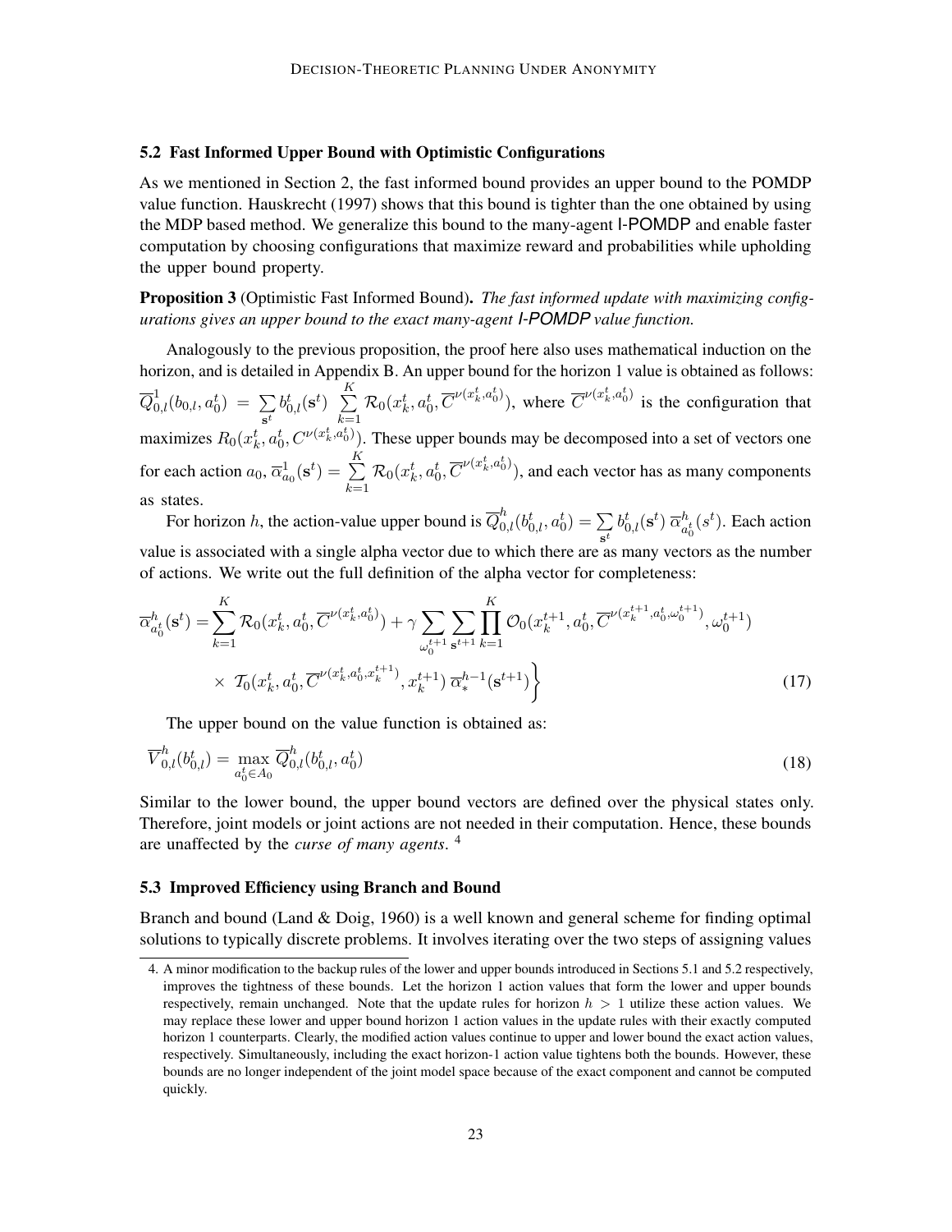### 5.2 Fast Informed Upper Bound with Optimistic Configurations

As we mentioned in Section 2, the fast informed bound provides an upper bound to the POMDP value function. Hauskrecht (1997) shows that this bound is tighter than the one obtained by using the MDP based method. We generalize this bound to the many-agent I-POMDP and enable faster computation by choosing configurations that maximize reward and probabilities while upholding the upper bound property.

**Proposition 3** (Optimistic Fast Informed Bound). *The fast informed update with maximizing configurations gives an upper bound to the exact many-agent I-POMDP value function.*

Analogously to the previous proposition, the proof here also uses mathematical induction on the horizon, and is detailed in Appendix B. An upper bound for the horizon 1 value is obtained as follows: $\overline{Q}^1_{0,l}(b_{0,l}, a_0^t) = \sum_{\mathbf{s}^t} b^t_{0,l}(\mathbf{s}^t) \sum_{k=1}^{K} \mathcal{R}_0(x_k^t, a_0^t, \overline{C}^{\nu(x_k^t, a_0^t)})$, where $\overline{C}^{\nu(x_k^t, a_0^t)}$ is the configuration that maximizes $R_0(x_k^t, a_0^t, C^{\nu(x_k^t, a_0^t)})$. These upper bounds may be decomposed into a set of vectors one for each action $a_0$, $\overline{\alpha}^1_{a_0}(\mathbf{s}^t) = \sum_{k=1}^{K} \mathcal{R}_0(x_k^t, a_0^t, \overline{C}^{\nu(x_k^t, a_0^t)})$, and each vector has as many components as states.

For horizon $h$, the action-value upper bound is $\overline{Q}^h_{0,l}(b^t_{0,l}, a_0^t) = \sum_{\mathbf{s}^t} b^t_{0,l}(\mathbf{s}^t)\, \overline{\alpha}^h_{a_0^t}(s^t)$. Each action value is associated with a single alpha vector due to which there are as many vectors as the number of actions. We write out the full definition of the alpha vector for completeness:

$$
\begin{aligned}
\overline{\alpha}^h_{a_0^t}(\mathbf{s}^t) = &\sum_{k=1}^{K} \mathcal{R}_0(x_k^t, a_0^t, \overline{C}^{\nu(x_k^t, a_0^t)}) + \gamma \sum_{\omega_0^{t+1}} \sum_{\mathbf{s}^{t+1}} \prod_{k=1}^{K} \mathcal{O}_0(x_k^{t+1}, a_0^t, \overline{C}^{\nu(x_k^{t+1}, a_0^t, \omega_0^{t+1})}, \omega_0^{t+1}) \\
&\times\ \mathcal{T}_0(x_k^t, a_0^t, \overline{C}^{\nu(x_k^t, a_0^t, x_k^{t+1})}, x_k^{t+1})\ \overline{\alpha}^{h-1}_*(\mathbf{s}^{t+1}) \Big\}
\end{aligned}
\tag{17}
$$

The upper bound on the value function is obtained as:

$$
\overline{V}^h_{0,l}(b^t_{0,l}) = \max_{a_0^t \in A_0} \overline{Q}^h_{0,l}(b^t_{0,l}, a_0^t) \tag{18}
$$

Similar to the lower bound, the upper bound vectors are defined over the physical states only. Therefore, joint models or joint actions are not needed in their computation. Hence, these bounds are unaffected by the *curse of many agents*. [4]

### 5.3 Improved Efficiency using Branch and Bound

Branch and bound (Land & Doig, 1960) is a well known and general scheme for finding optimal solutions to typically discrete problems. It involves iterating over the two steps of assigning values

4. A minor modification to the backup rules of the lower and upper bounds introduced in Sections 5.1 and 5.2 respectively, improves the tightness of these bounds. Let the horizon 1 action values that form the lower and upper bounds respectively, remain unchanged. Note that the update rules for horizon $h > 1$ utilize these action values. We may replace these lower and upper bound horizon 1 action values in the update rules with their exactly computed horizon 1 counterparts. Clearly, the modified action values continue to upper and lower bound the exact action values, respectively. Simultaneously, including the exact horizon-1 action value tightens both the bounds. However, these bounds are no longer independent of the joint model space because of the exact component and cannot be computed quickly.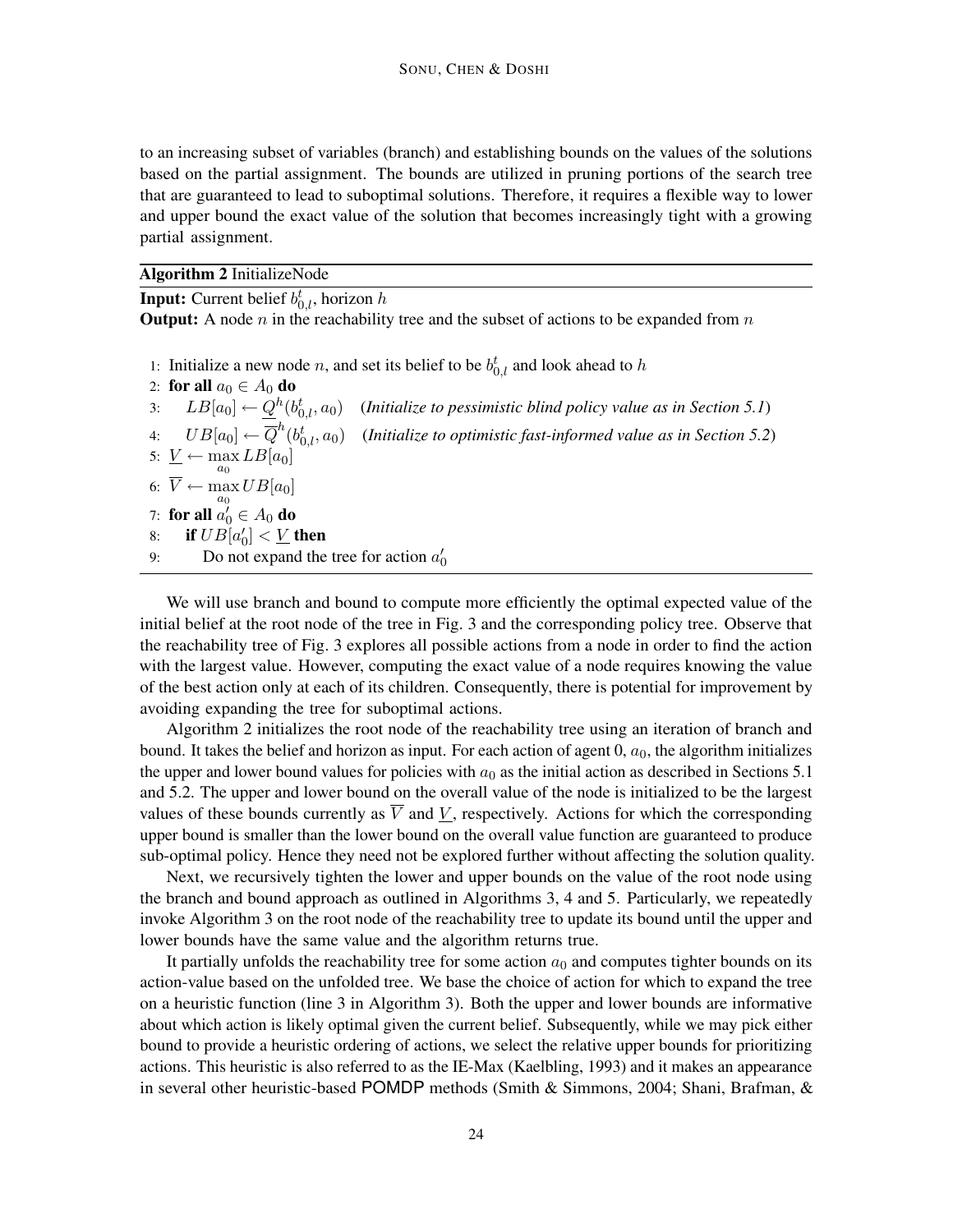to an increasing subset of variables (branch) and establishing bounds on the values of the solutions based on the partial assignment. The bounds are utilized in pruning portions of the search tree that are guaranteed to lead to suboptimal solutions. Therefore, it requires a flexible way to lower and upper bound the exact value of the solution that becomes increasingly tight with a growing partial assignment.

**Algorithm 2** InitializeNode

**Input:** Current belief $b^t_{0,l}$, horizon $h$
**Output:** A node $n$ in the reachability tree and the subset of actions to be expanded from $n$

1: Initialize a new node $n$, and set its belief to be $b^t_{0,l}$ and look ahead to $h$
2: **for all** $a_0 \in A_0$ **do**
3: $\quad LB[a_0] \leftarrow \underline{Q}^h(b^t_{0,l}, a_0)$ (*Initialize to pessimistic blind policy value as in Section 5.1*)
4: $\quad UB[a_0] \leftarrow \overline{Q}^h(b^t_{0,l}, a_0)$ (*Initialize to optimistic fast-informed value as in Section 5.2*)
5: $\underline{V} \leftarrow \max_{a_0} LB[a_0]$
6: $\overline{V} \leftarrow \max_{a_0} UB[a_0]$
7: **for all** $a'_0 \in A_0$ **do**
8: $\quad$ **if** $UB[a'_0] < \underline{V}$ **then**
9: $\quad\quad$ Do not expand the tree for action $a'_0$

We will use branch and bound to compute more efficiently the optimal expected value of the initial belief at the root node of the tree in Fig. 3 and the corresponding policy tree. Observe that the reachability tree of Fig. 3 explores all possible actions from a node in order to find the action with the largest value. However, computing the exact value of a node requires knowing the value of the best action only at each of its children. Consequently, there is potential for improvement by avoiding expanding the tree for suboptimal actions.

Algorithm 2 initializes the root node of the reachability tree using an iteration of branch and bound. It takes the belief and horizon as input. For each action of agent 0, $a_0$, the algorithm initializes the upper and lower bound values for policies with $a_0$ as the initial action as described in Sections 5.1 and 5.2. The upper and lower bound on the overall value of the node is initialized to be the largest values of these bounds currently as $\overline{V}$ and $\underline{V}$, respectively. Actions for which the corresponding upper bound is smaller than the lower bound on the overall value function are guaranteed to produce sub-optimal policy. Hence they need not be explored further without affecting the solution quality.

Next, we recursively tighten the lower and upper bounds on the value of the root node using the branch and bound approach as outlined in Algorithms 3, 4 and 5. Particularly, we repeatedly invoke Algorithm 3 on the root node of the reachability tree to update its bound until the upper and lower bounds have the same value and the algorithm returns true.

It partially unfolds the reachability tree for some action $a_0$ and computes tighter bounds on its action-value based on the unfolded tree. We base the choice of action for which to expand the tree on a heuristic function (line 3 in Algorithm 3). Both the upper and lower bounds are informative about which action is likely optimal given the current belief. Subsequently, while we may pick either bound to provide a heuristic ordering of actions, we select the relative upper bounds for prioritizing actions. This heuristic is also referred to as the IE-Max (Kaelbling, 1993) and it makes an appearance in several other heuristic-based POMDP methods (Smith & Simmons, 2004; Shani, Brafman, &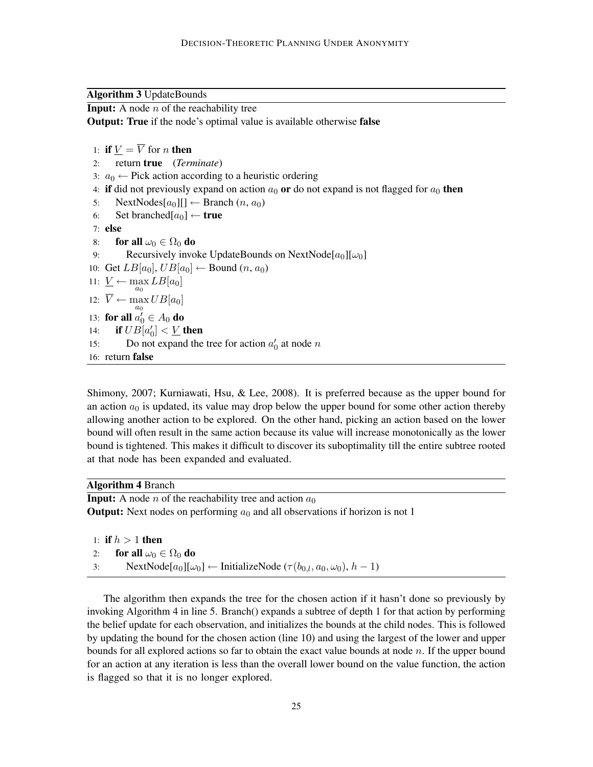**Algorithm 3** UpdateBounds

**Input:** A node $n$ of the reachability tree
**Output: True** if the node's optimal value is available otherwise **false**

1: **if** $\underline{V} = \overline{V}$ for $n$ **then**
2: &nbsp;&nbsp;&nbsp;&nbsp;return **true** &nbsp;&nbsp;(*Terminate*)
3: $a_0 \leftarrow$ Pick action according to a heuristic ordering
4: **if** did not previously expand on action $a_0$ **or** do not expand is not flagged for $a_0$ **then**
5: &nbsp;&nbsp;&nbsp;&nbsp;NextNodes[$a_0$][] $\leftarrow$ Branch ($n$, $a_0$)
6: &nbsp;&nbsp;&nbsp;&nbsp;Set branched[$a_0$] $\leftarrow$ **true**
7: **else**
8: &nbsp;&nbsp;&nbsp;&nbsp;**for all** $\omega_0 \in \Omega_0$ **do**
9: &nbsp;&nbsp;&nbsp;&nbsp;&nbsp;&nbsp;&nbsp;&nbsp;Recursively invoke UpdateBounds on NextNode[$a_0$][$\omega_0$]
10: Get $LB[a_0], UB[a_0] \leftarrow$ Bound ($n$, $a_0$)
11: $\underline{V} \leftarrow \max_{a_0} LB[a_0]$
12: $\overline{V} \leftarrow \max_{a_0} UB[a_0]$
13: **for all** $a_0' \in A_0$ **do**
14: &nbsp;&nbsp;&nbsp;&nbsp;**if** $UB[a_0'] < \underline{V}$ **then**
15: &nbsp;&nbsp;&nbsp;&nbsp;&nbsp;&nbsp;&nbsp;&nbsp;Do not expand the tree for action $a_0'$ at node $n$
16: return **false**

Shimony, 2007; Kurniawati, Hsu, & Lee, 2008). It is preferred because as the upper bound for an action $a_0$ is updated, its value may drop below the upper bound for some other action thereby allowing another action to be explored. On the other hand, picking an action based on the lower bound will often result in the same action because its value will increase monotonically as the lower bound is tightened. This makes it difficult to discover its suboptimality till the entire subtree rooted at that node has been expanded and evaluated.

**Algorithm 4** Branch

**Input:** A node $n$ of the reachability tree and action $a_0$
**Output:** Next nodes on performing $a_0$ and all observations if horizon is not 1

1: **if** $h > 1$ **then**
2: &nbsp;&nbsp;&nbsp;&nbsp;**for all** $\omega_0 \in \Omega_0$ **do**
3: &nbsp;&nbsp;&nbsp;&nbsp;&nbsp;&nbsp;&nbsp;&nbsp;NextNode[$a_0$][$\omega_0$] $\leftarrow$ InitializeNode ($\tau(b_{0,l}, a_0, \omega_0)$, $h - 1$)

The algorithm then expands the tree for the chosen action if it hasn't done so previously by invoking Algorithm 4 in line 5. Branch() expands a subtree of depth 1 for that action by performing the belief update for each observation, and initializes the bounds at the child nodes. This is followed by updating the bound for the chosen action (line 10) and using the largest of the lower and upper bounds for all explored actions so far to obtain the exact value bounds at node $n$. If the upper bound for an action at any iteration is less than the overall lower bound on the value function, the action is flagged so that it is no longer explored.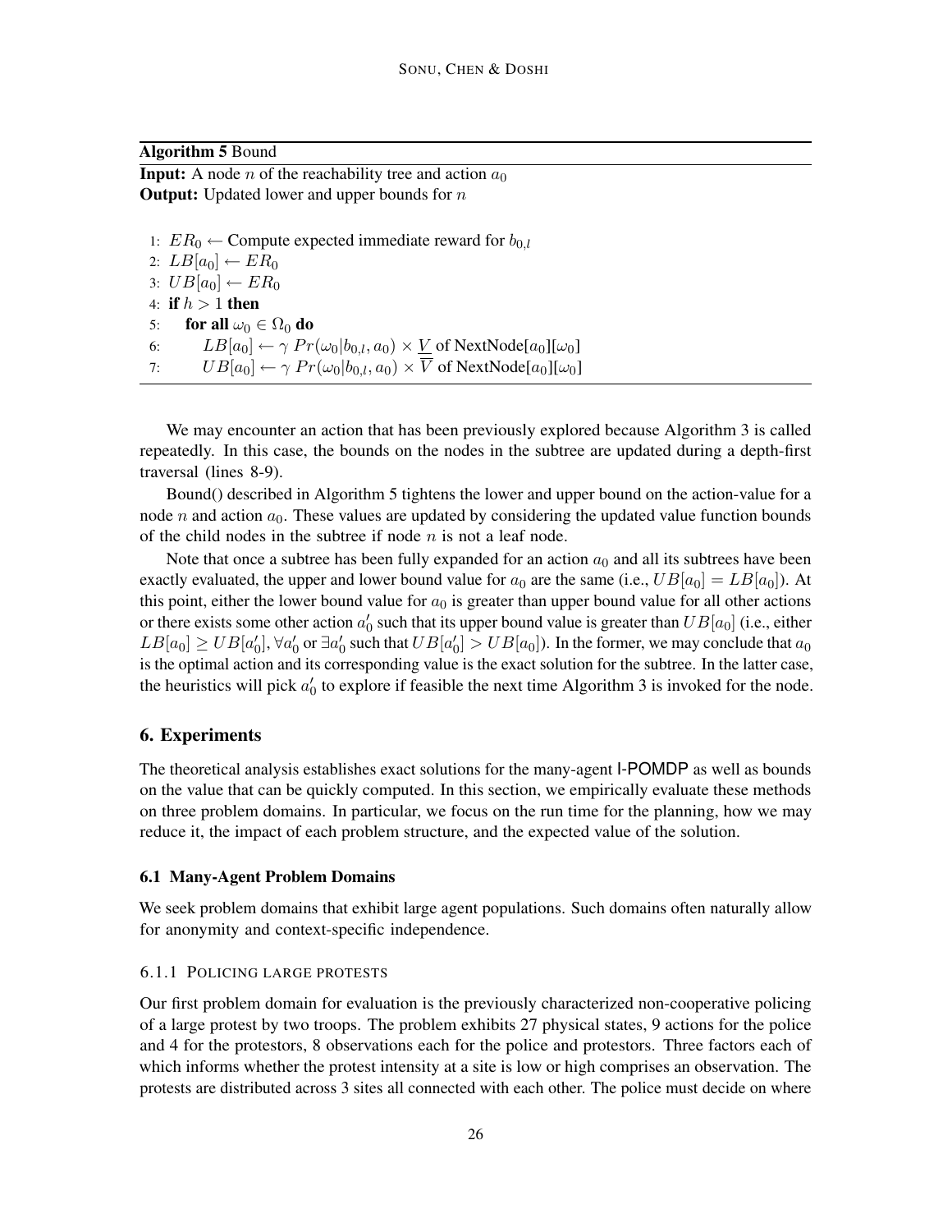**Algorithm 5** Bound

**Input:** A node $n$ of the reachability tree and action $a_0$
**Output:** Updated lower and upper bounds for $n$

```
1: ER_0 ← Compute expected immediate reward for b_{0,l}
2: LB[a_0] ← ER_0
3: UB[a_0] ← ER_0
4: if h > 1 then
5:     for all ω_0 ∈ Ω_0 do
6:         LB[a_0] ← γ Pr(ω_0|b_{0,l}, a_0) × V̲ of NextNode[a_0][ω_0]
7:         UB[a_0] ← γ Pr(ω_0|b_{0,l}, a_0) × V̄ of NextNode[a_0][ω_0]
```

We may encounter an action that has been previously explored because Algorithm 3 is called repeatedly. In this case, the bounds on the nodes in the subtree are updated during a depth-first traversal (lines 8-9).

Bound() described in Algorithm 5 tightens the lower and upper bound on the action-value for a node $n$ and action $a_0$. These values are updated by considering the updated value function bounds of the child nodes in the subtree if node $n$ is not a leaf node.

Note that once a subtree has been fully expanded for an action $a_0$ and all its subtrees have been exactly evaluated, the upper and lower bound value for $a_0$ are the same (i.e., $UB[a_0] = LB[a_0]$). At this point, either the lower bound value for $a_0$ is greater than upper bound value for all other actions or there exists some other action $a'_0$ such that its upper bound value is greater than $UB[a_0]$ (i.e., either $LB[a_0] \geq UB[a'_0], \forall a'_0$ or $\exists a'_0$ such that $UB[a'_0] > UB[a_0]$). In the former, we may conclude that $a_0$ is the optimal action and its corresponding value is the exact solution for the subtree. In the latter case, the heuristics will pick $a'_0$ to explore if feasible the next time Algorithm 3 is invoked for the node.

## 6. Experiments

The theoretical analysis establishes exact solutions for the many-agent I-POMDP as well as bounds on the value that can be quickly computed. In this section, we empirically evaluate these methods on three problem domains. In particular, we focus on the run time for the planning, how we may reduce it, the impact of each problem structure, and the expected value of the solution.

### 6.1 Many-Agent Problem Domains

We seek problem domains that exhibit large agent populations. Such domains often naturally allow for anonymity and context-specific independence.

#### 6.1.1 Policing Large Protests

Our first problem domain for evaluation is the previously characterized non-cooperative policing of a large protest by two troops. The problem exhibits 27 physical states, 9 actions for the police and 4 for the protestors, 8 observations each for the police and protestors. Three factors each of which informs whether the protest intensity at a site is low or high comprises an observation. The protests are distributed across 3 sites all connected with each other. The police must decide on where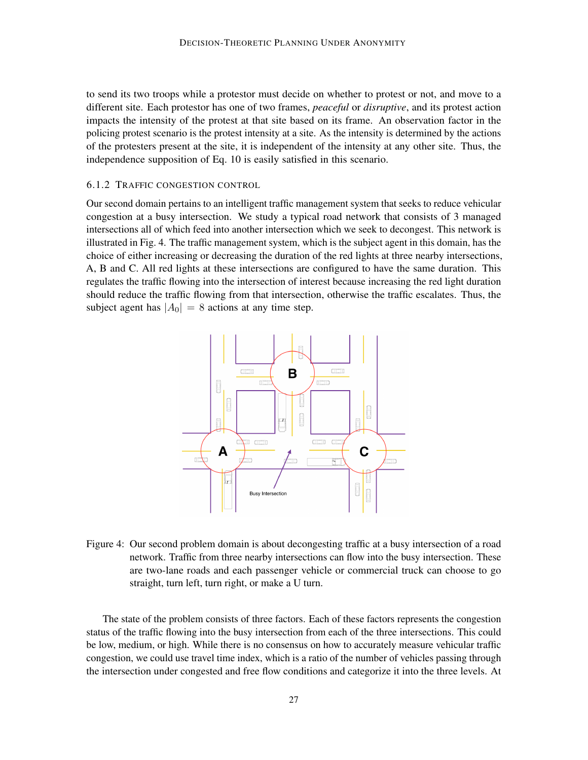to send its two troops while a protestor must decide on whether to protest or not, and move to a different site. Each protestor has one of two frames, *peaceful* or *disruptive*, and its protest action impacts the intensity of the protest at that site based on its frame. An observation factor in the policing protest scenario is the protest intensity at a site. As the intensity is determined by the actions of the protesters present at the site, it is independent of the intensity at any other site. Thus, the independence supposition of Eq. 10 is easily satisfied in this scenario.

### 6.1.2 Traffic congestion control

Our second domain pertains to an intelligent traffic management system that seeks to reduce vehicular congestion at a busy intersection. We study a typical road network that consists of 3 managed intersections all of which feed into another intersection which we seek to decongest. This network is illustrated in Fig. 4. The traffic management system, which is the subject agent in this domain, has the choice of either increasing or decreasing the duration of the red lights at three nearby intersections, A, B and C. All red lights at these intersections are configured to have the same duration. This regulates the traffic flowing into the intersection of interest because increasing the red light duration should reduce the traffic flowing from that intersection, otherwise the traffic escalates. Thus, the subject agent has $|A_0| = 8$ actions at any time step.

Figure 4: Our second problem domain is about decongesting traffic at a busy intersection of a road network. Traffic from three nearby intersections can flow into the busy intersection. These are two-lane roads and each passenger vehicle or commercial truck can choose to go straight, turn left, turn right, or make a U turn.

The state of the problem consists of three factors. Each of these factors represents the congestion status of the traffic flowing into the busy intersection from each of the three intersections. This could be low, medium, or high. While there is no consensus on how to accurately measure vehicular traffic congestion, we could use travel time index, which is a ratio of the number of vehicles passing through the intersection under congested and free flow conditions and categorize it into the three levels. At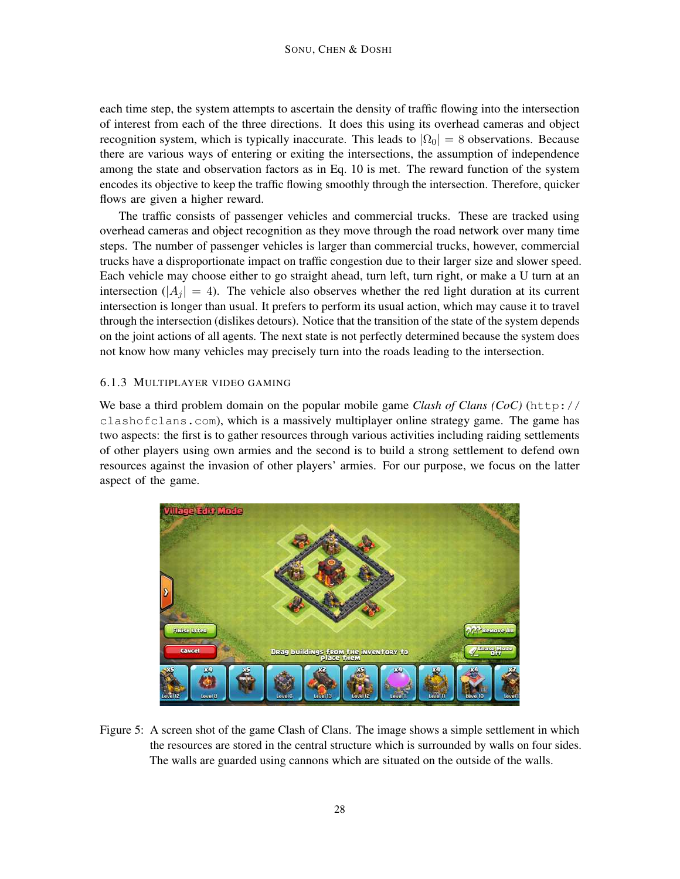each time step, the system attempts to ascertain the density of traffic flowing into the intersection of interest from each of the three directions. It does this using its overhead cameras and object recognition system, which is typically inaccurate. This leads to $|\Omega_0| = 8$ observations. Because there are various ways of entering or exiting the intersections, the assumption of independence among the state and observation factors as in Eq. 10 is met. The reward function of the system encodes its objective to keep the traffic flowing smoothly through the intersection. Therefore, quicker flows are given a higher reward.

The traffic consists of passenger vehicles and commercial trucks. These are tracked using overhead cameras and object recognition as they move through the road network over many time steps. The number of passenger vehicles is larger than commercial trucks, however, commercial trucks have a disproportionate impact on traffic congestion due to their larger size and slower speed. Each vehicle may choose either to go straight ahead, turn left, turn right, or make a U turn at an intersection ($|A_j| = 4$). The vehicle also observes whether the red light duration at its current intersection is longer than usual. It prefers to perform its usual action, which may cause it to travel through the intersection (dislikes detours). Notice that the transition of the state of the system depends on the joint actions of all agents. The next state is not perfectly determined because the system does not know how many vehicles may precisely turn into the roads leading to the intersection.

#### 6.1.3 Multiplayer video gaming

We base a third problem domain on the popular mobile game *Clash of Clans (CoC)* (`http://clashofclans.com`), which is a massively multiplayer online strategy game. The game has two aspects: the first is to gather resources through various activities including raiding settlements of other players using own armies and the second is to build a strong settlement to defend own resources against the invasion of other players' armies. For our purpose, we focus on the latter aspect of the game.

Figure 5: A screen shot of the game Clash of Clans. The image shows a simple settlement in which the resources are stored in the central structure which is surrounded by walls on four sides. The walls are guarded using cannons which are situated on the outside of the walls.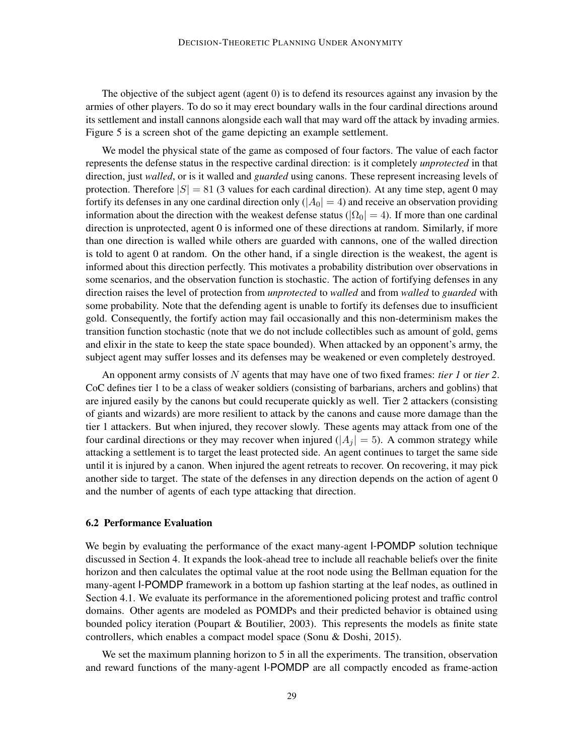The objective of the subject agent (agent 0) is to defend its resources against any invasion by the armies of other players. To do so it may erect boundary walls in the four cardinal directions around its settlement and install cannons alongside each wall that may ward off the attack by invading armies. Figure 5 is a screen shot of the game depicting an example settlement.

We model the physical state of the game as composed of four factors. The value of each factor represents the defense status in the respective cardinal direction: is it completely *unprotected* in that direction, just *walled*, or is it walled and *guarded* using canons. These represent increasing levels of protection. Therefore $|S| = 81$ (3 values for each cardinal direction). At any time step, agent 0 may fortify its defenses in any one cardinal direction only ($|A_0| = 4$) and receive an observation providing information about the direction with the weakest defense status ($|\Omega_0| = 4$). If more than one cardinal direction is unprotected, agent 0 is informed one of these directions at random. Similarly, if more than one direction is walled while others are guarded with cannons, one of the walled direction is told to agent 0 at random. On the other hand, if a single direction is the weakest, the agent is informed about this direction perfectly. This motivates a probability distribution over observations in some scenarios, and the observation function is stochastic. The action of fortifying defenses in any direction raises the level of protection from *unprotected* to *walled* and from *walled* to *guarded* with some probability. Note that the defending agent is unable to fortify its defenses due to insufficient gold. Consequently, the fortify action may fail occasionally and this non-determinism makes the transition function stochastic (note that we do not include collectibles such as amount of gold, gems and elixir in the state to keep the state space bounded). When attacked by an opponent's army, the subject agent may suffer losses and its defenses may be weakened or even completely destroyed.

An opponent army consists of $N$ agents that may have one of two fixed frames: *tier 1* or *tier 2*. CoC defines tier 1 to be a class of weaker soldiers (consisting of barbarians, archers and goblins) that are injured easily by the canons but could recuperate quickly as well. Tier 2 attackers (consisting of giants and wizards) are more resilient to attack by the canons and cause more damage than the tier 1 attackers. But when injured, they recover slowly. These agents may attack from one of the four cardinal directions or they may recover when injured ($|A_j| = 5$). A common strategy while attacking a settlement is to target the least protected side. An agent continues to target the same side until it is injured by a canon. When injured the agent retreats to recover. On recovering, it may pick another side to target. The state of the defenses in any direction depends on the action of agent 0 and the number of agents of each type attacking that direction.

### 6.2 Performance Evaluation

We begin by evaluating the performance of the exact many-agent I-POMDP solution technique discussed in Section 4. It expands the look-ahead tree to include all reachable beliefs over the finite horizon and then calculates the optimal value at the root node using the Bellman equation for the many-agent I-POMDP framework in a bottom up fashion starting at the leaf nodes, as outlined in Section 4.1. We evaluate its performance in the aforementioned policing protest and traffic control domains. Other agents are modeled as POMDPs and their predicted behavior is obtained using bounded policy iteration (Poupart & Boutilier, 2003). This represents the models as finite state controllers, which enables a compact model space (Sonu & Doshi, 2015).

We set the maximum planning horizon to 5 in all the experiments. The transition, observation and reward functions of the many-agent I-POMDP are all compactly encoded as frame-action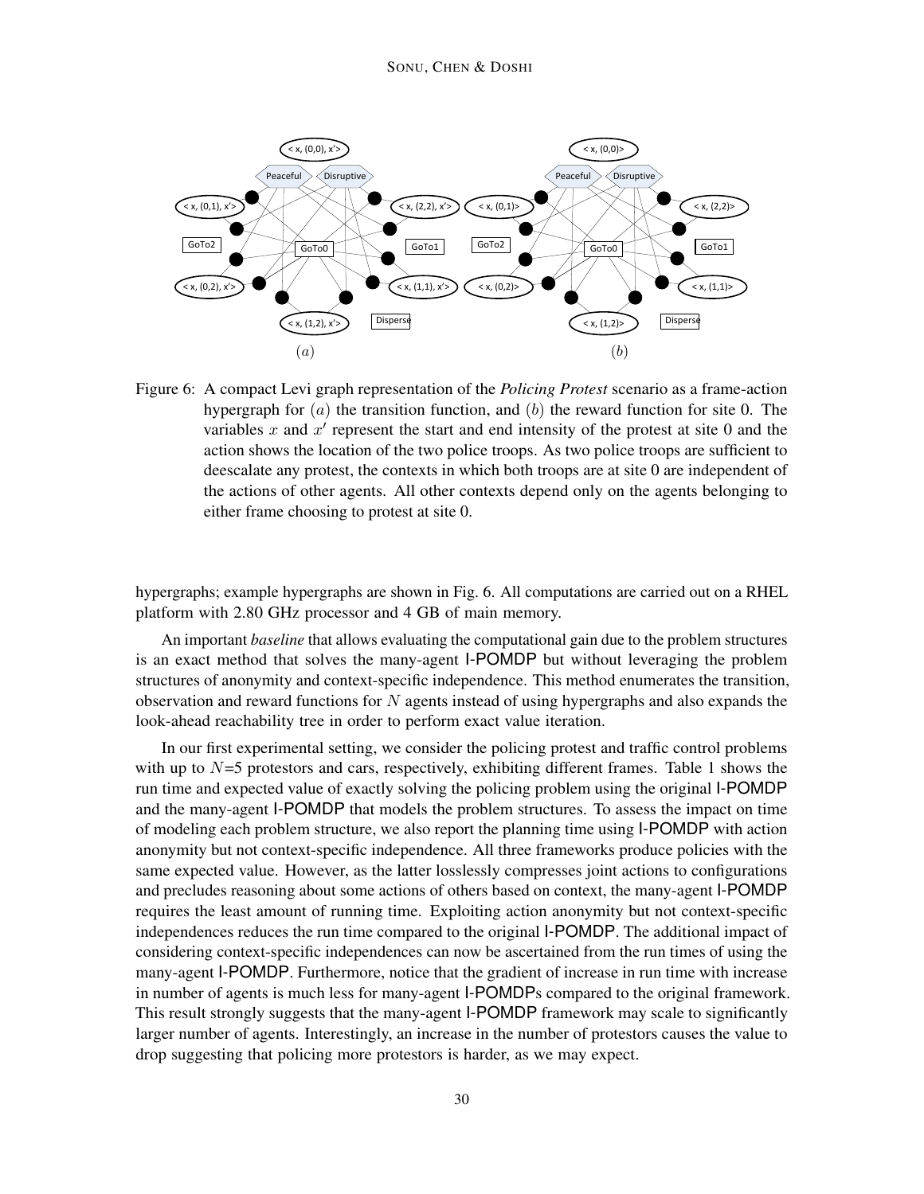Figure 6: A compact Levi graph representation of the *Policing Protest* scenario as a frame-action hypergraph for $(a)$ the transition function, and $(b)$ the reward function for site 0. The variables $x$ and $x'$ represent the start and end intensity of the protest at site 0 and the action shows the location of the two police troops. As two police troops are sufficient to deescalate any protest, the contexts in which both troops are at site 0 are independent of the actions of other agents. All other contexts depend only on the agents belonging to either frame choosing to protest at site 0.

hypergraphs; example hypergraphs are shown in Fig. 6. All computations are carried out on a RHEL platform with 2.80 GHz processor and 4 GB of main memory.

An important *baseline* that allows evaluating the computational gain due to the problem structures is an exact method that solves the many-agent I-POMDP but without leveraging the problem structures of anonymity and context-specific independence. This method enumerates the transition, observation and reward functions for $N$ agents instead of using hypergraphs and also expands the look-ahead reachability tree in order to perform exact value iteration.

In our first experimental setting, we consider the policing protest and traffic control problems with up to $N$=5 protestors and cars, respectively, exhibiting different frames. Table 1 shows the run time and expected value of exactly solving the policing problem using the original I-POMDP and the many-agent I-POMDP that models the problem structures. To assess the impact on time of modeling each problem structure, we also report the planning time using I-POMDP with action anonymity but not context-specific independence. All three frameworks produce policies with the same expected value. However, as the latter losslessly compresses joint actions to configurations and precludes reasoning about some actions of others based on context, the many-agent I-POMDP requires the least amount of running time. Exploiting action anonymity but not context-specific independences reduces the run time compared to the original I-POMDP. The additional impact of considering context-specific independences can now be ascertained from the run times of using the many-agent I-POMDP. Furthermore, notice that the gradient of increase in run time with increase in number of agents is much less for many-agent I-POMDPs compared to the original framework. This result strongly suggests that the many-agent I-POMDP framework may scale to significantly larger number of agents. Interestingly, an increase in the number of protestors causes the value to drop suggesting that policing more protestors is harder, as we may expect.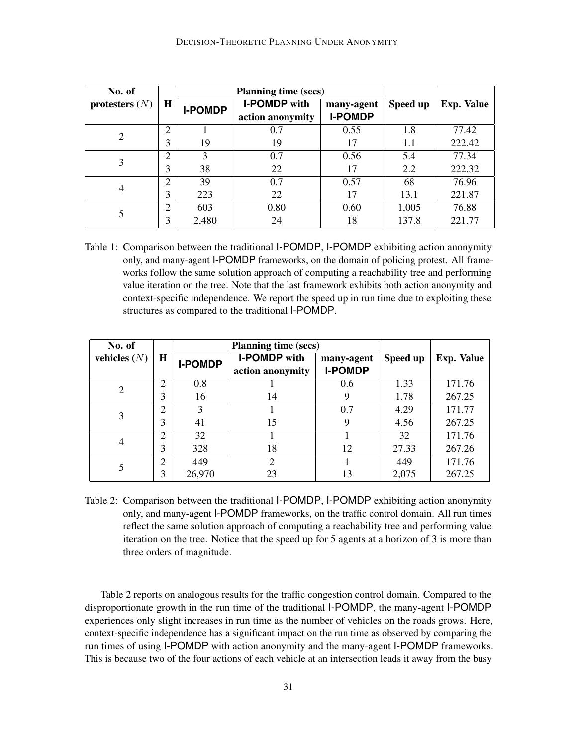| No. of protesters ($N$) | H | Planning time (secs) | | | Speed up | Exp. Value |
|---|---|---|---|---|---|---|
| | | I-POMDP | I-POMDP with action anonymity | many-agent I-POMDP | | |
| 2 | 2 | 1 | 0.7 | 0.55 | 1.8 | 77.42 |
| | 3 | 19 | 19 | 17 | 1.1 | 222.42 |
| 3 | 2 | 3 | 0.7 | 0.56 | 5.4 | 77.34 |
| | 3 | 38 | 22 | 17 | 2.2 | 222.32 |
| 4 | 2 | 39 | 0.7 | 0.57 | 68 | 76.96 |
| | 3 | 223 | 22 | 17 | 13.1 | 221.87 |
| 5 | 2 | 603 | 0.80 | 0.60 | 1,005 | 76.88 |
| | 3 | 2,480 | 24 | 18 | 137.8 | 221.77 |

Table 1: Comparison between the traditional I-POMDP, I-POMDP exhibiting action anonymity only, and many-agent I-POMDP frameworks, on the domain of policing protest. All frameworks follow the same solution approach of computing a reachability tree and performing value iteration on the tree. Note that the last framework exhibits both action anonymity and context-specific independence. We report the speed up in run time due to exploiting these structures as compared to the traditional I-POMDP.

| No. of vehicles ($N$) | H | Planning time (secs) | | | Speed up | Exp. Value |
|---|---|---|---|---|---|---|
| | | I-POMDP | I-POMDP with action anonymity | many-agent I-POMDP | | |
| 2 | 2 | 0.8 | 1 | 0.6 | 1.33 | 171.76 |
| | 3 | 16 | 14 | 9 | 1.78 | 267.25 |
| 3 | 2 | 3 | 1 | 0.7 | 4.29 | 171.77 |
| | 3 | 41 | 15 | 9 | 4.56 | 267.25 |
| 4 | 2 | 32 | 1 | 1 | 32 | 171.76 |
| | 3 | 328 | 18 | 12 | 27.33 | 267.26 |
| 5 | 2 | 449 | 2 | 1 | 449 | 171.76 |
| | 3 | 26,970 | 23 | 13 | 2,075 | 267.25 |

Table 2: Comparison between the traditional I-POMDP, I-POMDP exhibiting action anonymity only, and many-agent I-POMDP frameworks, on the traffic control domain. All run times reflect the same solution approach of computing a reachability tree and performing value iteration on the tree. Notice that the speed up for 5 agents at a horizon of 3 is more than three orders of magnitude.

Table 2 reports on analogous results for the traffic congestion control domain. Compared to the disproportionate growth in the run time of the traditional I-POMDP, the many-agent I-POMDP experiences only slight increases in run time as the number of vehicles on the roads grows. Here, context-specific independence has a significant impact on the run time as observed by comparing the run times of using I-POMDP with action anonymity and the many-agent I-POMDP frameworks. This is because two of the four actions of each vehicle at an intersection leads it away from the busy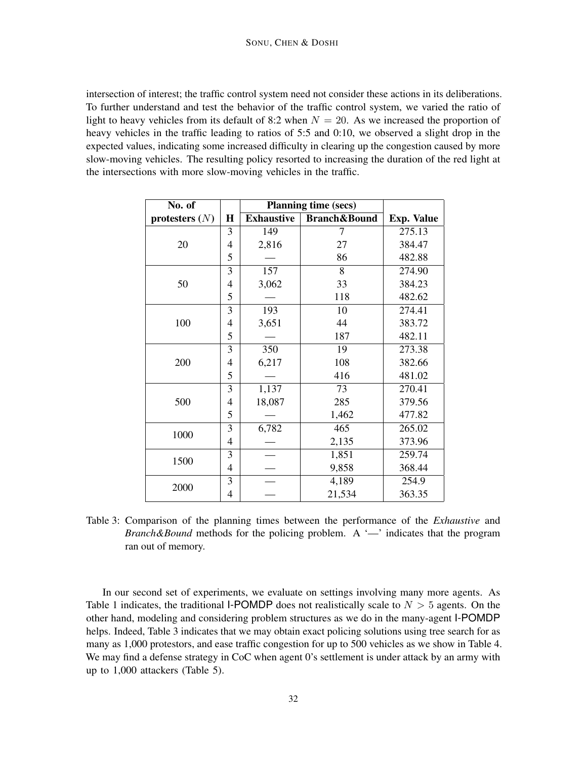intersection of interest; the traffic control system need not consider these actions in its deliberations. To further understand and test the behavior of the traffic control system, we varied the ratio of light to heavy vehicles from its default of 8:2 when $N = 20$. As we increased the proportion of heavy vehicles in the traffic leading to ratios of 5:5 and 0:10, we observed a slight drop in the expected values, indicating some increased difficulty in clearing up the congestion caused by more slow-moving vehicles. The resulting policy resorted to increasing the duration of the red light at the intersections with more slow-moving vehicles in the traffic.

| **No. of protesters ($N$)** | **H** | **Planning time (secs)** | | **Exp. Value** |
|---|---|---|---|---|
| | | **Exhaustive** | **Branch&Bound** | |
| 20 | 3 | 149 | 7 | 275.13 |
| | 4 | 2,816 | 27 | 384.47 |
| | 5 | — | 86 | 482.88 |
| 50 | 3 | 157 | 8 | 274.90 |
| | 4 | 3,062 | 33 | 384.23 |
| | 5 | — | 118 | 482.62 |
| 100 | 3 | 193 | 10 | 274.41 |
| | 4 | 3,651 | 44 | 383.72 |
| | 5 | — | 187 | 482.11 |
| 200 | 3 | 350 | 19 | 273.38 |
| | 4 | 6,217 | 108 | 382.66 |
| | 5 | — | 416 | 481.02 |
| 500 | 3 | 1,137 | 73 | 270.41 |
| | 4 | 18,087 | 285 | 379.56 |
| | 5 | — | 1,462 | 477.82 |
| 1000 | 3 | 6,782 | 465 | 265.02 |
| | 4 | — | 2,135 | 373.96 |
| 1500 | 3 | — | 1,851 | 259.74 |
| | 4 | — | 9,858 | 368.44 |
| 2000 | 3 | — | 4,189 | 254.9 |
| | 4 | — | 21,534 | 363.35 |

Table 3: Comparison of the planning times between the performance of the *Exhaustive* and *Branch&Bound* methods for the policing problem. A '—' indicates that the program ran out of memory.

In our second set of experiments, we evaluate on settings involving many more agents. As Table 1 indicates, the traditional I-POMDP does not realistically scale to $N > 5$ agents. On the other hand, modeling and considering problem structures as we do in the many-agent I-POMDP helps. Indeed, Table 3 indicates that we may obtain exact policing solutions using tree search for as many as 1,000 protestors, and ease traffic congestion for up to 500 vehicles as we show in Table 4. We may find a defense strategy in CoC when agent 0's settlement is under attack by an army with up to 1,000 attackers (Table 5).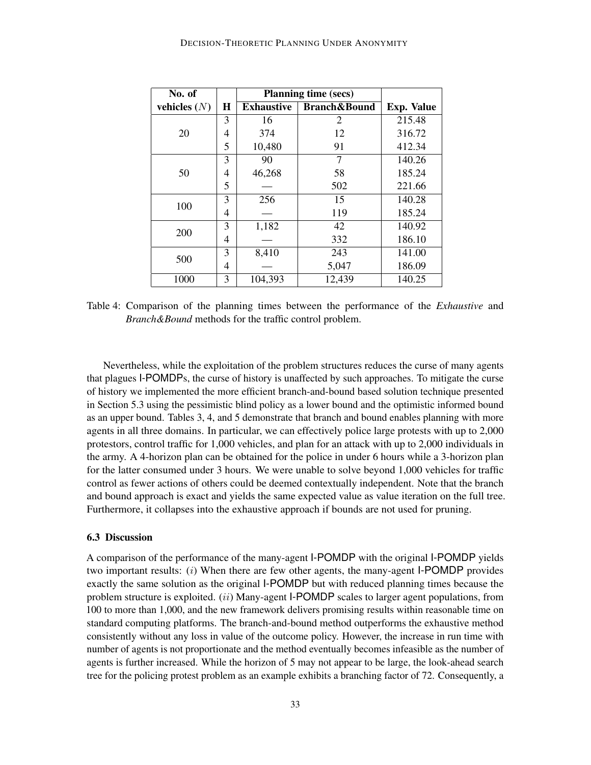| No. of vehicles ($N$) | H | Planning time (secs) | | Exp. Value |
|---|---|---|---|---|
| | | Exhaustive | Branch&Bound | |
| 20 | 3 | 16 | 2 | 215.48 |
| | 4 | 374 | 12 | 316.72 |
| | 5 | 10,480 | 91 | 412.34 |
| 50 | 3 | 90 | 7 | 140.26 |
| | 4 | 46,268 | 58 | 185.24 |
| | 5 | — | 502 | 221.66 |
| 100 | 3 | 256 | 15 | 140.28 |
| | 4 | — | 119 | 185.24 |
| 200 | 3 | 1,182 | 42 | 140.92 |
| | 4 | — | 332 | 186.10 |
| 500 | 3 | 8,410 | 243 | 141.00 |
| | 4 | — | 5,047 | 186.09 |
| 1000 | 3 | 104,393 | 12,439 | 140.25 |

Table 4: Comparison of the planning times between the performance of the *Exhaustive* and *Branch&Bound* methods for the traffic control problem.

Nevertheless, while the exploitation of the problem structures reduces the curse of many agents that plagues I-POMDPs, the curse of history is unaffected by such approaches. To mitigate the curse of history we implemented the more efficient branch-and-bound based solution technique presented in Section 5.3 using the pessimistic blind policy as a lower bound and the optimistic informed bound as an upper bound. Tables 3, 4, and 5 demonstrate that branch and bound enables planning with more agents in all three domains. In particular, we can effectively police large protests with up to 2,000 protestors, control traffic for 1,000 vehicles, and plan for an attack with up to 2,000 individuals in the army. A 4-horizon plan can be obtained for the police in under 6 hours while a 3-horizon plan for the latter consumed under 3 hours. We were unable to solve beyond 1,000 vehicles for traffic control as fewer actions of others could be deemed contextually independent. Note that the branch and bound approach is exact and yields the same expected value as value iteration on the full tree. Furthermore, it collapses into the exhaustive approach if bounds are not used for pruning.

### 6.3 Discussion

A comparison of the performance of the many-agent I-POMDP with the original I-POMDP yields two important results: ($i$) When there are few other agents, the many-agent I-POMDP provides exactly the same solution as the original I-POMDP but with reduced planning times because the problem structure is exploited. ($ii$) Many-agent I-POMDP scales to larger agent populations, from 100 to more than 1,000, and the new framework delivers promising results within reasonable time on standard computing platforms. The branch-and-bound method outperforms the exhaustive method consistently without any loss in value of the outcome policy. However, the increase in run time with number of agents is not proportionate and the method eventually becomes infeasible as the number of agents is further increased. While the horizon of 5 may not appear to be large, the look-ahead search tree for the policing protest problem as an example exhibits a branching factor of 72. Consequently, a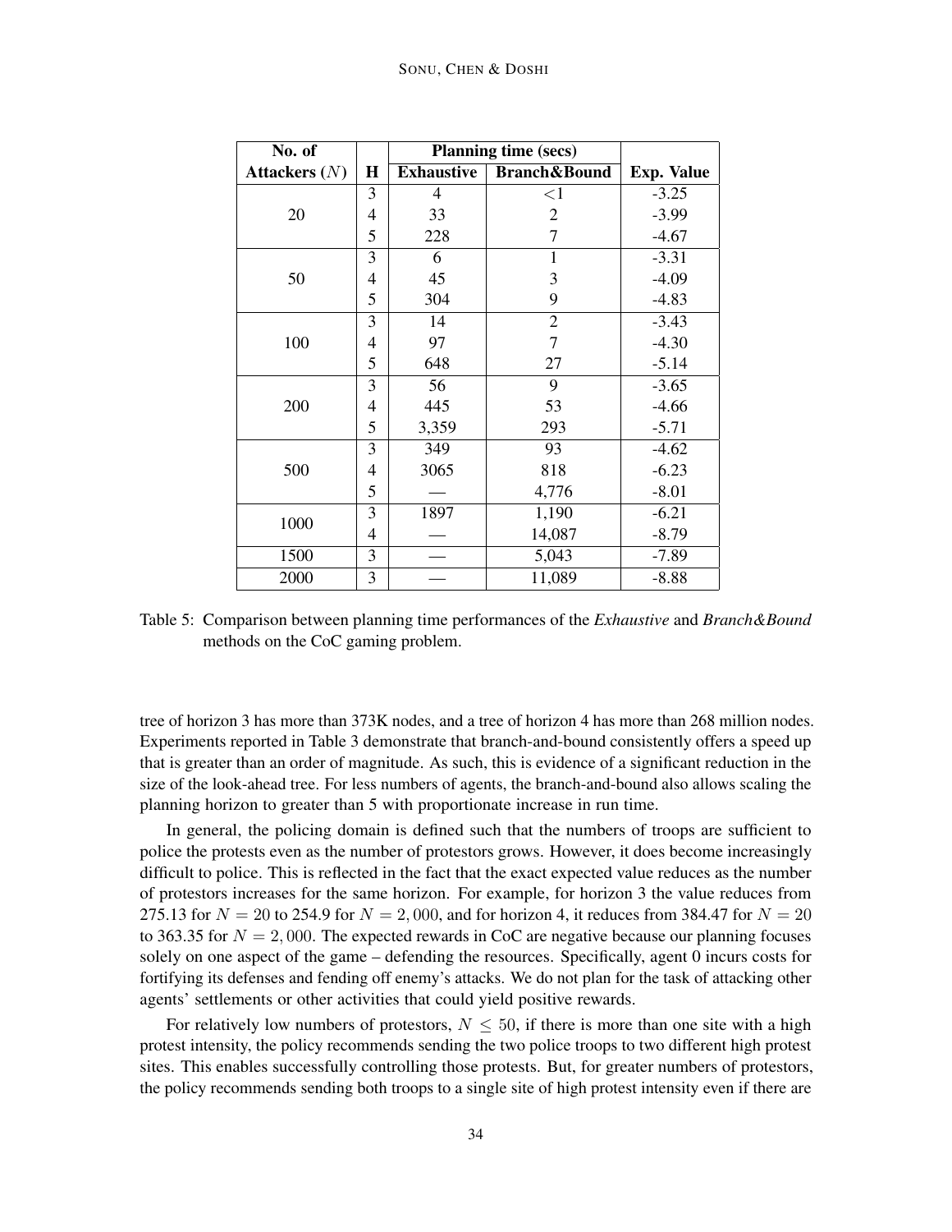| No. of Attackers ($N$) | H | Planning time (secs) | | Exp. Value |
|---|---|---|---|---|
| | | Exhaustive | Branch&Bound | |
| 20 | 3 | 4 | <1 | -3.25 |
| | 4 | 33 | 2 | -3.99 |
| | 5 | 228 | 7 | -4.67 |
| 50 | 3 | 6 | 1 | -3.31 |
| | 4 | 45 | 3 | -4.09 |
| | 5 | 304 | 9 | -4.83 |
| 100 | 3 | 14 | 2 | -3.43 |
| | 4 | 97 | 7 | -4.30 |
| | 5 | 648 | 27 | -5.14 |
| 200 | 3 | 56 | 9 | -3.65 |
| | 4 | 445 | 53 | -4.66 |
| | 5 | 3,359 | 293 | -5.71 |
| 500 | 3 | 349 | 93 | -4.62 |
| | 4 | 3065 | 818 | -6.23 |
| | 5 | — | 4,776 | -8.01 |
| 1000 | 3 | 1897 | 1,190 | -6.21 |
| | 4 | — | 14,087 | -8.79 |
| 1500 | 3 | — | 5,043 | -7.89 |
| 2000 | 3 | — | 11,089 | -8.88 |

Table 5: Comparison between planning time performances of the *Exhaustive* and *Branch&Bound* methods on the CoC gaming problem.

tree of horizon 3 has more than 373K nodes, and a tree of horizon 4 has more than 268 million nodes. Experiments reported in Table 3 demonstrate that branch-and-bound consistently offers a speed up that is greater than an order of magnitude. As such, this is evidence of a significant reduction in the size of the look-ahead tree. For less numbers of agents, the branch-and-bound also allows scaling the planning horizon to greater than 5 with proportionate increase in run time.

In general, the policing domain is defined such that the numbers of troops are sufficient to police the protests even as the number of protestors grows. However, it does become increasingly difficult to police. This is reflected in the fact that the exact expected value reduces as the number of protestors increases for the same horizon. For example, for horizon 3 the value reduces from 275.13 for $N = 20$ to 254.9 for $N = 2,000$, and for horizon 4, it reduces from 384.47 for $N = 20$ to 363.35 for $N = 2,000$. The expected rewards in CoC are negative because our planning focuses solely on one aspect of the game – defending the resources. Specifically, agent 0 incurs costs for fortifying its defenses and fending off enemy's attacks. We do not plan for the task of attacking other agents' settlements or other activities that could yield positive rewards.

For relatively low numbers of protestors, $N \leq 50$, if there is more than one site with a high protest intensity, the policy recommends sending the two police troops to two different high protest sites. This enables successfully controlling those protests. But, for greater numbers of protestors, the policy recommends sending both troops to a single site of high protest intensity even if there are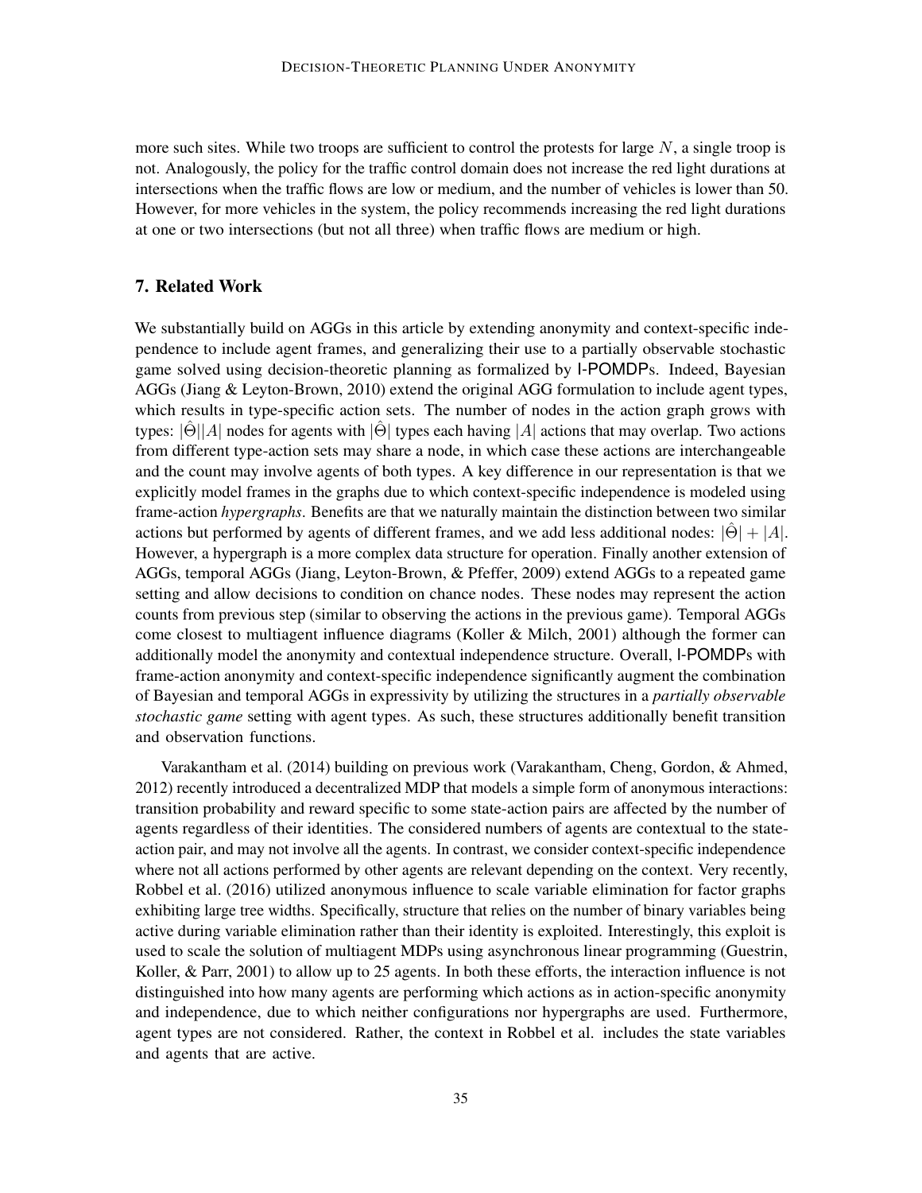more such sites. While two troops are sufficient to control the protests for large $N$, a single troop is not. Analogously, the policy for the traffic control domain does not increase the red light durations at intersections when the traffic flows are low or medium, and the number of vehicles is lower than 50. However, for more vehicles in the system, the policy recommends increasing the red light durations at one or two intersections (but not all three) when traffic flows are medium or high.

## 7. Related Work

We substantially build on AGGs in this article by extending anonymity and context-specific independence to include agent frames, and generalizing their use to a partially observable stochastic game solved using decision-theoretic planning as formalized by I-POMDPs. Indeed, Bayesian AGGs (Jiang & Leyton-Brown, 2010) extend the original AGG formulation to include agent types, which results in type-specific action sets. The number of nodes in the action graph grows with types: $|\hat{\Theta}||A|$ nodes for agents with $|\hat{\Theta}|$ types each having $|A|$ actions that may overlap. Two actions from different type-action sets may share a node, in which case these actions are interchangeable and the count may involve agents of both types. A key difference in our representation is that we explicitly model frames in the graphs due to which context-specific independence is modeled using frame-action *hypergraphs*. Benefits are that we naturally maintain the distinction between two similar actions but performed by agents of different frames, and we add less additional nodes: $|\hat{\Theta}| + |A|$. However, a hypergraph is a more complex data structure for operation. Finally another extension of AGGs, temporal AGGs (Jiang, Leyton-Brown, & Pfeffer, 2009) extend AGGs to a repeated game setting and allow decisions to condition on chance nodes. These nodes may represent the action counts from previous step (similar to observing the actions in the previous game). Temporal AGGs come closest to multiagent influence diagrams (Koller & Milch, 2001) although the former can additionally model the anonymity and contextual independence structure. Overall, I-POMDPs with frame-action anonymity and context-specific independence significantly augment the combination of Bayesian and temporal AGGs in expressivity by utilizing the structures in a *partially observable stochastic game* setting with agent types. As such, these structures additionally benefit transition and observation functions.

Varakantham et al. (2014) building on previous work (Varakantham, Cheng, Gordon, & Ahmed, 2012) recently introduced a decentralized MDP that models a simple form of anonymous interactions: transition probability and reward specific to some state-action pairs are affected by the number of agents regardless of their identities. The considered numbers of agents are contextual to the state-action pair, and may not involve all the agents. In contrast, we consider context-specific independence where not all actions performed by other agents are relevant depending on the context. Very recently, Robbel et al. (2016) utilized anonymous influence to scale variable elimination for factor graphs exhibiting large tree widths. Specifically, structure that relies on the number of binary variables being active during variable elimination rather than their identity is exploited. Interestingly, this exploit is used to scale the solution of multiagent MDPs using asynchronous linear programming (Guestrin, Koller, & Parr, 2001) to allow up to 25 agents. In both these efforts, the interaction influence is not distinguished into how many agents are performing which actions as in action-specific anonymity and independence, due to which neither configurations nor hypergraphs are used. Furthermore, agent types are not considered. Rather, the context in Robbel et al. includes the state variables and agents that are active.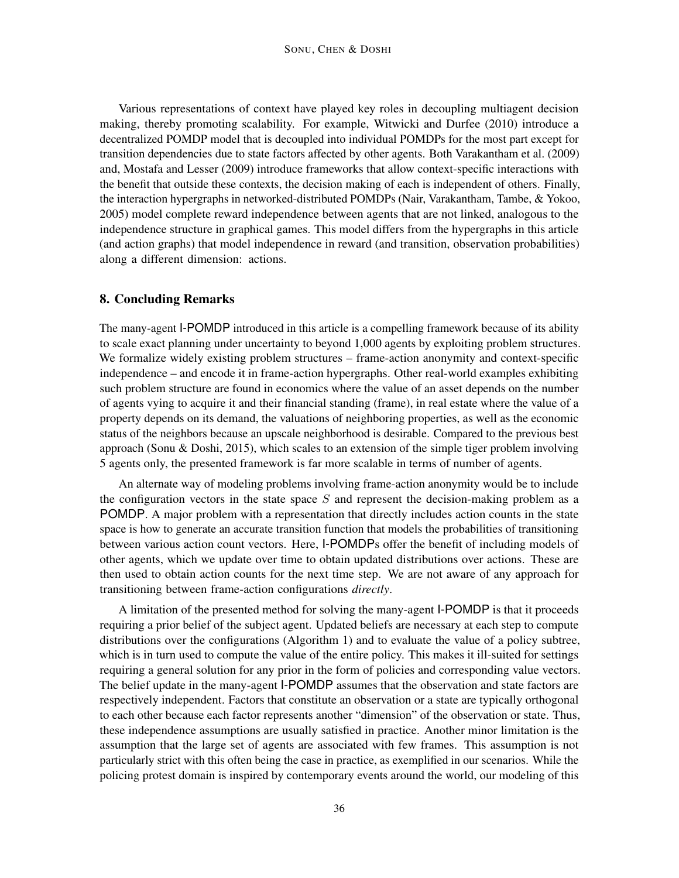Various representations of context have played key roles in decoupling multiagent decision making, thereby promoting scalability. For example, Witwicki and Durfee (2010) introduce a decentralized POMDP model that is decoupled into individual POMDPs for the most part except for transition dependencies due to state factors affected by other agents. Both Varakantham et al. (2009) and, Mostafa and Lesser (2009) introduce frameworks that allow context-specific interactions with the benefit that outside these contexts, the decision making of each is independent of others. Finally, the interaction hypergraphs in networked-distributed POMDPs (Nair, Varakantham, Tambe, & Yokoo, 2005) model complete reward independence between agents that are not linked, analogous to the independence structure in graphical games. This model differs from the hypergraphs in this article (and action graphs) that model independence in reward (and transition, observation probabilities) along a different dimension: actions.

## 8. Concluding Remarks

The many-agent I-POMDP introduced in this article is a compelling framework because of its ability to scale exact planning under uncertainty to beyond 1,000 agents by exploiting problem structures. We formalize widely existing problem structures – frame-action anonymity and context-specific independence – and encode it in frame-action hypergraphs. Other real-world examples exhibiting such problem structure are found in economics where the value of an asset depends on the number of agents vying to acquire it and their financial standing (frame), in real estate where the value of a property depends on its demand, the valuations of neighboring properties, as well as the economic status of the neighbors because an upscale neighborhood is desirable. Compared to the previous best approach (Sonu & Doshi, 2015), which scales to an extension of the simple tiger problem involving 5 agents only, the presented framework is far more scalable in terms of number of agents.

An alternate way of modeling problems involving frame-action anonymity would be to include the configuration vectors in the state space $S$ and represent the decision-making problem as a POMDP. A major problem with a representation that directly includes action counts in the state space is how to generate an accurate transition function that models the probabilities of transitioning between various action count vectors. Here, I-POMDPs offer the benefit of including models of other agents, which we update over time to obtain updated distributions over actions. These are then used to obtain action counts for the next time step. We are not aware of any approach for transitioning between frame-action configurations *directly*.

A limitation of the presented method for solving the many-agent I-POMDP is that it proceeds requiring a prior belief of the subject agent. Updated beliefs are necessary at each step to compute distributions over the configurations (Algorithm 1) and to evaluate the value of a policy subtree, which is in turn used to compute the value of the entire policy. This makes it ill-suited for settings requiring a general solution for any prior in the form of policies and corresponding value vectors. The belief update in the many-agent I-POMDP assumes that the observation and state factors are respectively independent. Factors that constitute an observation or a state are typically orthogonal to each other because each factor represents another "dimension" of the observation or state. Thus, these independence assumptions are usually satisfied in practice. Another minor limitation is the assumption that the large set of agents are associated with few frames. This assumption is not particularly strict with this often being the case in practice, as exemplified in our scenarios. While the policing protest domain is inspired by contemporary events around the world, our modeling of this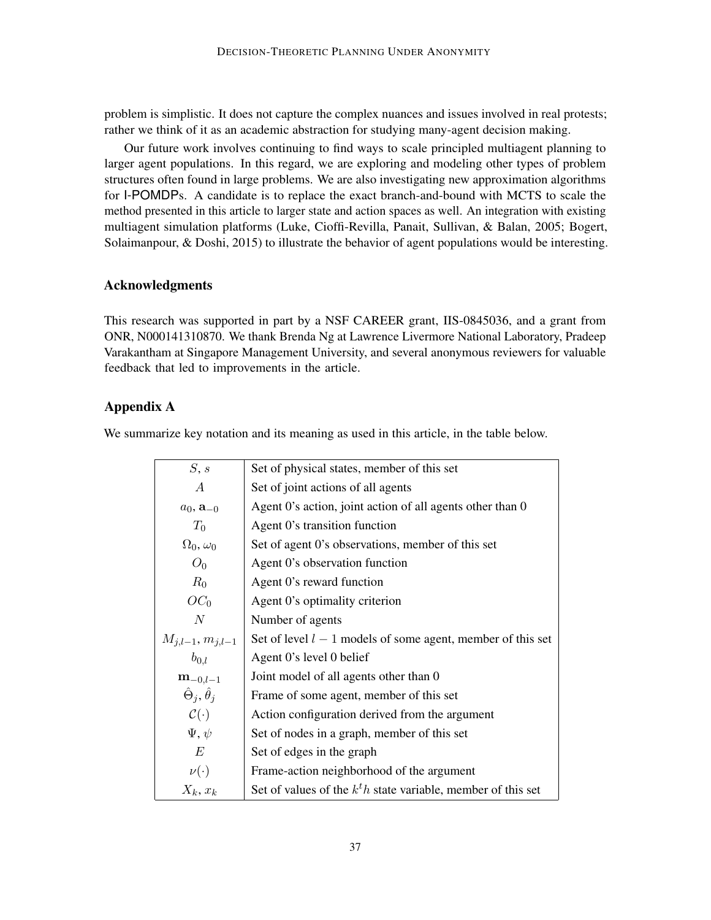problem is simplistic. It does not capture the complex nuances and issues involved in real protests; rather we think of it as an academic abstraction for studying many-agent decision making.

Our future work involves continuing to find ways to scale principled multiagent planning to larger agent populations. In this regard, we are exploring and modeling other types of problem structures often found in large problems. We are also investigating new approximation algorithms for I-POMDPs. A candidate is to replace the exact branch-and-bound with MCTS to scale the method presented in this article to larger state and action spaces as well. An integration with existing multiagent simulation platforms (Luke, Cioffi-Revilla, Panait, Sullivan, & Balan, 2005; Bogert, Solaimanpour, & Doshi, 2015) to illustrate the behavior of agent populations would be interesting.

## Acknowledgments

This research was supported in part by a NSF CAREER grant, IIS-0845036, and a grant from ONR, N000141310870. We thank Brenda Ng at Lawrence Livermore National Laboratory, Pradeep Varakantham at Singapore Management University, and several anonymous reviewers for valuable feedback that led to improvements in the article.

## Appendix A

We summarize key notation and its meaning as used in this article, in the table below.

| Notation | Meaning |
|---|---|
| $S$, $s$ | Set of physical states, member of this set |
| $A$ | Set of joint actions of all agents |
| $a_0$, $\mathbf{a}_{-0}$ | Agent 0's action, joint action of all agents other than 0 |
| $T_0$ | Agent 0's transition function |
| $\Omega_0$, $\omega_0$ | Set of agent 0's observations, member of this set |
| $O_0$ | Agent 0's observation function |
| $R_0$ | Agent 0's reward function |
| $OC_0$ | Agent 0's optimality criterion |
| $N$ | Number of agents |
| $M_{j,l-1}$, $m_{j,l-1}$ | Set of level $l-1$ models of some agent, member of this set |
| $b_{0,l}$ | Agent 0's level 0 belief |
| $\mathbf{m}_{-0,l-1}$ | Joint model of all agents other than 0 |
| $\hat{\Theta}_j$, $\hat{\theta}_j$ | Frame of some agent, member of this set |
| $\mathcal{C}(\cdot)$ | Action configuration derived from the argument |
| $\Psi$, $\psi$ | Set of nodes in a graph, member of this set |
| $E$ | Set of edges in the graph |
| $\nu(\cdot)$ | Frame-action neighborhood of the argument |
| $X_k$, $x_k$ | Set of values of the $k^th$ state variable, member of this set |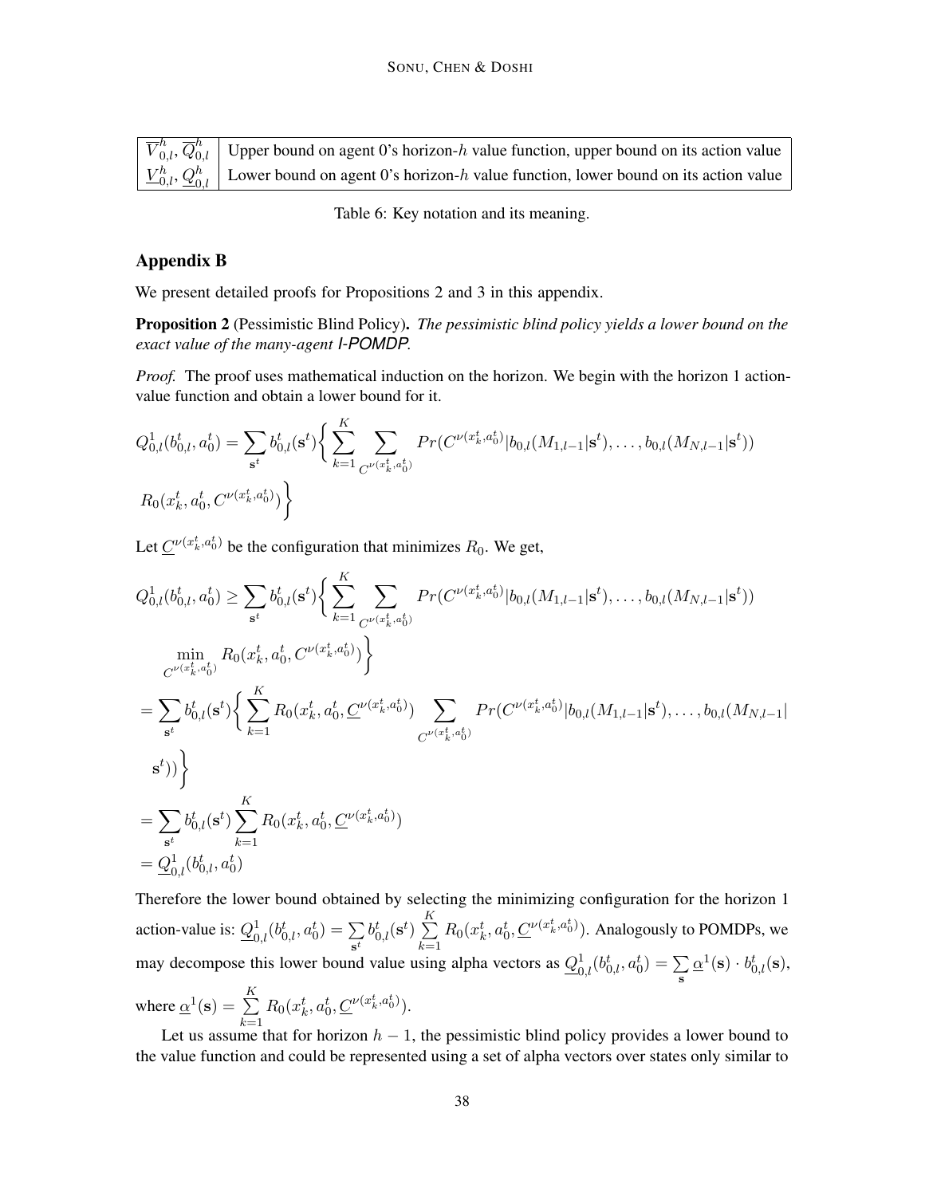| | |
|---|---|
| $\overline{V}^h_{0,l}$, $\overline{Q}^h_{0,l}$ | Upper bound on agent 0's horizon-$h$ value function, upper bound on its action value |
| $\underline{V}^h_{0,l}$, $\underline{Q}^h_{0,l}$ | Lower bound on agent 0's horizon-$h$ value function, lower bound on its action value |

Table 6: Key notation and its meaning.

## Appendix B

We present detailed proofs for Propositions 2 and 3 in this appendix.

**Proposition 2** (Pessimistic Blind Policy). *The pessimistic blind policy yields a lower bound on the exact value of the many-agent I-POMDP.*

*Proof.* The proof uses mathematical induction on the horizon. We begin with the horizon 1 action-value function and obtain a lower bound for it.

$$Q^1_{0,l}(b^t_{0,l}, a^t_0) = \sum_{\mathbf{s}^t} b^t_{0,l}(\mathbf{s}^t) \Big\{ \sum_{k=1}^{K} \sum_{C^{\nu(x^t_k, a^t_0)}} Pr(C^{\nu(x^t_k, a^t_0)} | b_{0,l}(M_{1,l-1}|\mathbf{s}^t), \ldots, b_{0,l}(M_{N,l-1}|\mathbf{s}^t))$$
$$R_0(x^t_k, a^t_0, C^{\nu(x^t_k, a^t_0)}) \Big\}$$

Let $\underline{C}^{\nu(x^t_k, a^t_0)}$ be the configuration that minimizes $R_0$. We get,

$$Q^1_{0,l}(b^t_{0,l}, a^t_0) \geq \sum_{\mathbf{s}^t} b^t_{0,l}(\mathbf{s}^t) \Big\{ \sum_{k=1}^{K} \sum_{C^{\nu(x^t_k, a^t_0)}} Pr(C^{\nu(x^t_k, a^t_0)} | b_{0,l}(M_{1,l-1}|\mathbf{s}^t), \ldots, b_{0,l}(M_{N,l-1}|\mathbf{s}^t))$$
$$\min_{C^{\nu(x^t_k, a^t_0)}} R_0(x^t_k, a^t_0, C^{\nu(x^t_k, a^t_0)}) \Big\}$$
$$= \sum_{\mathbf{s}^t} b^t_{0,l}(\mathbf{s}^t) \Big\{ \sum_{k=1}^{K} R_0(x^t_k, a^t_0, \underline{C}^{\nu(x^t_k, a^t_0)}) \sum_{C^{\nu(x^t_k, a^t_0)}} Pr(C^{\nu(x^t_k, a^t_0)} | b_{0,l}(M_{1,l-1}|\mathbf{s}^t), \ldots, b_{0,l}(M_{N,l-1}|$$
$$\mathbf{s}^t)) \Big\}$$
$$= \sum_{\mathbf{s}^t} b^t_{0,l}(\mathbf{s}^t) \sum_{k=1}^{K} R_0(x^t_k, a^t_0, \underline{C}^{\nu(x^t_k, a^t_0)})$$
$$= \underline{Q}^1_{0,l}(b^t_{0,l}, a^t_0)$$

Therefore the lower bound obtained by selecting the minimizing configuration for the horizon 1 action-value is: $\underline{Q}^1_{0,l}(b^t_{0,l}, a^t_0) = \sum_{\mathbf{s}^t} b^t_{0,l}(\mathbf{s}^t) \sum_{k=1}^{K} R_0(x^t_k, a^t_0, \underline{C}^{\nu(x^t_k, a^t_0)})$. Analogously to POMDPs, we may decompose this lower bound value using alpha vectors as $\underline{Q}^1_{0,l}(b^t_{0,l}, a^t_0) = \sum_{\mathbf{s}} \underline{\alpha}^1(\mathbf{s}) \cdot b^t_{0,l}(\mathbf{s})$, where $\underline{\alpha}^1(\mathbf{s}) = \sum_{k=1}^{K} R_0(x^t_k, a^t_0, \underline{C}^{\nu(x^t_k, a^t_0)})$.

Let us assume that for horizon $h-1$, the pessimistic blind policy provides a lower bound to the value function and could be represented using a set of alpha vectors over states only similar to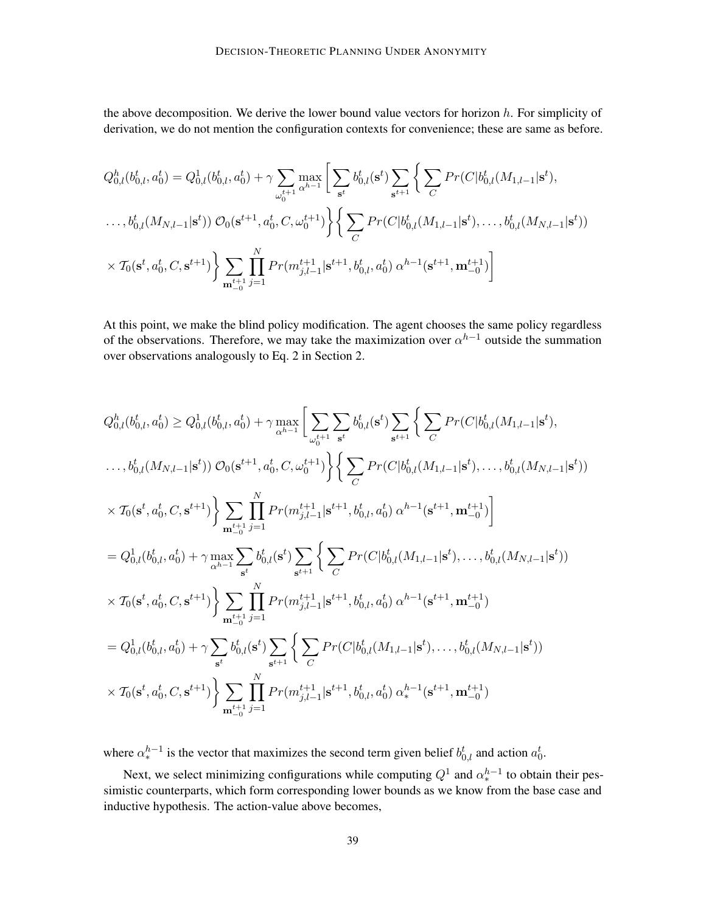the above decomposition. We derive the lower bound value vectors for horizon $h$. For simplicity of derivation, we do not mention the configuration contexts for convenience; these are same as before.

$$
\begin{aligned}
Q^h_{0,l}(b^t_{0,l}, a^t_0) = Q^1_{0,l}(b^t_{0,l}, a^t_0) + \gamma \sum_{\omega_0^{t+1}} \max_{\alpha^{h-1}} \Bigg[ \sum_{\mathbf{s}^t} b^t_{0,l}(\mathbf{s}^t) \sum_{\mathbf{s}^{t+1}} \Bigg\{ \sum_C Pr(C | b^t_{0,l}(M_{1,l-1}|\mathbf{s}^t), \\
\ldots, b^t_{0,l}(M_{N,l-1}|\mathbf{s}^t))\ \mathcal{O}_0(\mathbf{s}^{t+1}, a^t_0, C, \omega_0^{t+1}) \Bigg\} \Bigg\{ \sum_C Pr(C | b^t_{0,l}(M_{1,l-1}|\mathbf{s}^t), \ldots, b^t_{0,l}(M_{N,l-1}|\mathbf{s}^t)) \\
\times \mathcal{T}_0(\mathbf{s}^t, a^t_0, C, \mathbf{s}^{t+1}) \Bigg\} \sum_{\mathbf{m}^{t+1}_{-0}} \prod_{j=1}^{N} Pr(m^{t+1}_{j,l-1} | \mathbf{s}^{t+1}, b^t_{0,l}, a^t_0)\ \alpha^{h-1}(\mathbf{s}^{t+1}, \mathbf{m}^{t+1}_{-0}) \Bigg]
\end{aligned}
$$

At this point, we make the blind policy modification. The agent chooses the same policy regardless of the observations. Therefore, we may take the maximization over $\alpha^{h-1}$ outside the summation over observations analogously to Eq. 2 in Section 2.

$$
\begin{aligned}
Q^h_{0,l}(b^t_{0,l}, a^t_0) \geq Q^1_{0,l}(b^t_{0,l}, a^t_0) + \gamma \max_{\alpha^{h-1}} \Bigg[ \sum_{\omega_0^{t+1}} \sum_{\mathbf{s}^t} b^t_{0,l}(\mathbf{s}^t) \sum_{\mathbf{s}^{t+1}} \Bigg\{ \sum_C Pr(C | b^t_{0,l}(M_{1,l-1}|\mathbf{s}^t), \\
\ldots, b^t_{0,l}(M_{N,l-1}|\mathbf{s}^t))\ \mathcal{O}_0(\mathbf{s}^{t+1}, a^t_0, C, \omega_0^{t+1}) \Bigg\} \Bigg\{ \sum_C Pr(C | b^t_{0,l}(M_{1,l-1}|\mathbf{s}^t), \ldots, b^t_{0,l}(M_{N,l-1}|\mathbf{s}^t)) \\
\times \mathcal{T}_0(\mathbf{s}^t, a^t_0, C, \mathbf{s}^{t+1}) \Bigg\} \sum_{\mathbf{m}^{t+1}_{-0}} \prod_{j=1}^{N} Pr(m^{t+1}_{j,l-1} | \mathbf{s}^{t+1}, b^t_{0,l}, a^t_0)\ \alpha^{h-1}(\mathbf{s}^{t+1}, \mathbf{m}^{t+1}_{-0}) \Bigg] \\
= Q^1_{0,l}(b^t_{0,l}, a^t_0) + \gamma \max_{\alpha^{h-1}} \sum_{\mathbf{s}^t} b^t_{0,l}(\mathbf{s}^t) \sum_{\mathbf{s}^{t+1}} \Bigg\{ \sum_C Pr(C | b^t_{0,l}(M_{1,l-1}|\mathbf{s}^t), \ldots, b^t_{0,l}(M_{N,l-1}|\mathbf{s}^t)) \\
\times \mathcal{T}_0(\mathbf{s}^t, a^t_0, C, \mathbf{s}^{t+1}) \Bigg\} \sum_{\mathbf{m}^{t+1}_{-0}} \prod_{j=1}^{N} Pr(m^{t+1}_{j,l-1} | \mathbf{s}^{t+1}, b^t_{0,l}, a^t_0)\ \alpha^{h-1}(\mathbf{s}^{t+1}, \mathbf{m}^{t+1}_{-0}) \\
= Q^1_{0,l}(b^t_{0,l}, a^t_0) + \gamma \sum_{\mathbf{s}^t} b^t_{0,l}(\mathbf{s}^t) \sum_{\mathbf{s}^{t+1}} \Bigg\{ \sum_C Pr(C | b^t_{0,l}(M_{1,l-1}|\mathbf{s}^t), \ldots, b^t_{0,l}(M_{N,l-1}|\mathbf{s}^t)) \\
\times \mathcal{T}_0(\mathbf{s}^t, a^t_0, C, \mathbf{s}^{t+1}) \Bigg\} \sum_{\mathbf{m}^{t+1}_{-0}} \prod_{j=1}^{N} Pr(m^{t+1}_{j,l-1} | \mathbf{s}^{t+1}, b^t_{0,l}, a^t_0)\ \alpha^{h-1}_*(\mathbf{s}^{t+1}, \mathbf{m}^{t+1}_{-0})
\end{aligned}
$$

where $\alpha^{h-1}_*$ is the vector that maximizes the second term given belief $b^t_{0,l}$ and action $a^t_0$.

Next, we select minimizing configurations while computing $Q^1$ and $\alpha^{h-1}_*$ to obtain their pessimistic counterparts, which form corresponding lower bounds as we know from the base case and inductive hypothesis. The action-value above becomes,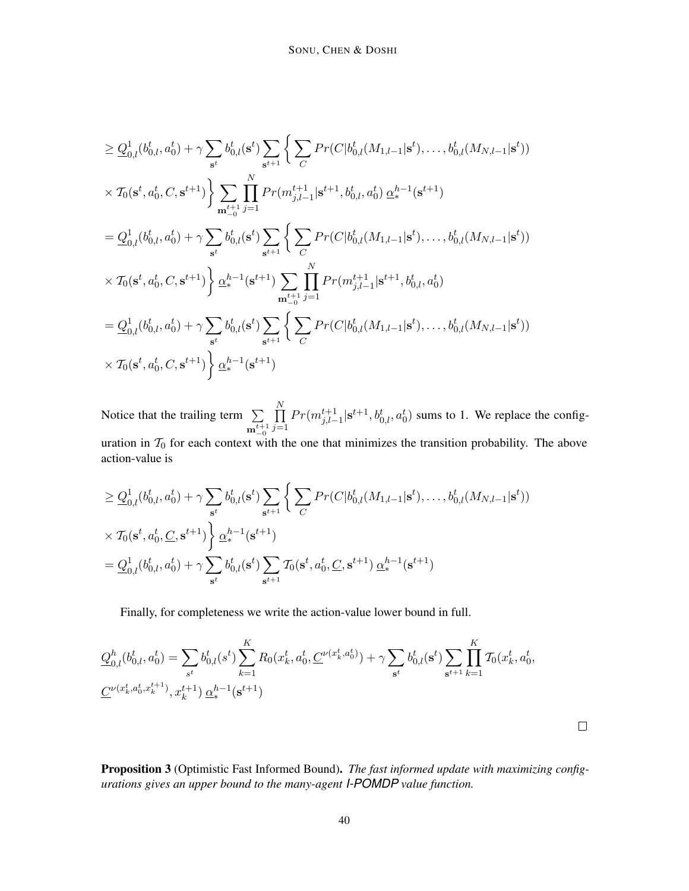$$
\begin{aligned}
&\geq \underline{Q}^1_{0,l}(b^t_{0,l}, a^t_0) + \gamma \sum_{\mathbf{s}^t} b^t_{0,l}(\mathbf{s}^t) \sum_{\mathbf{s}^{t+1}} \Bigg\{ \sum_{C} Pr(C|b^t_{0,l}(M_{1,l-1}|\mathbf{s}^t), \ldots, b^t_{0,l}(M_{N,l-1}|\mathbf{s}^t)) \\
&\times \mathcal{T}_0(\mathbf{s}^t, a^t_0, C, \mathbf{s}^{t+1}) \Bigg\} \sum_{\mathbf{m}^{t+1}_{-0}} \prod_{j=1}^{N} Pr(m^{t+1}_{j,l-1}|\mathbf{s}^{t+1}, b^t_{0,l}, a^t_0)\, \underline{\alpha}^{h-1}_*(\mathbf{s}^{t+1}) \\
&= \underline{Q}^1_{0,l}(b^t_{0,l}, a^t_0) + \gamma \sum_{\mathbf{s}^t} b^t_{0,l}(\mathbf{s}^t) \sum_{\mathbf{s}^{t+1}} \Bigg\{ \sum_{C} Pr(C|b^t_{0,l}(M_{1,l-1}|\mathbf{s}^t), \ldots, b^t_{0,l}(M_{N,l-1}|\mathbf{s}^t)) \\
&\times \mathcal{T}_0(\mathbf{s}^t, a^t_0, C, \mathbf{s}^{t+1}) \Bigg\} \underline{\alpha}^{h-1}_*(\mathbf{s}^{t+1}) \sum_{\mathbf{m}^{t+1}_{-0}} \prod_{j=1}^{N} Pr(m^{t+1}_{j,l-1}|\mathbf{s}^{t+1}, b^t_{0,l}, a^t_0) \\
&= \underline{Q}^1_{0,l}(b^t_{0,l}, a^t_0) + \gamma \sum_{\mathbf{s}^t} b^t_{0,l}(\mathbf{s}^t) \sum_{\mathbf{s}^{t+1}} \Bigg\{ \sum_{C} Pr(C|b^t_{0,l}(M_{1,l-1}|\mathbf{s}^t), \ldots, b^t_{0,l}(M_{N,l-1}|\mathbf{s}^t)) \\
&\times \mathcal{T}_0(\mathbf{s}^t, a^t_0, C, \mathbf{s}^{t+1}) \Bigg\} \underline{\alpha}^{h-1}_*(\mathbf{s}^{t+1})
\end{aligned}
$$

Notice that the trailing term $\sum_{\mathbf{m}^{t+1}_{-0}} \prod_{j=1}^{N} Pr(m^{t+1}_{j,l-1}|\mathbf{s}^{t+1}, b^t_{0,l}, a^t_0)$ sums to 1. We replace the configuration in $\mathcal{T}_0$ for each context with the one that minimizes the transition probability. The above action-value is

$$
\begin{aligned}
&\geq \underline{Q}^1_{0,l}(b^t_{0,l}, a^t_0) + \gamma \sum_{\mathbf{s}^t} b^t_{0,l}(\mathbf{s}^t) \sum_{\mathbf{s}^{t+1}} \Bigg\{ \sum_{C} Pr(C|b^t_{0,l}(M_{1,l-1}|\mathbf{s}^t), \ldots, b^t_{0,l}(M_{N,l-1}|\mathbf{s}^t)) \\
&\times \mathcal{T}_0(\mathbf{s}^t, a^t_0, \underline{C}, \mathbf{s}^{t+1}) \Bigg\} \underline{\alpha}^{h-1}_*(\mathbf{s}^{t+1}) \\
&= \underline{Q}^1_{0,l}(b^t_{0,l}, a^t_0) + \gamma \sum_{\mathbf{s}^t} b^t_{0,l}(\mathbf{s}^t) \sum_{\mathbf{s}^{t+1}} \mathcal{T}_0(\mathbf{s}^t, a^t_0, \underline{C}, \mathbf{s}^{t+1})\, \underline{\alpha}^{h-1}_*(\mathbf{s}^{t+1})
\end{aligned}
$$

Finally, for completeness we write the action-value lower bound in full.

$$
\begin{aligned}
&\underline{Q}^h_{0,l}(b^t_{0,l}, a^t_0) = \sum_{s^t} b^t_{0,l}(s^t) \sum_{k=1}^{K} R_0(x^t_k, a^t_0, \underline{C}^{\nu(x^t_k, a^t_0)}) + \gamma \sum_{\mathbf{s}^t} b^t_{0,l}(\mathbf{s}^t) \sum_{\mathbf{s}^{t+1}} \prod_{k=1}^{K} \mathcal{T}_0(x^t_k, a^t_0, \\
&\underline{C}^{\nu(x^t_k, a^t_0, x^{t+1}_k)}, x^{t+1}_k)\, \underline{\alpha}^{h-1}_*(\mathbf{s}^{t+1})
\end{aligned}
$$

□

**Proposition 3** (Optimistic Fast Informed Bound). *The fast informed update with maximizing configurations gives an upper bound to the many-agent I-POMDP value function.*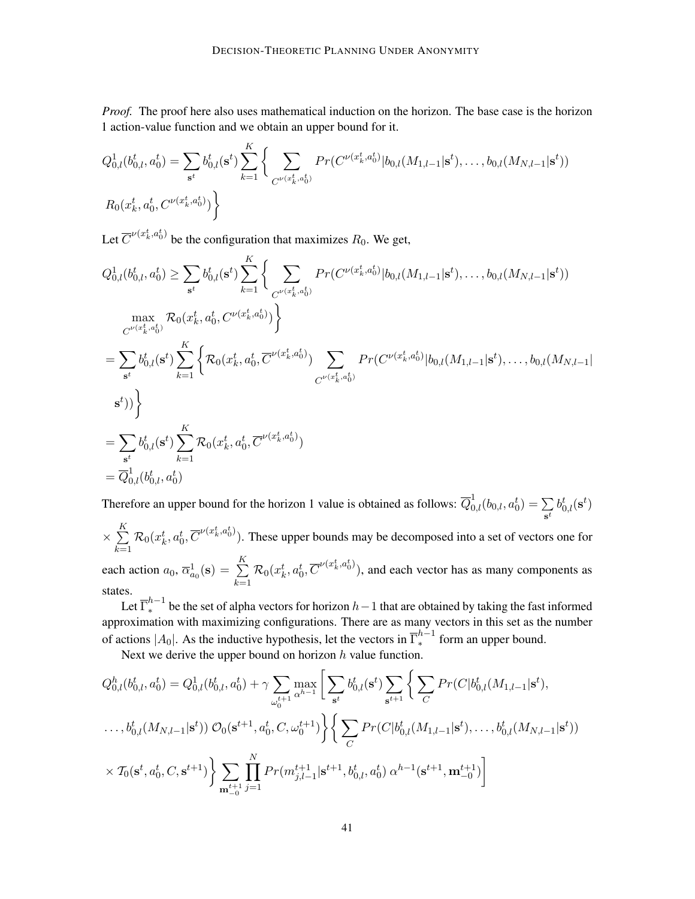*Proof.* The proof here also uses mathematical induction on the horizon. The base case is the horizon 1 action-value function and we obtain an upper bound for it.

$$
Q^1_{0,l}(b^t_{0,l}, a^t_0) = \sum_{\mathbf{s}^t} b^t_{0,l}(\mathbf{s}^t) \sum_{k=1}^{K} \Bigg\{ \sum_{C^{\nu(x^t_k, a^t_0)}} Pr(C^{\nu(x^t_k, a^t_0)} | b_{0,l}(M_{1,l-1}|\mathbf{s}^t), \ldots, b_{0,l}(M_{N,l-1}|\mathbf{s}^t))
$$
$$
R_0(x^t_k, a^t_0, C^{\nu(x^t_k, a^t_0)}) \Bigg\}
$$

Let $\overline{C}^{\nu(x^t_k, a^t_0)}$ be the configuration that maximizes $R_0$. We get,

$$
\begin{aligned}
Q^1_{0,l}(b^t_{0,l}, a^t_0) &\geq \sum_{\mathbf{s}^t} b^t_{0,l}(\mathbf{s}^t) \sum_{k=1}^{K} \Bigg\{ \sum_{C^{\nu(x^t_k, a^t_0)}} Pr(C^{\nu(x^t_k, a^t_0)} | b_{0,l}(M_{1,l-1}|\mathbf{s}^t), \ldots, b_{0,l}(M_{N,l-1}|\mathbf{s}^t)) \\
&\quad \max_{C^{\nu(x^t_k, a^t_0)}} \mathcal{R}_0(x^t_k, a^t_0, C^{\nu(x^t_k, a^t_0)}) \Bigg\} \\
&= \sum_{\mathbf{s}^t} b^t_{0,l}(\mathbf{s}^t) \sum_{k=1}^{K} \Bigg\{ \mathcal{R}_0(x^t_k, a^t_0, \overline{C}^{\nu(x^t_k, a^t_0)}) \sum_{C^{\nu(x^t_k, a^t_0)}} Pr(C^{\nu(x^t_k, a^t_0)} | b_{0,l}(M_{1,l-1}|\mathbf{s}^t), \ldots, b_{0,l}(M_{N,l-1}| \\
&\quad \mathbf{s}^t)) \Bigg\} \\
&= \sum_{\mathbf{s}^t} b^t_{0,l}(\mathbf{s}^t) \sum_{k=1}^{K} \mathcal{R}_0(x^t_k, a^t_0, \overline{C}^{\nu(x^t_k, a^t_0)}) \\
&= \overline{Q}^1_{0,l}(b^t_{0,l}, a^t_0)
\end{aligned}
$$

Therefore an upper bound for the horizon 1 value is obtained as follows: $\overline{Q}^1_{0,l}(b_{0,l}, a^t_0) = \sum_{\mathbf{s}^t} b^t_{0,l}(\mathbf{s}^t) \times \sum_{k=1}^{K} \mathcal{R}_0(x^t_k, a^t_0, \overline{C}^{\nu(x^t_k, a^t_0)})$. These upper bounds may be decomposed into a set of vectors one for each action $a_0$, $\overline{\alpha}^1_{a_0}(\mathbf{s}) = \sum_{k=1}^{K} \mathcal{R}_0(x^t_k, a^t_0, \overline{C}^{\nu(x^t_k, a^t_0)})$, and each vector has as many components as states.

Let $\overline{\Gamma}^{h-1}_*$ be the set of alpha vectors for horizon $h-1$ that are obtained by taking the fast informed approximation with maximizing configurations. There are as many vectors in this set as the number of actions $|A_0|$. As the inductive hypothesis, let the vectors in $\overline{\Gamma}^{h-1}_*$ form an upper bound.

Next we derive the upper bound on horizon $h$ value function.

$$
\begin{aligned}
Q^h_{0,l}(b^t_{0,l}, a^t_0) &= Q^1_{0,l}(b^t_{0,l}, a^t_0) + \gamma \sum_{\omega^{t+1}_0} \max_{\alpha^{h-1}} \Bigg[ \sum_{\mathbf{s}^t} b^t_{0,l}(\mathbf{s}^t) \sum_{\mathbf{s}^{t+1}} \Bigg\{ \sum_{C} Pr(C | b^t_{0,l}(M_{1,l-1}|\mathbf{s}^t), \\
&\ldots, b^t_{0,l}(M_{N,l-1}|\mathbf{s}^t)) \; \mathcal{O}_0(\mathbf{s}^{t+1}, a^t_0, C, \omega^{t+1}_0) \Bigg\} \Bigg\{ \sum_{C} Pr(C | b^t_{0,l}(M_{1,l-1}|\mathbf{s}^t), \ldots, b^t_{0,l}(M_{N,l-1}|\mathbf{s}^t)) \\
&\times \mathcal{T}_0(\mathbf{s}^t, a^t_0, C, \mathbf{s}^{t+1}) \Bigg\} \sum_{\mathbf{m}^{t+1}_{-0}} \prod_{j=1}^{N} Pr(m^{t+1}_{j,l-1} | \mathbf{s}^{t+1}, b^t_{0,l}, a^t_0) \; \alpha^{h-1}(\mathbf{s}^{t+1}, \mathbf{m}^{t+1}_{-0}) \Bigg]
\end{aligned}
$$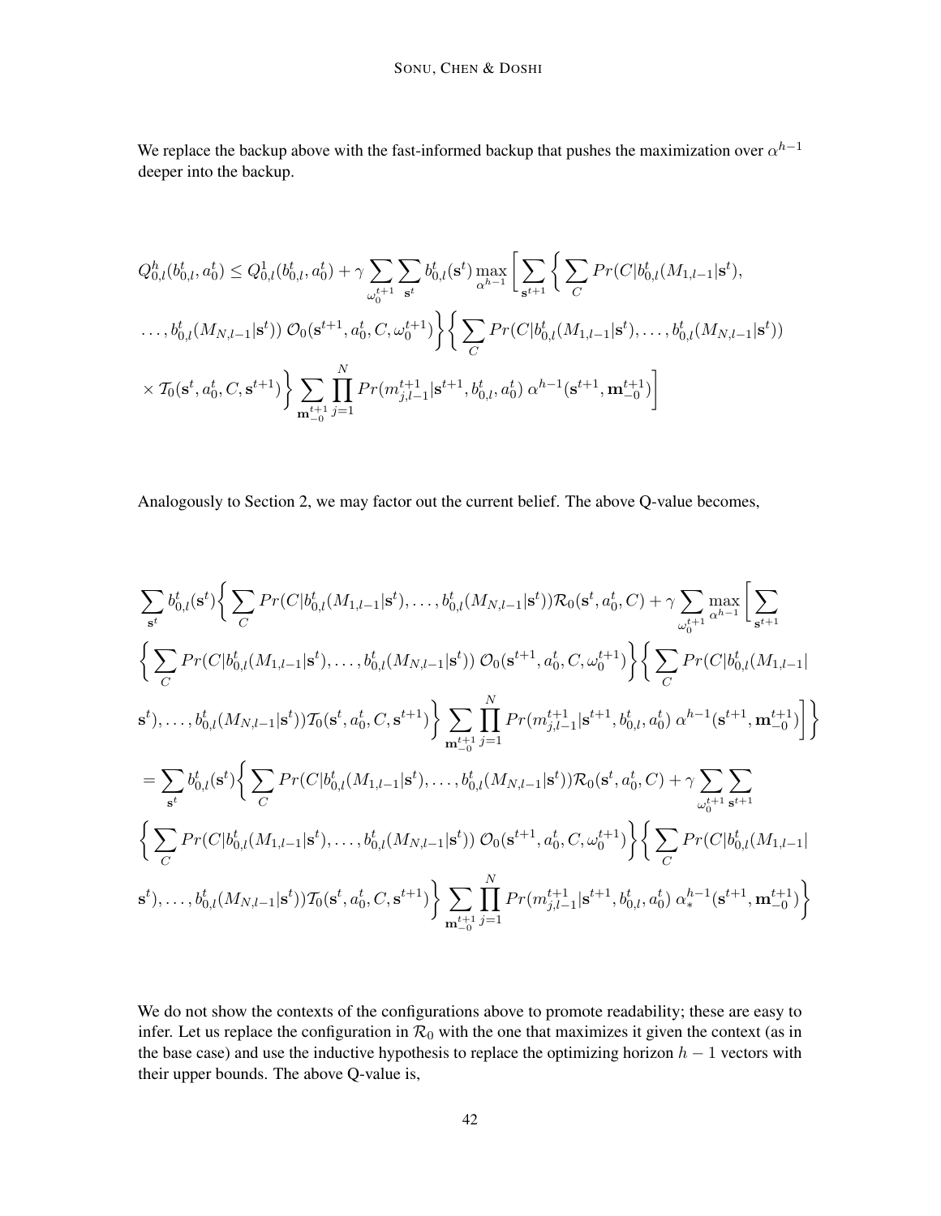We replace the backup above with the fast-informed backup that pushes the maximization over $\alpha^{h-1}$ deeper into the backup.

$$
Q^h_{0,l}(b^t_{0,l}, a^t_0) \leq Q^1_{0,l}(b^t_{0,l}, a^t_0) + \gamma \sum_{\omega_0^{t+1}} \sum_{\mathbf{s}^t} b^t_{0,l}(\mathbf{s}^t) \max_{\alpha^{h-1}} \Bigg[ \sum_{\mathbf{s}^{t+1}} \Bigg\{ \sum_C Pr(C|b^t_{0,l}(M_{1,l-1}|\mathbf{s}^t),
\ldots, b^t_{0,l}(M_{N,l-1}|\mathbf{s}^t))\; \mathcal{O}_0(\mathbf{s}^{t+1}, a^t_0, C, \omega_0^{t+1}) \Bigg\} \Bigg\{ \sum_C Pr(C|b^t_{0,l}(M_{1,l-1}|\mathbf{s}^t), \ldots, b^t_{0,l}(M_{N,l-1}|\mathbf{s}^t))
\times \mathcal{T}_0(\mathbf{s}^t, a^t_0, C, \mathbf{s}^{t+1}) \Bigg\} \sum_{\mathbf{m}^{t+1}_{-0}} \prod_{j=1}^{N} Pr(m^{t+1}_{j,l-1}|\mathbf{s}^{t+1}, b^t_{0,l}, a^t_0)\; \alpha^{h-1}(\mathbf{s}^{t+1}, \mathbf{m}^{t+1}_{-0}) \Bigg]
$$

Analogously to Section 2, we may factor out the current belief. The above Q-value becomes,

$$
\begin{aligned}
&\sum_{\mathbf{s}^t} b^t_{0,l}(\mathbf{s}^t) \Bigg\{ \sum_C Pr(C|b^t_{0,l}(M_{1,l-1}|\mathbf{s}^t), \ldots, b^t_{0,l}(M_{N,l-1}|\mathbf{s}^t)) \mathcal{R}_0(\mathbf{s}^t, a^t_0, C) + \gamma \sum_{\omega_0^{t+1}} \max_{\alpha^{h-1}} \Bigg[ \sum_{\mathbf{s}^{t+1}} \\
&\Bigg\{ \sum_C Pr(C|b^t_{0,l}(M_{1,l-1}|\mathbf{s}^t), \ldots, b^t_{0,l}(M_{N,l-1}|\mathbf{s}^t))\; \mathcal{O}_0(\mathbf{s}^{t+1}, a^t_0, C, \omega_0^{t+1}) \Bigg\} \Bigg\{ \sum_C Pr(C|b^t_{0,l}(M_{1,l-1}| \\
&\mathbf{s}^t), \ldots, b^t_{0,l}(M_{N,l-1}|\mathbf{s}^t)) \mathcal{T}_0(\mathbf{s}^t, a^t_0, C, \mathbf{s}^{t+1}) \Bigg\} \sum_{\mathbf{m}^{t+1}_{-0}} \prod_{j=1}^{N} Pr(m^{t+1}_{j,l-1}|\mathbf{s}^{t+1}, b^t_{0,l}, a^t_0)\; \alpha^{h-1}(\mathbf{s}^{t+1}, \mathbf{m}^{t+1}_{-0}) \Bigg] \Bigg\} \\
&= \sum_{\mathbf{s}^t} b^t_{0,l}(\mathbf{s}^t) \Bigg\{ \sum_C Pr(C|b^t_{0,l}(M_{1,l-1}|\mathbf{s}^t), \ldots, b^t_{0,l}(M_{N,l-1}|\mathbf{s}^t)) \mathcal{R}_0(\mathbf{s}^t, a^t_0, C) + \gamma \sum_{\omega_0^{t+1}} \sum_{\mathbf{s}^{t+1}} \\
&\Bigg\{ \sum_C Pr(C|b^t_{0,l}(M_{1,l-1}|\mathbf{s}^t), \ldots, b^t_{0,l}(M_{N,l-1}|\mathbf{s}^t))\; \mathcal{O}_0(\mathbf{s}^{t+1}, a^t_0, C, \omega_0^{t+1}) \Bigg\} \Bigg\{ \sum_C Pr(C|b^t_{0,l}(M_{1,l-1}| \\
&\mathbf{s}^t), \ldots, b^t_{0,l}(M_{N,l-1}|\mathbf{s}^t)) \mathcal{T}_0(\mathbf{s}^t, a^t_0, C, \mathbf{s}^{t+1}) \Bigg\} \sum_{\mathbf{m}^{t+1}_{-0}} \prod_{j=1}^{N} Pr(m^{t+1}_{j,l-1}|\mathbf{s}^{t+1}, b^t_{0,l}, a^t_0)\; \alpha^{h-1}_*(\mathbf{s}^{t+1}, \mathbf{m}^{t+1}_{-0}) \Bigg\}
\end{aligned}
$$

We do not show the contexts of the configurations above to promote readability; these are easy to infer. Let us replace the configuration in $\mathcal{R}_0$ with the one that maximizes it given the context (as in the base case) and use the inductive hypothesis to replace the optimizing horizon $h-1$ vectors with their upper bounds. The above Q-value is,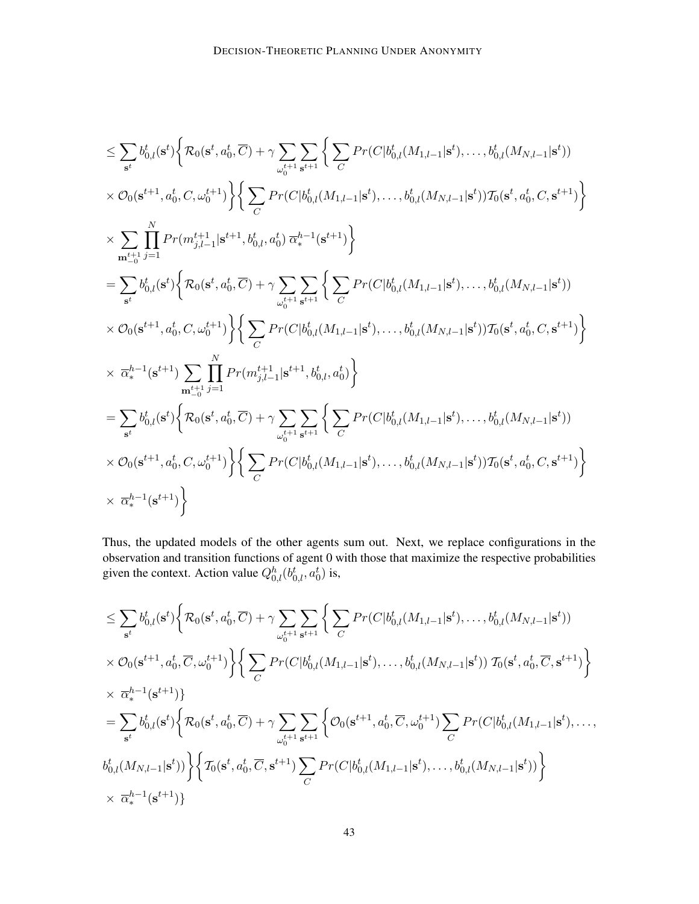$$
\begin{aligned}
&\leq \sum_{\mathbf{s}^t} b_{0,l}^t(\mathbf{s}^t)\bigg\{\mathcal{R}_0(\mathbf{s}^t, a_0^t, \overline{C}) + \gamma \sum_{\omega_0^{t+1}} \sum_{\mathbf{s}^{t+1}} \bigg\{ \sum_{C} Pr(C|b_{0,l}^t(M_{1,l-1}|\mathbf{s}^t), \ldots, b_{0,l}^t(M_{N,l-1}|\mathbf{s}^t)) \\
&\times \mathcal{O}_0(\mathbf{s}^{t+1}, a_0^t, C, \omega_0^{t+1})\bigg\}\bigg\{ \sum_{C} Pr(C|b_{0,l}^t(M_{1,l-1}|\mathbf{s}^t), \ldots, b_{0,l}^t(M_{N,l-1}|\mathbf{s}^t))\mathcal{T}_0(\mathbf{s}^t, a_0^t, C, \mathbf{s}^{t+1})\bigg\} \\
&\times \sum_{\mathbf{m}_{-0}^{t+1}} \prod_{j=1}^{N} Pr(m_{j,l-1}^{t+1}|\mathbf{s}^{t+1}, b_{0,l}^t, a_0^t)\ \overline{\alpha}_*^{h-1}(\mathbf{s}^{t+1})\bigg\} \\
&= \sum_{\mathbf{s}^t} b_{0,l}^t(\mathbf{s}^t)\bigg\{\mathcal{R}_0(\mathbf{s}^t, a_0^t, \overline{C}) + \gamma \sum_{\omega_0^{t+1}} \sum_{\mathbf{s}^{t+1}} \bigg\{ \sum_{C} Pr(C|b_{0,l}^t(M_{1,l-1}|\mathbf{s}^t), \ldots, b_{0,l}^t(M_{N,l-1}|\mathbf{s}^t)) \\
&\times \mathcal{O}_0(\mathbf{s}^{t+1}, a_0^t, C, \omega_0^{t+1})\bigg\}\bigg\{ \sum_{C} Pr(C|b_{0,l}^t(M_{1,l-1}|\mathbf{s}^t), \ldots, b_{0,l}^t(M_{N,l-1}|\mathbf{s}^t))\mathcal{T}_0(\mathbf{s}^t, a_0^t, C, \mathbf{s}^{t+1})\bigg\} \\
&\times\ \overline{\alpha}_*^{h-1}(\mathbf{s}^{t+1}) \sum_{\mathbf{m}_{-0}^{t+1}} \prod_{j=1}^{N} Pr(m_{j,l-1}^{t+1}|\mathbf{s}^{t+1}, b_{0,l}^t, a_0^t)\bigg\} \\
&= \sum_{\mathbf{s}^t} b_{0,l}^t(\mathbf{s}^t)\bigg\{\mathcal{R}_0(\mathbf{s}^t, a_0^t, \overline{C}) + \gamma \sum_{\omega_0^{t+1}} \sum_{\mathbf{s}^{t+1}} \bigg\{ \sum_{C} Pr(C|b_{0,l}^t(M_{1,l-1}|\mathbf{s}^t), \ldots, b_{0,l}^t(M_{N,l-1}|\mathbf{s}^t)) \\
&\times \mathcal{O}_0(\mathbf{s}^{t+1}, a_0^t, C, \omega_0^{t+1})\bigg\}\bigg\{ \sum_{C} Pr(C|b_{0,l}^t(M_{1,l-1}|\mathbf{s}^t), \ldots, b_{0,l}^t(M_{N,l-1}|\mathbf{s}^t))\mathcal{T}_0(\mathbf{s}^t, a_0^t, C, \mathbf{s}^{t+1})\bigg\} \\
&\times\ \overline{\alpha}_*^{h-1}(\mathbf{s}^{t+1})\bigg\}
\end{aligned}
$$

Thus, the updated models of the other agents sum out. Next, we replace configurations in the observation and transition functions of agent 0 with those that maximize the respective probabilities given the context. Action value $Q_{0,l}^h(b_{0,l}^t, a_0^t)$ is,

$$
\begin{aligned}
&\leq \sum_{\mathbf{s}^t} b_{0,l}^t(\mathbf{s}^t)\bigg\{\mathcal{R}_0(\mathbf{s}^t, a_0^t, \overline{C}) + \gamma \sum_{\omega_0^{t+1}} \sum_{\mathbf{s}^{t+1}} \bigg\{ \sum_{C} Pr(C|b_{0,l}^t(M_{1,l-1}|\mathbf{s}^t), \ldots, b_{0,l}^t(M_{N,l-1}|\mathbf{s}^t)) \\
&\times \mathcal{O}_0(\mathbf{s}^{t+1}, a_0^t, \overline{C}, \omega_0^{t+1})\bigg\}\bigg\{ \sum_{C} Pr(C|b_{0,l}^t(M_{1,l-1}|\mathbf{s}^t), \ldots, b_{0,l}^t(M_{N,l-1}|\mathbf{s}^t))\ \mathcal{T}_0(\mathbf{s}^t, a_0^t, \overline{C}, \mathbf{s}^{t+1})\bigg\} \\
&\times\ \overline{\alpha}_*^{h-1}(\mathbf{s}^{t+1})\} \\
&= \sum_{\mathbf{s}^t} b_{0,l}^t(\mathbf{s}^t)\bigg\{\mathcal{R}_0(\mathbf{s}^t, a_0^t, \overline{C}) + \gamma \sum_{\omega_0^{t+1}} \sum_{\mathbf{s}^{t+1}} \bigg\{ \mathcal{O}_0(\mathbf{s}^{t+1}, a_0^t, \overline{C}, \omega_0^{t+1}) \sum_{C} Pr(C|b_{0,l}^t(M_{1,l-1}|\mathbf{s}^t), \ldots, \\
&b_{0,l}^t(M_{N,l-1}|\mathbf{s}^t))\bigg\}\bigg\{ \mathcal{T}_0(\mathbf{s}^t, a_0^t, \overline{C}, \mathbf{s}^{t+1}) \sum_{C} Pr(C|b_{0,l}^t(M_{1,l-1}|\mathbf{s}^t), \ldots, b_{0,l}^t(M_{N,l-1}|\mathbf{s}^t))\bigg\} \\
&\times\ \overline{\alpha}_*^{h-1}(\mathbf{s}^{t+1})\}
\end{aligned}
$$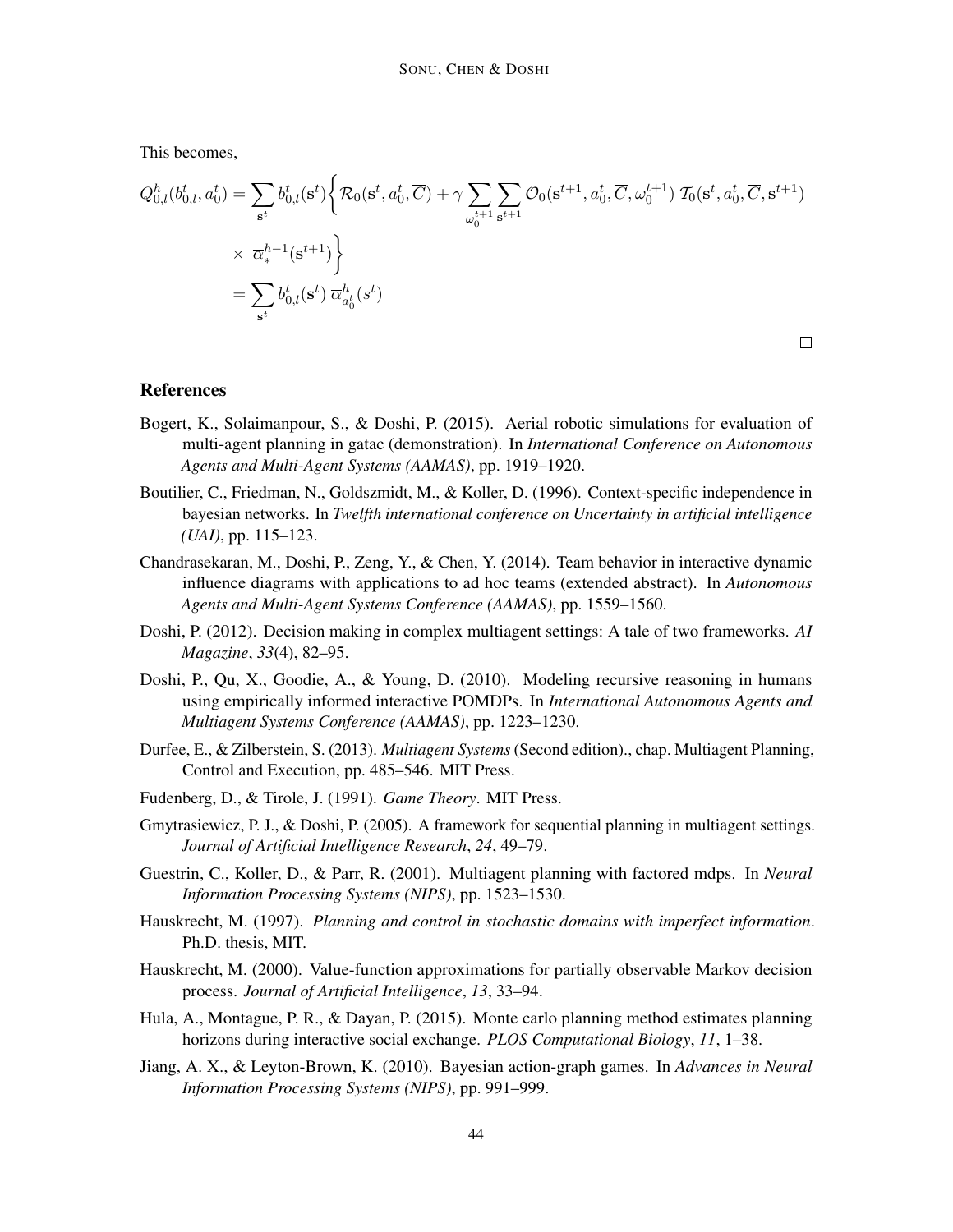This becomes,

$$
\begin{aligned}
Q^h_{0,l}(b^t_{0,l}, a^t_0) &= \sum_{\mathbf{s}^t} b^t_{0,l}(\mathbf{s}^t) \Bigg\{ \mathcal{R}_0(\mathbf{s}^t, a^t_0, \overline{C}) + \gamma \sum_{\omega^{t+1}_0} \sum_{\mathbf{s}^{t+1}} \mathcal{O}_0(\mathbf{s}^{t+1}, a^t_0, \overline{C}, \omega^{t+1}_0)\ \mathcal{T}_0(\mathbf{s}^t, a^t_0, \overline{C}, \mathbf{s}^{t+1}) \\
&\quad \times\ \overline{\alpha}^{h-1}_*(\mathbf{s}^{t+1}) \Bigg\} \\
&= \sum_{\mathbf{s}^t} b^t_{0,l}(\mathbf{s}^t)\ \overline{\alpha}^h_{a^t_0}(s^t)
\end{aligned}
$$

□

## References

Bogert, K., Solaimanpour, S., & Doshi, P. (2015). Aerial robotic simulations for evaluation of multi-agent planning in gatac (demonstration). In *International Conference on Autonomous Agents and Multi-Agent Systems (AAMAS)*, pp. 1919–1920.

Boutilier, C., Friedman, N., Goldszmidt, M., & Koller, D. (1996). Context-specific independence in bayesian networks. In *Twelfth international conference on Uncertainty in artificial intelligence (UAI)*, pp. 115–123.

Chandrasekaran, M., Doshi, P., Zeng, Y., & Chen, Y. (2014). Team behavior in interactive dynamic influence diagrams with applications to ad hoc teams (extended abstract). In *Autonomous Agents and Multi-Agent Systems Conference (AAMAS)*, pp. 1559–1560.

Doshi, P. (2012). Decision making in complex multiagent settings: A tale of two frameworks. *AI Magazine*, *33*(4), 82–95.

Doshi, P., Qu, X., Goodie, A., & Young, D. (2010). Modeling recursive reasoning in humans using empirically informed interactive POMDPs. In *International Autonomous Agents and Multiagent Systems Conference (AAMAS)*, pp. 1223–1230.

Durfee, E., & Zilberstein, S. (2013). *Multiagent Systems* (Second edition)., chap. Multiagent Planning, Control and Execution, pp. 485–546. MIT Press.

Fudenberg, D., & Tirole, J. (1991). *Game Theory*. MIT Press.

Gmytrasiewicz, P. J., & Doshi, P. (2005). A framework for sequential planning in multiagent settings. *Journal of Artificial Intelligence Research*, *24*, 49–79.

Guestrin, C., Koller, D., & Parr, R. (2001). Multiagent planning with factored mdps. In *Neural Information Processing Systems (NIPS)*, pp. 1523–1530.

Hauskrecht, M. (1997). *Planning and control in stochastic domains with imperfect information*. Ph.D. thesis, MIT.

Hauskrecht, M. (2000). Value-function approximations for partially observable Markov decision process. *Journal of Artificial Intelligence*, *13*, 33–94.

Hula, A., Montague, P. R., & Dayan, P. (2015). Monte carlo planning method estimates planning horizons during interactive social exchange. *PLOS Computational Biology*, *11*, 1–38.

Jiang, A. X., & Leyton-Brown, K. (2010). Bayesian action-graph games. In *Advances in Neural Information Processing Systems (NIPS)*, pp. 991–999.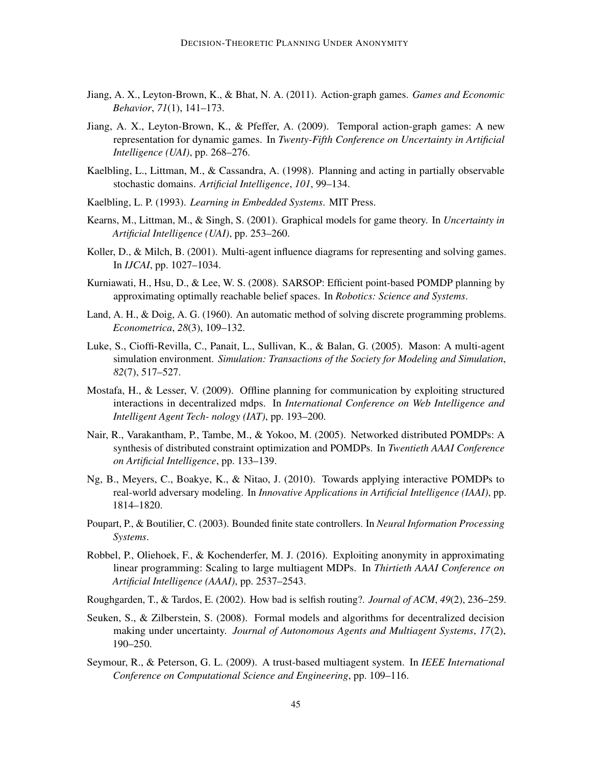Jiang, A. X., Leyton-Brown, K., & Bhat, N. A. (2011). Action-graph games. *Games and Economic Behavior*, *71*(1), 141–173.

Jiang, A. X., Leyton-Brown, K., & Pfeffer, A. (2009). Temporal action-graph games: A new representation for dynamic games. In *Twenty-Fifth Conference on Uncertainty in Artificial Intelligence (UAI)*, pp. 268–276.

Kaelbling, L., Littman, M., & Cassandra, A. (1998). Planning and acting in partially observable stochastic domains. *Artificial Intelligence*, *101*, 99–134.

Kaelbling, L. P. (1993). *Learning in Embedded Systems*. MIT Press.

Kearns, M., Littman, M., & Singh, S. (2001). Graphical models for game theory. In *Uncertainty in Artificial Intelligence (UAI)*, pp. 253–260.

Koller, D., & Milch, B. (2001). Multi-agent influence diagrams for representing and solving games. In *IJCAI*, pp. 1027–1034.

Kurniawati, H., Hsu, D., & Lee, W. S. (2008). SARSOP: Efficient point-based POMDP planning by approximating optimally reachable belief spaces. In *Robotics: Science and Systems*.

Land, A. H., & Doig, A. G. (1960). An automatic method of solving discrete programming problems. *Econometrica*, *28*(3), 109–132.

Luke, S., Cioffi-Revilla, C., Panait, L., Sullivan, K., & Balan, G. (2005). Mason: A multi-agent simulation environment. *Simulation: Transactions of the Society for Modeling and Simulation*, *82*(7), 517–527.

Mostafa, H., & Lesser, V. (2009). Offline planning for communication by exploiting structured interactions in decentralized mdps. In *International Conference on Web Intelligence and Intelligent Agent Tech- nology (IAT)*, pp. 193–200.

Nair, R., Varakantham, P., Tambe, M., & Yokoo, M. (2005). Networked distributed POMDPs: A synthesis of distributed constraint optimization and POMDPs. In *Twentieth AAAI Conference on Artificial Intelligence*, pp. 133–139.

Ng, B., Meyers, C., Boakye, K., & Nitao, J. (2010). Towards applying interactive POMDPs to real-world adversary modeling. In *Innovative Applications in Artificial Intelligence (IAAI)*, pp. 1814–1820.

Poupart, P., & Boutilier, C. (2003). Bounded finite state controllers. In *Neural Information Processing Systems*.

Robbel, P., Oliehoek, F., & Kochenderfer, M. J. (2016). Exploiting anonymity in approximating linear programming: Scaling to large multiagent MDPs. In *Thirtieth AAAI Conference on Artificial Intelligence (AAAI)*, pp. 2537–2543.

Roughgarden, T., & Tardos, E. (2002). How bad is selfish routing?. *Journal of ACM*, *49*(2), 236–259.

Seuken, S., & Zilberstein, S. (2008). Formal models and algorithms for decentralized decision making under uncertainty. *Journal of Autonomous Agents and Multiagent Systems*, *17*(2), 190–250.

Seymour, R., & Peterson, G. L. (2009). A trust-based multiagent system. In *IEEE International Conference on Computational Science and Engineering*, pp. 109–116.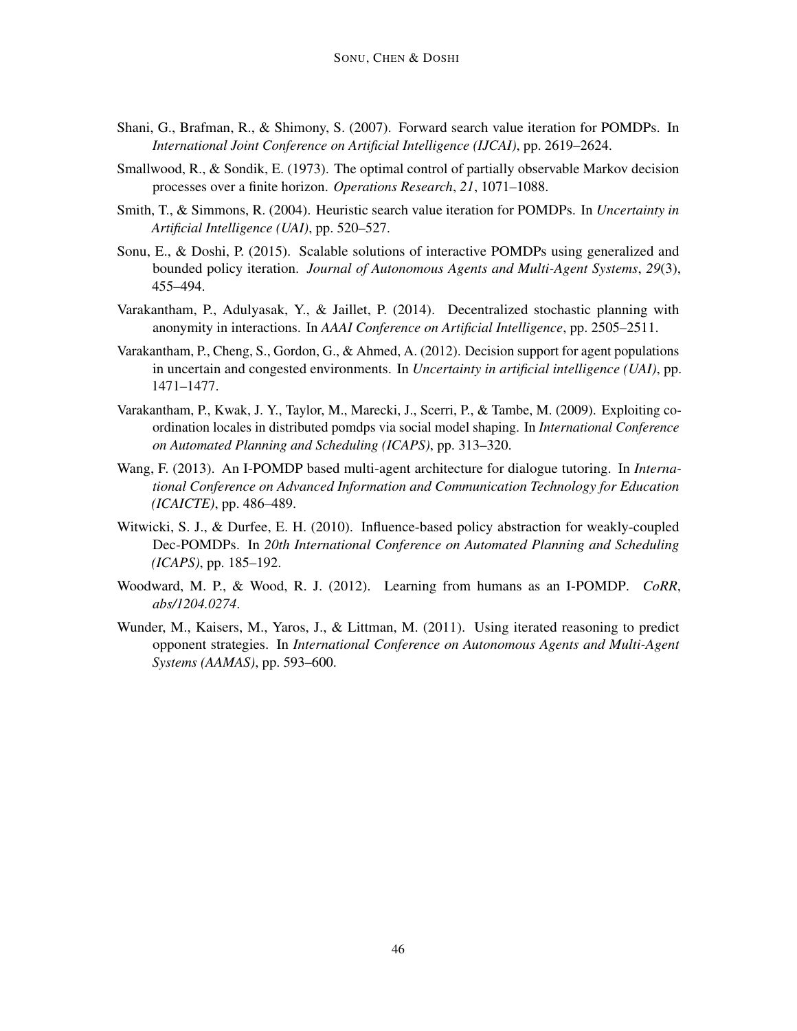Shani, G., Brafman, R., & Shimony, S. (2007). Forward search value iteration for POMDPs. In *International Joint Conference on Artificial Intelligence (IJCAI)*, pp. 2619–2624.

Smallwood, R., & Sondik, E. (1973). The optimal control of partially observable Markov decision processes over a finite horizon. *Operations Research*, *21*, 1071–1088.

Smith, T., & Simmons, R. (2004). Heuristic search value iteration for POMDPs. In *Uncertainty in Artificial Intelligence (UAI)*, pp. 520–527.

Sonu, E., & Doshi, P. (2015). Scalable solutions of interactive POMDPs using generalized and bounded policy iteration. *Journal of Autonomous Agents and Multi-Agent Systems*, *29*(3), 455–494.

Varakantham, P., Adulyasak, Y., & Jaillet, P. (2014). Decentralized stochastic planning with anonymity in interactions. In *AAAI Conference on Artificial Intelligence*, pp. 2505–2511.

Varakantham, P., Cheng, S., Gordon, G., & Ahmed, A. (2012). Decision support for agent populations in uncertain and congested environments. In *Uncertainty in artificial intelligence (UAI)*, pp. 1471–1477.

Varakantham, P., Kwak, J. Y., Taylor, M., Marecki, J., Scerri, P., & Tambe, M. (2009). Exploiting coordination locales in distributed pomdps via social model shaping. In *International Conference on Automated Planning and Scheduling (ICAPS)*, pp. 313–320.

Wang, F. (2013). An I-POMDP based multi-agent architecture for dialogue tutoring. In *International Conference on Advanced Information and Communication Technology for Education (ICAICTE)*, pp. 486–489.

Witwicki, S. J., & Durfee, E. H. (2010). Influence-based policy abstraction for weakly-coupled Dec-POMDPs. In *20th International Conference on Automated Planning and Scheduling (ICAPS)*, pp. 185–192.

Woodward, M. P., & Wood, R. J. (2012). Learning from humans as an I-POMDP. *CoRR*, *abs/1204.0274*.

Wunder, M., Kaisers, M., Yaros, J., & Littman, M. (2011). Using iterated reasoning to predict opponent strategies. In *International Conference on Autonomous Agents and Multi-Agent Systems (AAMAS)*, pp. 593–600.